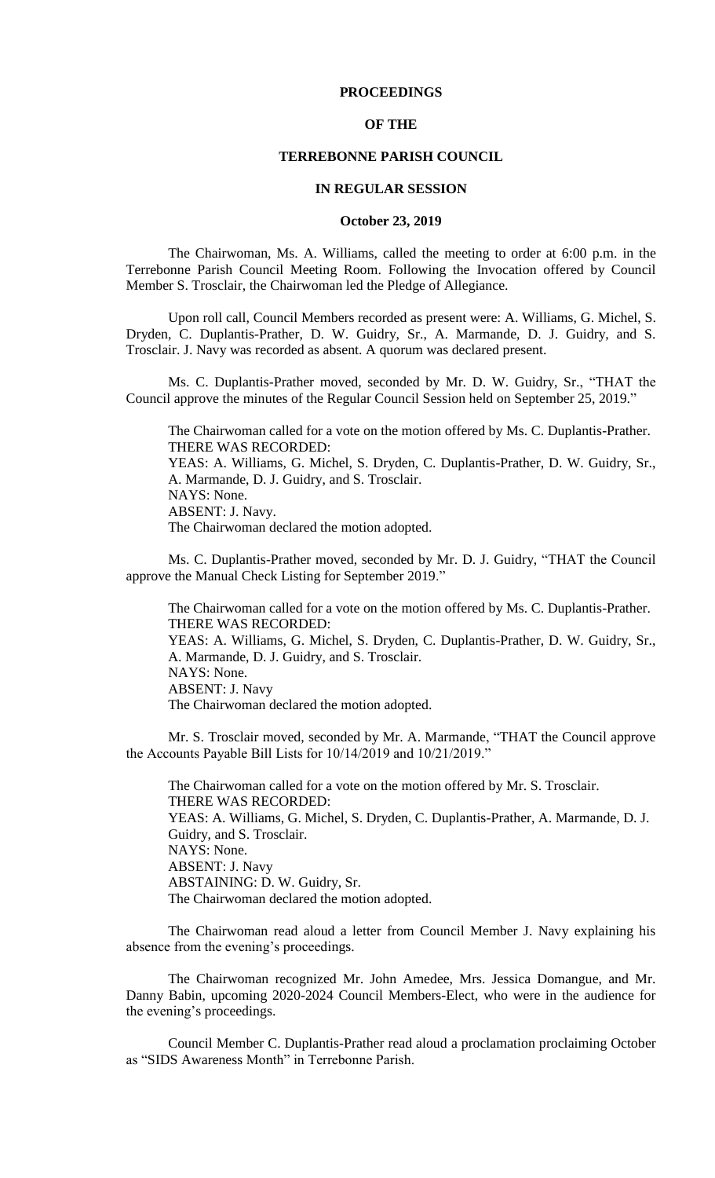# PROCEEDINGS

# OF THE

# TERREBONNE PARISH COUNCIL

# IN REGULAR SESSION

## October 23, 2019

The Chairwoman, Ms. A. Williams, called the meeting to order at 6:00 p.m. in the Terrebonne Parish Council Meeting Room. Following the Invocation offered by Council Member S. Trosclair, the Chairwoman led the Pledge of Allegiance.

Upon roll call, Council Members recorded as present were: A. Williams, G. Michel, S. Dryden, C. Duplantis-Prather, D. W. Guidry, Sr., A. Marmande, D. J. Guidry, and S. Trosclair. J. Navy was recorded as absent. A quorum was declared present.

Ms. C. Duplantis-Prather moved, seconded by Mr. D. W. Guidry, Sr., "THAT the Council approve the minutes of the Regular Council Session held on September 25, 2019."

The Chairwoman called for a vote on the motion offered by Ms. C. Duplantis-Prather.
THERE WAS RECORDED:
YEAS: A. Williams, G. Michel, S. Dryden, C. Duplantis-Prather, D. W. Guidry, Sr., A. Marmande, D. J. Guidry, and S. Trosclair.
NAYS: None.
ABSENT: J. Navy.
The Chairwoman declared the motion adopted.

Ms. C. Duplantis-Prather moved, seconded by Mr. D. J. Guidry, "THAT the Council approve the Manual Check Listing for September 2019."

The Chairwoman called for a vote on the motion offered by Ms. C. Duplantis-Prather.
THERE WAS RECORDED:
YEAS: A. Williams, G. Michel, S. Dryden, C. Duplantis-Prather, D. W. Guidry, Sr., A. Marmande, D. J. Guidry, and S. Trosclair.
NAYS: None.
ABSENT: J. Navy
The Chairwoman declared the motion adopted.

Mr. S. Trosclair moved, seconded by Mr. A. Marmande, "THAT the Council approve the Accounts Payable Bill Lists for 10/14/2019 and 10/21/2019."

The Chairwoman called for a vote on the motion offered by Mr. S. Trosclair.
THERE WAS RECORDED:
YEAS: A. Williams, G. Michel, S. Dryden, C. Duplantis-Prather, A. Marmande, D. J. Guidry, and S. Trosclair.
NAYS: None.
ABSENT: J. Navy
ABSTAINING: D. W. Guidry, Sr.
The Chairwoman declared the motion adopted.

The Chairwoman read aloud a letter from Council Member J. Navy explaining his absence from the evening's proceedings.

The Chairwoman recognized Mr. John Amedee, Mrs. Jessica Domangue, and Mr. Danny Babin, upcoming 2020-2024 Council Members-Elect, who were in the audience for the evening's proceedings.

Council Member C. Duplantis-Prather read aloud a proclamation proclaiming October as "SIDS Awareness Month" in Terrebonne Parish.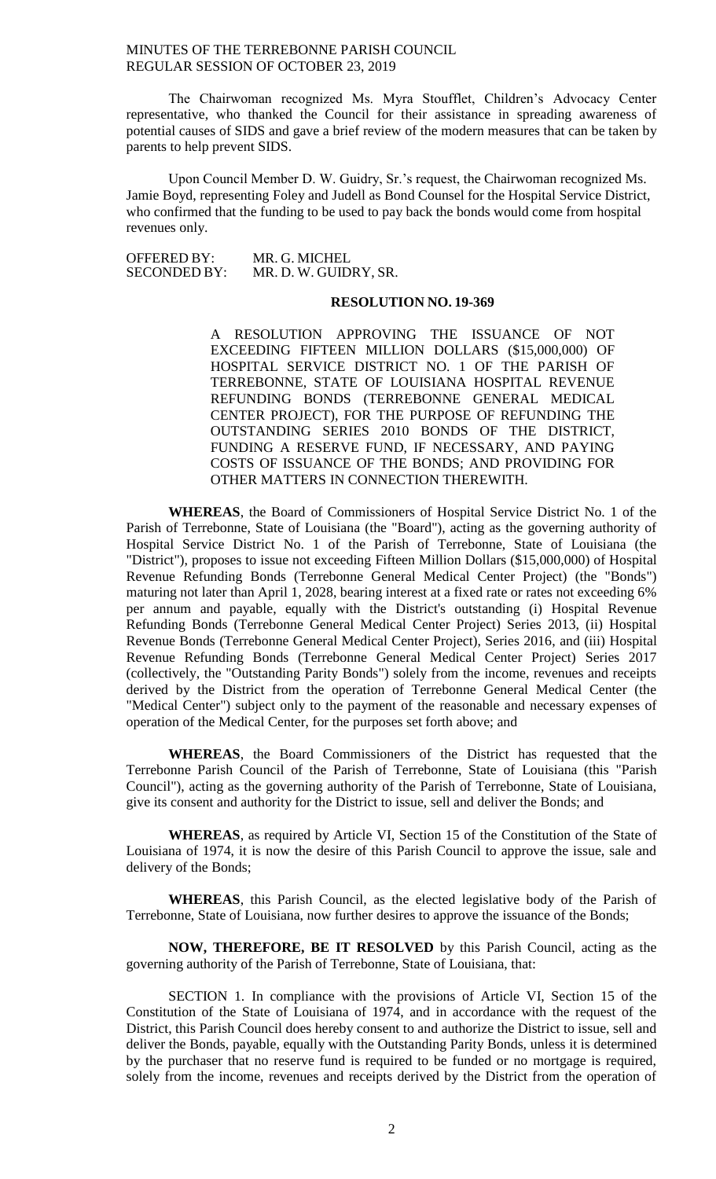The Chairwoman recognized Ms. Myra Stoufflet, Children's Advocacy Center representative, who thanked the Council for their assistance in spreading awareness of potential causes of SIDS and gave a brief review of the modern measures that can be taken by parents to help prevent SIDS.

Upon Council Member D. W. Guidry, Sr.'s request, the Chairwoman recognized Ms. Jamie Boyd, representing Foley and Judell as Bond Counsel for the Hospital Service District, who confirmed that the funding to be used to pay back the bonds would come from hospital revenues only.

OFFERED BY: MR. G. MICHEL
SECONDED BY: MR. D. W. GUIDRY, SR.

**RESOLUTION NO. 19-369**

A RESOLUTION APPROVING THE ISSUANCE OF NOT EXCEEDING FIFTEEN MILLION DOLLARS ($15,000,000) OF HOSPITAL SERVICE DISTRICT NO. 1 OF THE PARISH OF TERREBONNE, STATE OF LOUISIANA HOSPITAL REVENUE REFUNDING BONDS (TERREBONNE GENERAL MEDICAL CENTER PROJECT), FOR THE PURPOSE OF REFUNDING THE OUTSTANDING SERIES 2010 BONDS OF THE DISTRICT, FUNDING A RESERVE FUND, IF NECESSARY, AND PAYING COSTS OF ISSUANCE OF THE BONDS; AND PROVIDING FOR OTHER MATTERS IN CONNECTION THEREWITH.

**WHEREAS**, the Board of Commissioners of Hospital Service District No. 1 of the Parish of Terrebonne, State of Louisiana (the "Board"), acting as the governing authority of Hospital Service District No. 1 of the Parish of Terrebonne, State of Louisiana (the "District"), proposes to issue not exceeding Fifteen Million Dollars ($15,000,000) of Hospital Revenue Refunding Bonds (Terrebonne General Medical Center Project) (the "Bonds") maturing not later than April 1, 2028, bearing interest at a fixed rate or rates not exceeding 6% per annum and payable, equally with the District's outstanding (i) Hospital Revenue Refunding Bonds (Terrebonne General Medical Center Project) Series 2013, (ii) Hospital Revenue Bonds (Terrebonne General Medical Center Project), Series 2016, and (iii) Hospital Revenue Refunding Bonds (Terrebonne General Medical Center Project) Series 2017 (collectively, the "Outstanding Parity Bonds") solely from the income, revenues and receipts derived by the District from the operation of Terrebonne General Medical Center (the "Medical Center") subject only to the payment of the reasonable and necessary expenses of operation of the Medical Center, for the purposes set forth above; and

**WHEREAS**, the Board Commissioners of the District has requested that the Terrebonne Parish Council of the Parish of Terrebonne, State of Louisiana (this "Parish Council"), acting as the governing authority of the Parish of Terrebonne, State of Louisiana, give its consent and authority for the District to issue, sell and deliver the Bonds; and

**WHEREAS**, as required by Article VI, Section 15 of the Constitution of the State of Louisiana of 1974, it is now the desire of this Parish Council to approve the issue, sale and delivery of the Bonds;

**WHEREAS**, this Parish Council, as the elected legislative body of the Parish of Terrebonne, State of Louisiana, now further desires to approve the issuance of the Bonds;

**NOW, THEREFORE, BE IT RESOLVED** by this Parish Council, acting as the governing authority of the Parish of Terrebonne, State of Louisiana, that:

SECTION 1. In compliance with the provisions of Article VI, Section 15 of the Constitution of the State of Louisiana of 1974, and in accordance with the request of the District, this Parish Council does hereby consent to and authorize the District to issue, sell and deliver the Bonds, payable, equally with the Outstanding Parity Bonds, unless it is determined by the purchaser that no reserve fund is required to be funded or no mortgage is required, solely from the income, revenues and receipts derived by the District from the operation of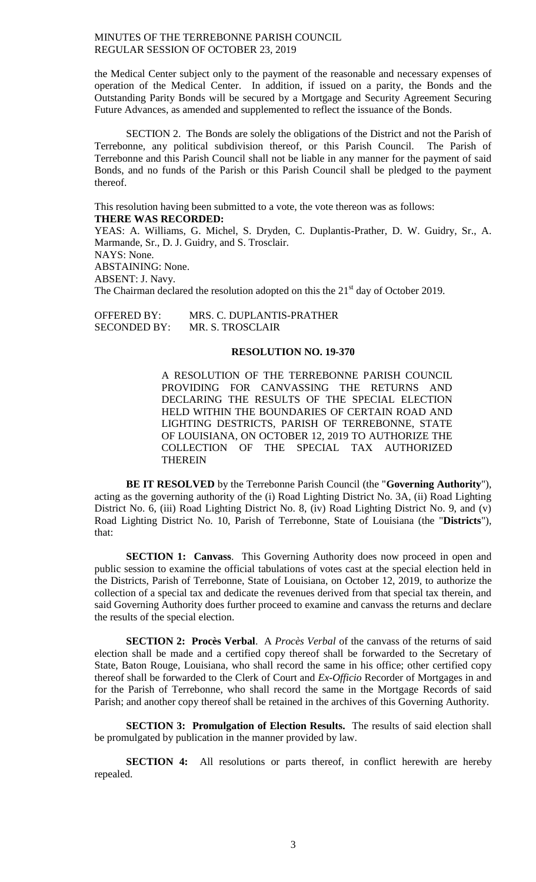the Medical Center subject only to the payment of the reasonable and necessary expenses of operation of the Medical Center. In addition, if issued on a parity, the Bonds and the Outstanding Parity Bonds will be secured by a Mortgage and Security Agreement Securing Future Advances, as amended and supplemented to reflect the issuance of the Bonds.

SECTION 2. The Bonds are solely the obligations of the District and not the Parish of Terrebonne, any political subdivision thereof, or this Parish Council. The Parish of Terrebonne and this Parish Council shall not be liable in any manner for the payment of said Bonds, and no funds of the Parish or this Parish Council shall be pledged to the payment thereof.

This resolution having been submitted to a vote, the vote thereon was as follows:

**THERE WAS RECORDED:**

YEAS: A. Williams, G. Michel, S. Dryden, C. Duplantis-Prather, D. W. Guidry, Sr., A. Marmande, Sr., D. J. Guidry, and S. Trosclair.

NAYS: None.

ABSTAINING: None.

ABSENT: J. Navy.

The Chairman declared the resolution adopted on this the 21st day of October 2019.

OFFERED BY: MRS. C. DUPLANTIS-PRATHER
SECONDED BY: MR. S. TROSCLAIR

**RESOLUTION NO. 19-370**

A RESOLUTION OF THE TERREBONNE PARISH COUNCIL PROVIDING FOR CANVASSING THE RETURNS AND DECLARING THE RESULTS OF THE SPECIAL ELECTION HELD WITHIN THE BOUNDARIES OF CERTAIN ROAD AND LIGHTING DESTRICTS, PARISH OF TERREBONNE, STATE OF LOUISIANA, ON OCTOBER 12, 2019 TO AUTHORIZE THE COLLECTION OF THE SPECIAL TAX AUTHORIZED THEREIN

**BE IT RESOLVED** by the Terrebonne Parish Council (the "**Governing Authority**"), acting as the governing authority of the (i) Road Lighting District No. 3A, (ii) Road Lighting District No. 6, (iii) Road Lighting District No. 8, (iv) Road Lighting District No. 9, and (v) Road Lighting District No. 10, Parish of Terrebonne, State of Louisiana (the "**Districts**"), that:

**SECTION 1: Canvass**. This Governing Authority does now proceed in open and public session to examine the official tabulations of votes cast at the special election held in the Districts, Parish of Terrebonne, State of Louisiana, on October 12, 2019, to authorize the collection of a special tax and dedicate the revenues derived from that special tax therein, and said Governing Authority does further proceed to examine and canvass the returns and declare the results of the special election.

**SECTION 2: Procès Verbal**. A *Procès Verbal* of the canvass of the returns of said election shall be made and a certified copy thereof shall be forwarded to the Secretary of State, Baton Rouge, Louisiana, who shall record the same in his office; other certified copy thereof shall be forwarded to the Clerk of Court and *Ex-Officio* Recorder of Mortgages in and for the Parish of Terrebonne, who shall record the same in the Mortgage Records of said Parish; and another copy thereof shall be retained in the archives of this Governing Authority.

**SECTION 3: Promulgation of Election Results.** The results of said election shall be promulgated by publication in the manner provided by law.

**SECTION 4:** All resolutions or parts thereof, in conflict herewith are hereby repealed.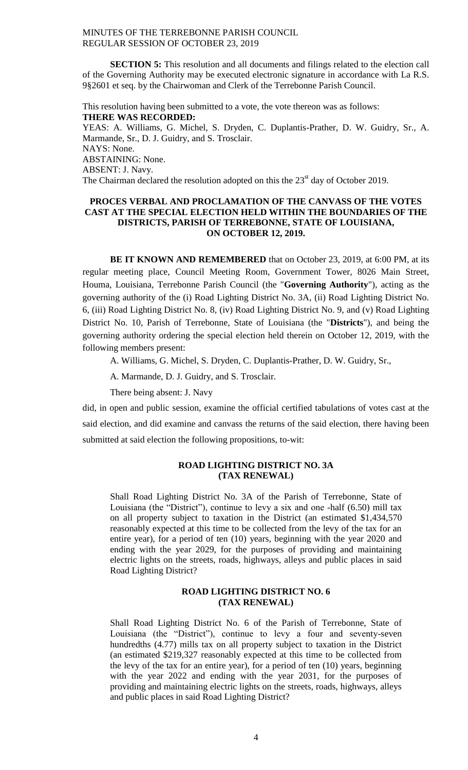**SECTION 5:** This resolution and all documents and filings related to the election call of the Governing Authority may be executed electronic signature in accordance with La R.S. 9§2601 et seq. by the Chairwoman and Clerk of the Terrebonne Parish Council.

This resolution having been submitted to a vote, the vote thereon was as follows:

**THERE WAS RECORDED:**

YEAS: A. Williams, G. Michel, S. Dryden, C. Duplantis-Prather, D. W. Guidry, Sr., A. Marmande, Sr., D. J. Guidry, and S. Trosclair.

NAYS: None.

ABSTAINING: None.

ABSENT: J. Navy.

The Chairman declared the resolution adopted on this the 23[st] day of October 2019.

## PROCES VERBAL AND PROCLAMATION OF THE CANVASS OF THE VOTES CAST AT THE SPECIAL ELECTION HELD WITHIN THE BOUNDARIES OF THE DISTRICTS, PARISH OF TERREBONNE, STATE OF LOUISIANA, ON OCTOBER 12, 2019.

**BE IT KNOWN AND REMEMBERED** that on October 23, 2019, at 6:00 PM, at its regular meeting place, Council Meeting Room, Government Tower, 8026 Main Street, Houma, Louisiana, Terrebonne Parish Council (the "**Governing Authority**"), acting as the governing authority of the (i) Road Lighting District No. 3A, (ii) Road Lighting District No. 6, (iii) Road Lighting District No. 8, (iv) Road Lighting District No. 9, and (v) Road Lighting District No. 10, Parish of Terrebonne, State of Louisiana (the "**Districts**"), and being the governing authority ordering the special election held therein on October 12, 2019, with the following members present:

A. Williams, G. Michel, S. Dryden, C. Duplantis-Prather, D. W. Guidry, Sr.,

A. Marmande, D. J. Guidry, and S. Trosclair.

There being absent: J. Navy

did, in open and public session, examine the official certified tabulations of votes cast at the said election, and did examine and canvass the returns of the said election, there having been submitted at said election the following propositions, to-wit:

### ROAD LIGHTING DISTRICT NO. 3A (TAX RENEWAL)

Shall Road Lighting District No. 3A of the Parish of Terrebonne, State of Louisiana (the "District"), continue to levy a six and one -half (6.50) mill tax on all property subject to taxation in the District (an estimated $1,434,570 reasonably expected at this time to be collected from the levy of the tax for an entire year), for a period of ten (10) years, beginning with the year 2020 and ending with the year 2029, for the purposes of providing and maintaining electric lights on the streets, roads, highways, alleys and public places in said Road Lighting District?

### ROAD LIGHTING DISTRICT NO. 6 (TAX RENEWAL)

Shall Road Lighting District No. 6 of the Parish of Terrebonne, State of Louisiana (the "District"), continue to levy a four and seventy-seven hundredths (4.77) mills tax on all property subject to taxation in the District (an estimated $219,327 reasonably expected at this time to be collected from the levy of the tax for an entire year), for a period of ten (10) years, beginning with the year 2022 and ending with the year 2031, for the purposes of providing and maintaining electric lights on the streets, roads, highways, alleys and public places in said Road Lighting District?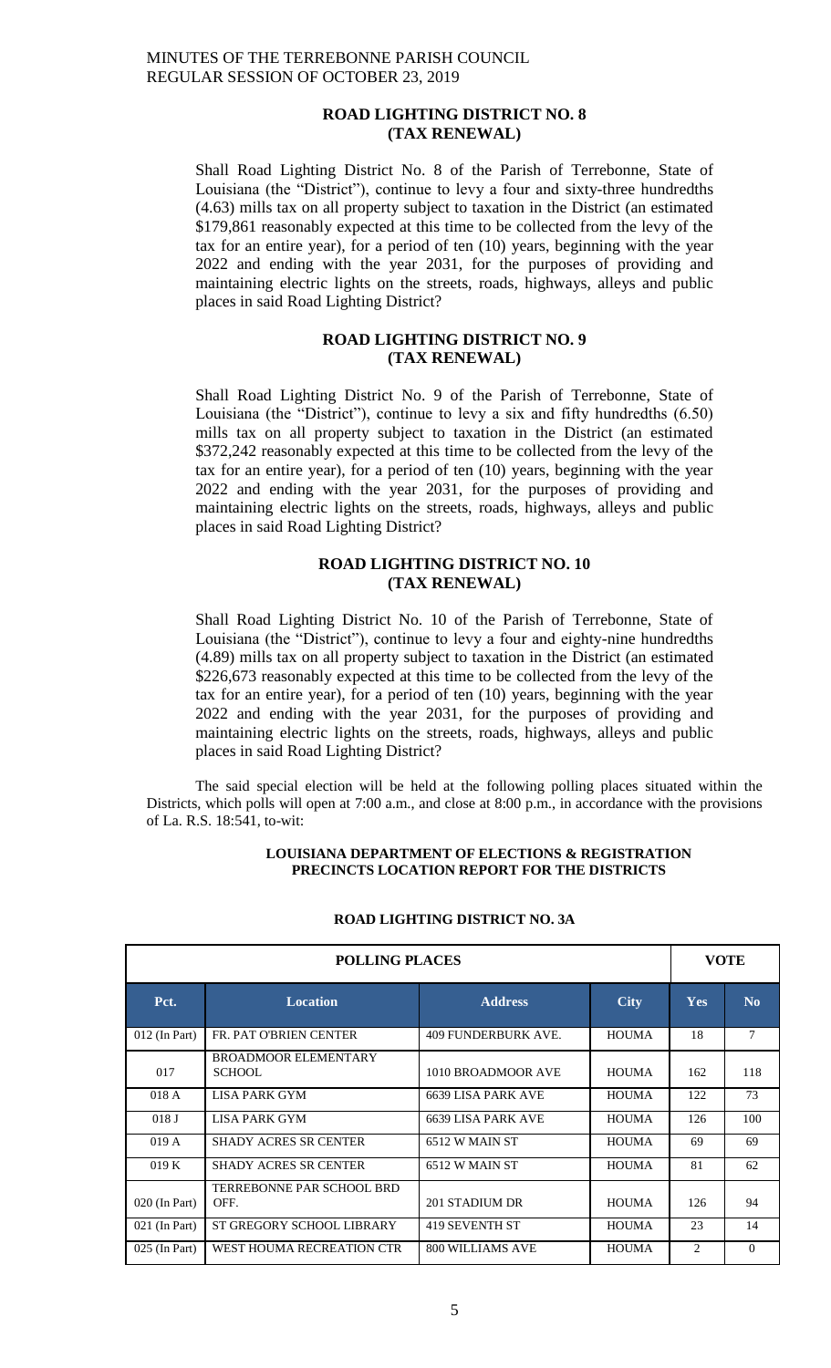### ROAD LIGHTING DISTRICT NO. 8
### (TAX RENEWAL)

Shall Road Lighting District No. 8 of the Parish of Terrebonne, State of Louisiana (the "District"), continue to levy a four and sixty-three hundredths (4.63) mills tax on all property subject to taxation in the District (an estimated $179,861 reasonably expected at this time to be collected from the levy of the tax for an entire year), for a period of ten (10) years, beginning with the year 2022 and ending with the year 2031, for the purposes of providing and maintaining electric lights on the streets, roads, highways, alleys and public places in said Road Lighting District?

### ROAD LIGHTING DISTRICT NO. 9
### (TAX RENEWAL)

Shall Road Lighting District No. 9 of the Parish of Terrebonne, State of Louisiana (the "District"), continue to levy a six and fifty hundredths (6.50) mills tax on all property subject to taxation in the District (an estimated $372,242 reasonably expected at this time to be collected from the levy of the tax for an entire year), for a period of ten (10) years, beginning with the year 2022 and ending with the year 2031, for the purposes of providing and maintaining electric lights on the streets, roads, highways, alleys and public places in said Road Lighting District?

### ROAD LIGHTING DISTRICT NO. 10
### (TAX RENEWAL)

Shall Road Lighting District No. 10 of the Parish of Terrebonne, State of Louisiana (the "District"), continue to levy a four and eighty-nine hundredths (4.89) mills tax on all property subject to taxation in the District (an estimated $226,673 reasonably expected at this time to be collected from the levy of the tax for an entire year), for a period of ten (10) years, beginning with the year 2022 and ending with the year 2031, for the purposes of providing and maintaining electric lights on the streets, roads, highways, alleys and public places in said Road Lighting District?

The said special election will be held at the following polling places situated within the Districts, which polls will open at 7:00 a.m., and close at 8:00 p.m., in accordance with the provisions of La. R.S. 18:541, to-wit:

**LOUISIANA DEPARTMENT OF ELECTIONS & REGISTRATION PRECINCTS LOCATION REPORT FOR THE DISTRICTS**

**ROAD LIGHTING DISTRICT NO. 3A**

| POLLING PLACES | | | | VOTE | |
|---|---|---|---|---|---|
| Pct. | Location | Address | City | Yes | No |
| 012 (In Part) | FR. PAT O'BRIEN CENTER | 409 FUNDERBURK AVE. | HOUMA | 18 | 7 |
| 017 | BROADMOOR ELEMENTARY SCHOOL | 1010 BROADMOOR AVE | HOUMA | 162 | 118 |
| 018 A | LISA PARK GYM | 6639 LISA PARK AVE | HOUMA | 122 | 73 |
| 018 J | LISA PARK GYM | 6639 LISA PARK AVE | HOUMA | 126 | 100 |
| 019 A | SHADY ACRES SR CENTER | 6512 W MAIN ST | HOUMA | 69 | 69 |
| 019 K | SHADY ACRES SR CENTER | 6512 W MAIN ST | HOUMA | 81 | 62 |
| 020 (In Part) | TERREBONNE PAR SCHOOL BRD OFF. | 201 STADIUM DR | HOUMA | 126 | 94 |
| 021 (In Part) | ST GREGORY SCHOOL LIBRARY | 419 SEVENTH ST | HOUMA | 23 | 14 |
| 025 (In Part) | WEST HOUMA RECREATION CTR | 800 WILLIAMS AVE | HOUMA | 2 | 0 |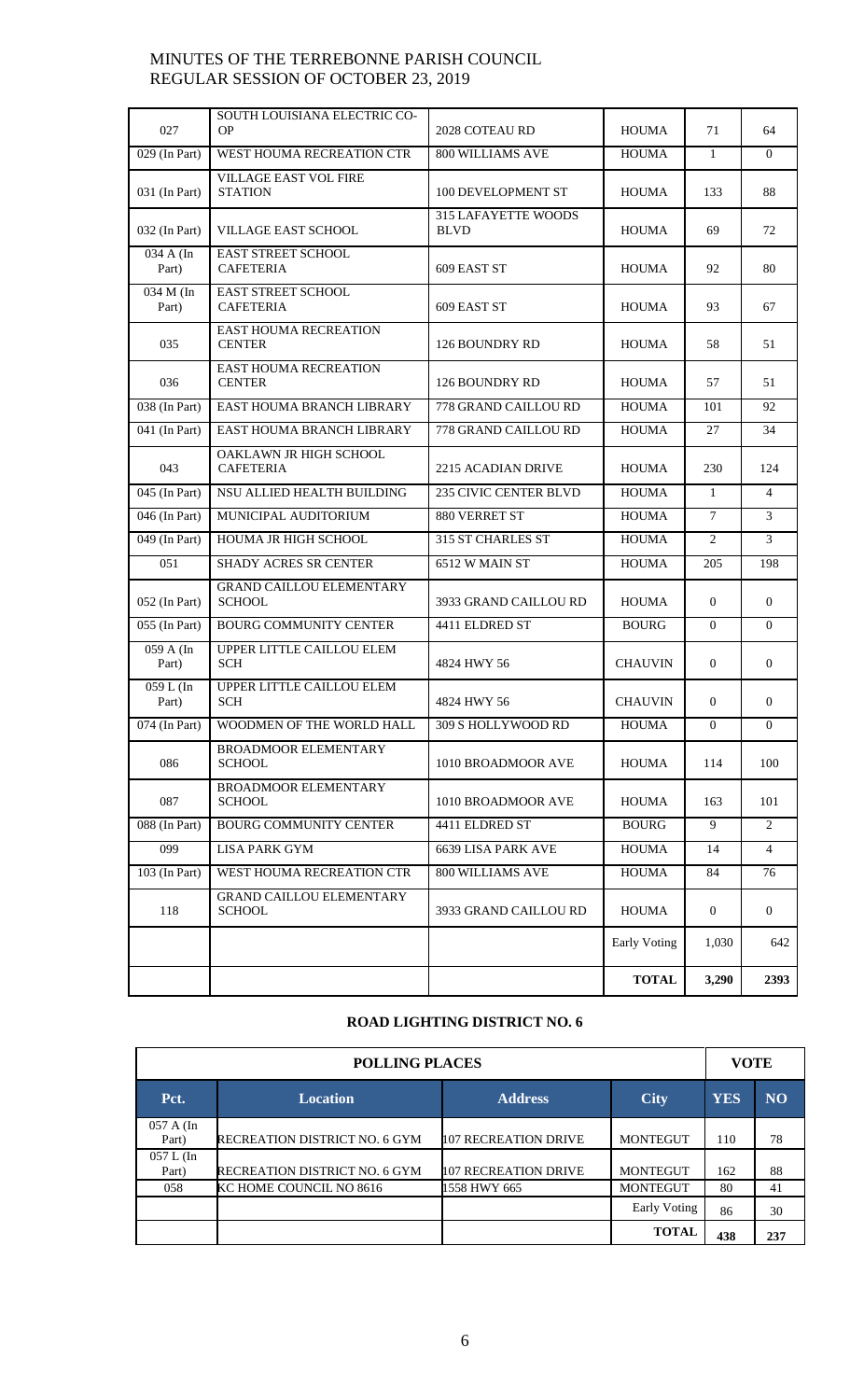| | | | | | |
|---|---|---|---|---|---|
| 027 | SOUTH LOUISIANA ELECTRIC CO-OP | 2028 COTEAU RD | HOUMA | 71 | 64 |
| 029 (In Part) | WEST HOUMA RECREATION CTR | 800 WILLIAMS AVE | HOUMA | 1 | 0 |
| 031 (In Part) | VILLAGE EAST VOL FIRE STATION | 100 DEVELOPMENT ST | HOUMA | 133 | 88 |
| 032 (In Part) | VILLAGE EAST SCHOOL | 315 LAFAYETTE WOODS BLVD | HOUMA | 69 | 72 |
| 034 A (In Part) | EAST STREET SCHOOL CAFETERIA | 609 EAST ST | HOUMA | 92 | 80 |
| 034 M (In Part) | EAST STREET SCHOOL CAFETERIA | 609 EAST ST | HOUMA | 93 | 67 |
| 035 | EAST HOUMA RECREATION CENTER | 126 BOUNDRY RD | HOUMA | 58 | 51 |
| 036 | EAST HOUMA RECREATION CENTER | 126 BOUNDRY RD | HOUMA | 57 | 51 |
| 038 (In Part) | EAST HOUMA BRANCH LIBRARY | 778 GRAND CAILLOU RD | HOUMA | 101 | 92 |
| 041 (In Part) | EAST HOUMA BRANCH LIBRARY | 778 GRAND CAILLOU RD | HOUMA | 27 | 34 |
| 043 | OAKLAWN JR HIGH SCHOOL CAFETERIA | 2215 ACADIAN DRIVE | HOUMA | 230 | 124 |
| 045 (In Part) | NSU ALLIED HEALTH BUILDING | 235 CIVIC CENTER BLVD | HOUMA | 1 | 4 |
| 046 (In Part) | MUNICIPAL AUDITORIUM | 880 VERRET ST | HOUMA | 7 | 3 |
| 049 (In Part) | HOUMA JR HIGH SCHOOL | 315 ST CHARLES ST | HOUMA | 2 | 3 |
| 051 | SHADY ACRES SR CENTER | 6512 W MAIN ST | HOUMA | 205 | 198 |
| 052 (In Part) | GRAND CAILLOU ELEMENTARY SCHOOL | 3933 GRAND CAILLOU RD | HOUMA | 0 | 0 |
| 055 (In Part) | BOURG COMMUNITY CENTER | 4411 ELDRED ST | BOURG | 0 | 0 |
| 059 A (In Part) | UPPER LITTLE CAILLOU ELEM SCH | 4824 HWY 56 | CHAUVIN | 0 | 0 |
| 059 L (In Part) | UPPER LITTLE CAILLOU ELEM SCH | 4824 HWY 56 | CHAUVIN | 0 | 0 |
| 074 (In Part) | WOODMEN OF THE WORLD HALL | 309 S HOLLYWOOD RD | HOUMA | 0 | 0 |
| 086 | BROADMOOR ELEMENTARY SCHOOL | 1010 BROADMOOR AVE | HOUMA | 114 | 100 |
| 087 | BROADMOOR ELEMENTARY SCHOOL | 1010 BROADMOOR AVE | HOUMA | 163 | 101 |
| 088 (In Part) | BOURG COMMUNITY CENTER | 4411 ELDRED ST | BOURG | 9 | 2 |
| 099 | LISA PARK GYM | 6639 LISA PARK AVE | HOUMA | 14 | 4 |
| 103 (In Part) | WEST HOUMA RECREATION CTR | 800 WILLIAMS AVE | HOUMA | 84 | 76 |
| 118 | GRAND CAILLOU ELEMENTARY SCHOOL | 3933 GRAND CAILLOU RD | HOUMA | 0 | 0 |
| | | | Early Voting | 1,030 | 642 |
| | | | **TOTAL** | **3,290** | **2393** |

## ROAD LIGHTING DISTRICT NO. 6

| POLLING PLACES | | | | VOTE | |
|---|---|---|---|---|---|
| **Pct.** | **Location** | **Address** | **City** | **YES** | **NO** |
| 057 A (In Part) | RECREATION DISTRICT NO. 6 GYM | 107 RECREATION DRIVE | MONTEGUT | 110 | 78 |
| 057 L (In Part) | RECREATION DISTRICT NO. 6 GYM | 107 RECREATION DRIVE | MONTEGUT | 162 | 88 |
| 058 | KC HOME COUNCIL NO 8616 | 1558 HWY 665 | MONTEGUT | 80 | 41 |
| | | | Early Voting | 86 | 30 |
| | | | **TOTAL** | **438** | **237** |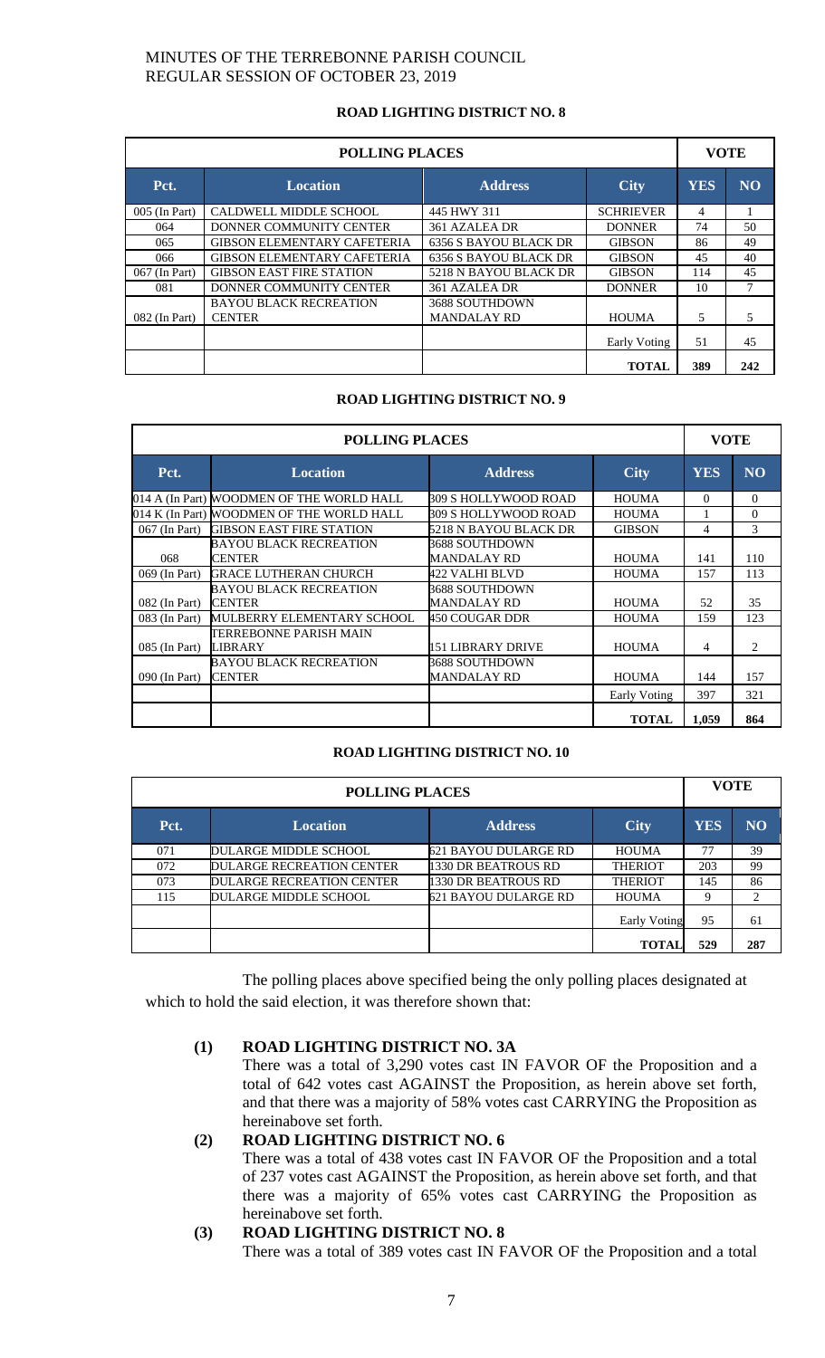# MINUTES OF THE TERREBONNE PARISH COUNCIL
# REGULAR SESSION OF OCTOBER 23, 2019

### ROAD LIGHTING DISTRICT NO. 8

| POLLING PLACES | | | | VOTE | |
|---|---|---|---|---|---|
| **Pct.** | **Location** | **Address** | **City** | **YES** | **NO** |
| 005 (In Part) | CALDWELL MIDDLE SCHOOL | 445 HWY 311 | SCHRIEVER | 4 | 1 |
| 064 | DONNER COMMUNITY CENTER | 361 AZALEA DR | DONNER | 74 | 50 |
| 065 | GIBSON ELEMENTARY CAFETERIA | 6356 S BAYOU BLACK DR | GIBSON | 86 | 49 |
| 066 | GIBSON ELEMENTARY CAFETERIA | 6356 S BAYOU BLACK DR | GIBSON | 45 | 40 |
| 067 (In Part) | GIBSON EAST FIRE STATION | 5218 N BAYOU BLACK DR | GIBSON | 114 | 45 |
| 081 | DONNER COMMUNITY CENTER | 361 AZALEA DR | DONNER | 10 | 7 |
| 082 (In Part) | BAYOU BLACK RECREATION CENTER | 3688 SOUTHDOWN MANDALAY RD | HOUMA | 5 | 5 |
| | | | Early Voting | 51 | 45 |
| | | | **TOTAL** | **389** | **242** |

### ROAD LIGHTING DISTRICT NO. 9

| POLLING PLACES | | | | VOTE | |
|---|---|---|---|---|---|
| **Pct.** | **Location** | **Address** | **City** | **YES** | **NO** |
| 014 A (In Part) | WOODMEN OF THE WORLD HALL | 309 S HOLLYWOOD ROAD | HOUMA | 0 | 0 |
| 014 K (In Part) | WOODMEN OF THE WORLD HALL | 309 S HOLLYWOOD ROAD | HOUMA | 1 | 0 |
| 067 (In Part) | GIBSON EAST FIRE STATION | 5218 N BAYOU BLACK DR | GIBSON | 4 | 3 |
| 068 | BAYOU BLACK RECREATION CENTER | 3688 SOUTHDOWN MANDALAY RD | HOUMA | 141 | 110 |
| 069 (In Part) | GRACE LUTHERAN CHURCH | 422 VALHI BLVD | HOUMA | 157 | 113 |
| 082 (In Part) | BAYOU BLACK RECREATION CENTER | 3688 SOUTHDOWN MANDALAY RD | HOUMA | 52 | 35 |
| 083 (In Part) | MULBERRY ELEMENTARY SCHOOL | 450 COUGAR DDR | HOUMA | 159 | 123 |
| 085 (In Part) | TERREBONNE PARISH MAIN LIBRARY | 151 LIBRARY DRIVE | HOUMA | 4 | 2 |
| 090 (In Part) | BAYOU BLACK RECREATION CENTER | 3688 SOUTHDOWN MANDALAY RD | HOUMA | 144 | 157 |
| | | | Early Voting | 397 | 321 |
| | | | **TOTAL** | **1,059** | **864** |

### ROAD LIGHTING DISTRICT NO. 10

| POLLING PLACES | | | | VOTE | |
|---|---|---|---|---|---|
| **Pct.** | **Location** | **Address** | **City** | **YES** | **NO** |
| 071 | DULARGE MIDDLE SCHOOL | 621 BAYOU DULARGE RD | HOUMA | 77 | 39 |
| 072 | DULARGE RECREATION CENTER | 1330 DR BEATROUS RD | THERIOT | 203 | 99 |
| 073 | DULARGE RECREATION CENTER | 1330 DR BEATROUS RD | THERIOT | 145 | 86 |
| 115 | DULARGE MIDDLE SCHOOL | 621 BAYOU DULARGE RD | HOUMA | 9 | 2 |
| | | | Early Voting | 95 | 61 |
| | | | **TOTAL** | **529** | **287** |

The polling places above specified being the only polling places designated at which to hold the said election, it was therefore shown that:

**(1) ROAD LIGHTING DISTRICT NO. 3A**
There was a total of 3,290 votes cast IN FAVOR OF the Proposition and a total of 642 votes cast AGAINST the Proposition, as herein above set forth, and that there was a majority of 58% votes cast CARRYING the Proposition as hereinabove set forth.

**(2) ROAD LIGHTING DISTRICT NO. 6**
There was a total of 438 votes cast IN FAVOR OF the Proposition and a total of 237 votes cast AGAINST the Proposition, as herein above set forth, and that there was a majority of 65% votes cast CARRYING the Proposition as hereinabove set forth.

**(3) ROAD LIGHTING DISTRICT NO. 8**
There was a total of 389 votes cast IN FAVOR OF the Proposition and a total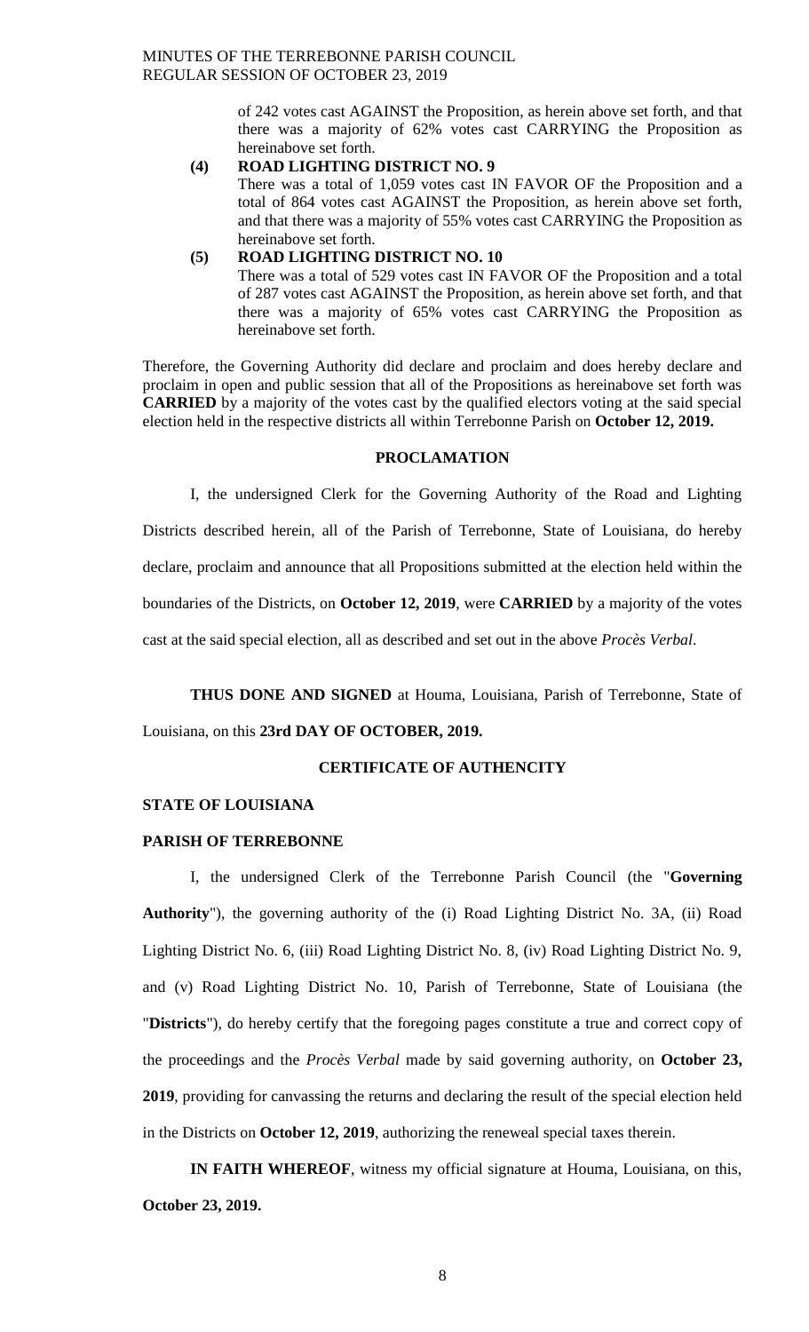of 242 votes cast AGAINST the Proposition, as herein above set forth, and that there was a majority of 62% votes cast CARRYING the Proposition as hereinabove set forth.

**(4) ROAD LIGHTING DISTRICT NO. 9**

There was a total of 1,059 votes cast IN FAVOR OF the Proposition and a total of 864 votes cast AGAINST the Proposition, as herein above set forth, and that there was a majority of 55% votes cast CARRYING the Proposition as hereinabove set forth.

**(5) ROAD LIGHTING DISTRICT NO. 10**

There was a total of 529 votes cast IN FAVOR OF the Proposition and a total of 287 votes cast AGAINST the Proposition, as herein above set forth, and that there was a majority of 65% votes cast CARRYING the Proposition as hereinabove set forth.

Therefore, the Governing Authority did declare and proclaim and does hereby declare and proclaim in open and public session that all of the Propositions as hereinabove set forth was **CARRIED** by a majority of the votes cast by the qualified electors voting at the said special election held in the respective districts all within Terrebonne Parish on **October 12, 2019.**

## PROCLAMATION

I, the undersigned Clerk for the Governing Authority of the Road and Lighting Districts described herein, all of the Parish of Terrebonne, State of Louisiana, do hereby declare, proclaim and announce that all Propositions submitted at the election held within the boundaries of the Districts, on **October 12, 2019**, were **CARRIED** by a majority of the votes cast at the said special election, all as described and set out in the above *Procès Verbal*.

**THUS DONE AND SIGNED** at Houma, Louisiana, Parish of Terrebonne, State of Louisiana, on this **23rd DAY OF OCTOBER, 2019.**

## CERTIFICATE OF AUTHENCITY

**STATE OF LOUISIANA**

**PARISH OF TERREBONNE**

I, the undersigned Clerk of the Terrebonne Parish Council (the "**Governing Authority**"), the governing authority of the (i) Road Lighting District No. 3A, (ii) Road Lighting District No. 6, (iii) Road Lighting District No. 8, (iv) Road Lighting District No. 9, and (v) Road Lighting District No. 10, Parish of Terrebonne, State of Louisiana (the "**Districts**"), do hereby certify that the foregoing pages constitute a true and correct copy of the proceedings and the *Procès Verbal* made by said governing authority, on **October 23, 2019**, providing for canvassing the returns and declaring the result of the special election held in the Districts on **October 12, 2019**, authorizing the reneweal special taxes therein.

**IN FAITH WHEREOF**, witness my official signature at Houma, Louisiana, on this, **October 23, 2019.**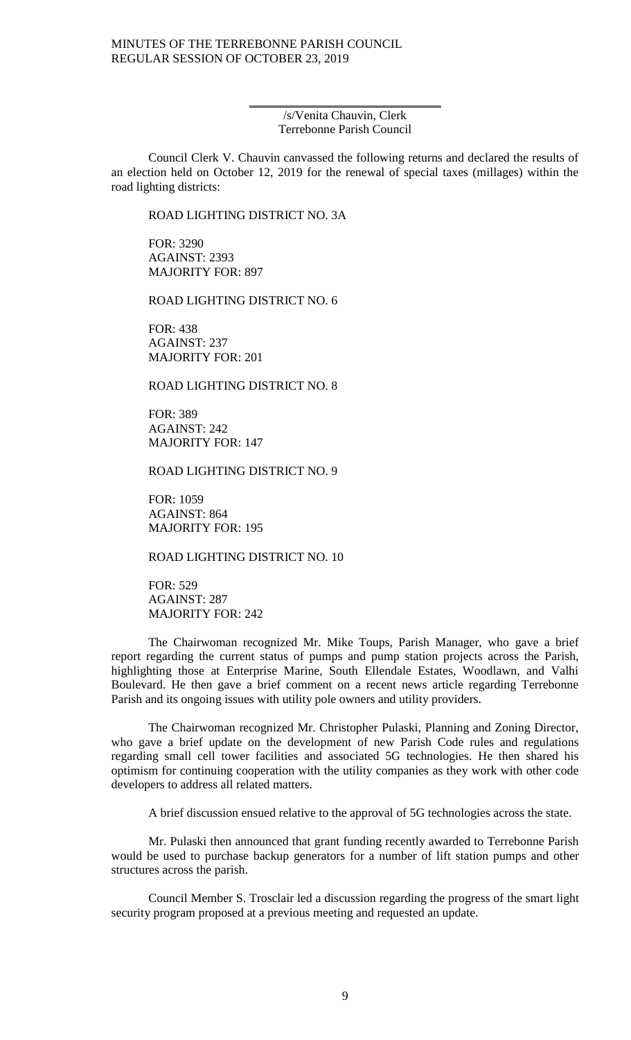\_\_\_\_\_\_\_\_\_\_\_\_\_\_\_\_\_\_\_\_\_\_\_\_\_\_\_\_\_\_\_\_

/s/Venita Chauvin, Clerk
Terrebonne Parish Council

Council Clerk V. Chauvin canvassed the following returns and declared the results of an election held on October 12, 2019 for the renewal of special taxes (millages) within the road lighting districts:

ROAD LIGHTING DISTRICT NO. 3A

FOR: 3290
AGAINST: 2393
MAJORITY FOR: 897

ROAD LIGHTING DISTRICT NO. 6

FOR: 438
AGAINST: 237
MAJORITY FOR: 201

ROAD LIGHTING DISTRICT NO. 8

FOR: 389
AGAINST: 242
MAJORITY FOR: 147

ROAD LIGHTING DISTRICT NO. 9

FOR: 1059
AGAINST: 864
MAJORITY FOR: 195

ROAD LIGHTING DISTRICT NO. 10

FOR: 529
AGAINST: 287
MAJORITY FOR: 242

The Chairwoman recognized Mr. Mike Toups, Parish Manager, who gave a brief report regarding the current status of pumps and pump station projects across the Parish, highlighting those at Enterprise Marine, South Ellendale Estates, Woodlawn, and Valhi Boulevard. He then gave a brief comment on a recent news article regarding Terrebonne Parish and its ongoing issues with utility pole owners and utility providers.

The Chairwoman recognized Mr. Christopher Pulaski, Planning and Zoning Director, who gave a brief update on the development of new Parish Code rules and regulations regarding small cell tower facilities and associated 5G technologies. He then shared his optimism for continuing cooperation with the utility companies as they work with other code developers to address all related matters.

A brief discussion ensued relative to the approval of 5G technologies across the state.

Mr. Pulaski then announced that grant funding recently awarded to Terrebonne Parish would be used to purchase backup generators for a number of lift station pumps and other structures across the parish.

Council Member S. Trosclair led a discussion regarding the progress of the smart light security program proposed at a previous meeting and requested an update.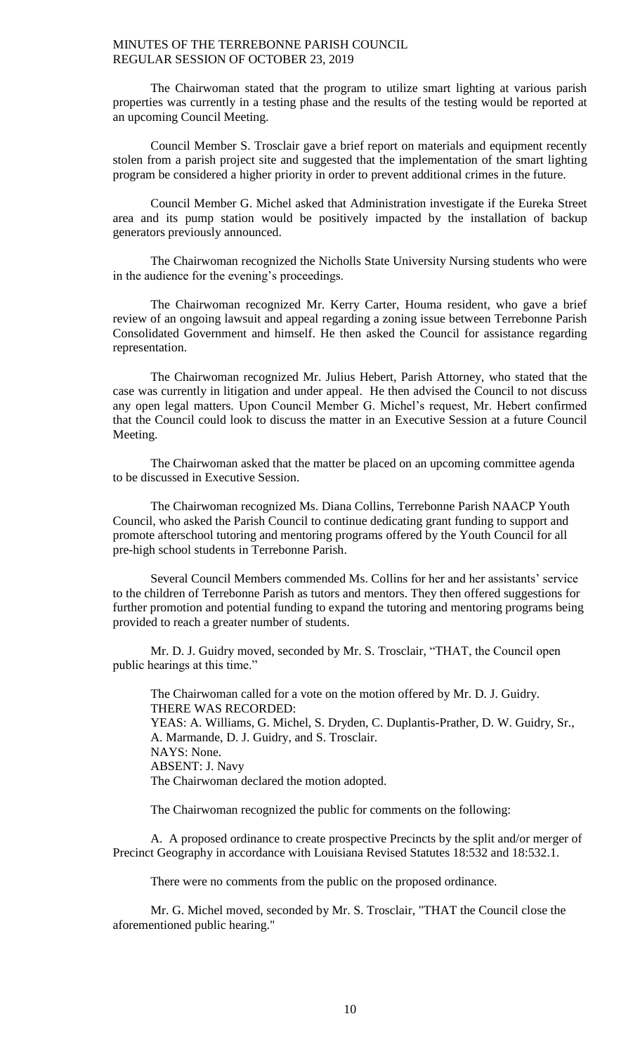The Chairwoman stated that the program to utilize smart lighting at various parish properties was currently in a testing phase and the results of the testing would be reported at an upcoming Council Meeting.

Council Member S. Trosclair gave a brief report on materials and equipment recently stolen from a parish project site and suggested that the implementation of the smart lighting program be considered a higher priority in order to prevent additional crimes in the future.

Council Member G. Michel asked that Administration investigate if the Eureka Street area and its pump station would be positively impacted by the installation of backup generators previously announced.

The Chairwoman recognized the Nicholls State University Nursing students who were in the audience for the evening's proceedings.

The Chairwoman recognized Mr. Kerry Carter, Houma resident, who gave a brief review of an ongoing lawsuit and appeal regarding a zoning issue between Terrebonne Parish Consolidated Government and himself. He then asked the Council for assistance regarding representation.

The Chairwoman recognized Mr. Julius Hebert, Parish Attorney, who stated that the case was currently in litigation and under appeal. He then advised the Council to not discuss any open legal matters. Upon Council Member G. Michel's request, Mr. Hebert confirmed that the Council could look to discuss the matter in an Executive Session at a future Council Meeting.

The Chairwoman asked that the matter be placed on an upcoming committee agenda to be discussed in Executive Session.

The Chairwoman recognized Ms. Diana Collins, Terrebonne Parish NAACP Youth Council, who asked the Parish Council to continue dedicating grant funding to support and promote afterschool tutoring and mentoring programs offered by the Youth Council for all pre-high school students in Terrebonne Parish.

Several Council Members commended Ms. Collins for her and her assistants' service to the children of Terrebonne Parish as tutors and mentors. They then offered suggestions for further promotion and potential funding to expand the tutoring and mentoring programs being provided to reach a greater number of students.

Mr. D. J. Guidry moved, seconded by Mr. S. Trosclair, "THAT, the Council open public hearings at this time."

The Chairwoman called for a vote on the motion offered by Mr. D. J. Guidry.
THERE WAS RECORDED:
YEAS: A. Williams, G. Michel, S. Dryden, C. Duplantis-Prather, D. W. Guidry, Sr., A. Marmande, D. J. Guidry, and S. Trosclair.
NAYS: None.
ABSENT: J. Navy
The Chairwoman declared the motion adopted.

The Chairwoman recognized the public for comments on the following:

A. A proposed ordinance to create prospective Precincts by the split and/or merger of Precinct Geography in accordance with Louisiana Revised Statutes 18:532 and 18:532.1.

There were no comments from the public on the proposed ordinance.

Mr. G. Michel moved, seconded by Mr. S. Trosclair, "THAT the Council close the aforementioned public hearing."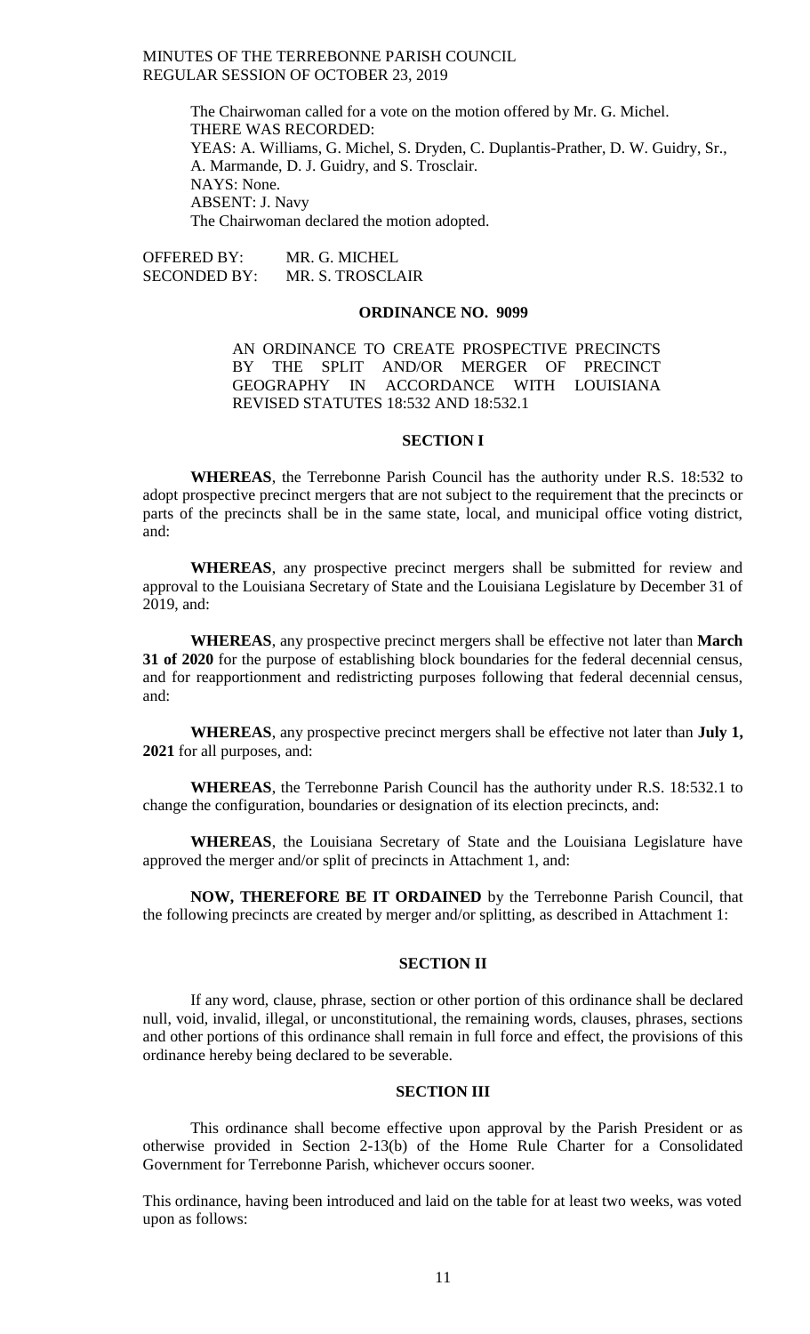The Chairwoman called for a vote on the motion offered by Mr. G. Michel.
THERE WAS RECORDED:
YEAS: A. Williams, G. Michel, S. Dryden, C. Duplantis-Prather, D. W. Guidry, Sr., A. Marmande, D. J. Guidry, and S. Trosclair.
NAYS: None.
ABSENT: J. Navy
The Chairwoman declared the motion adopted.

OFFERED BY: MR. G. MICHEL
SECONDED BY: MR. S. TROSCLAIR

**ORDINANCE NO. 9099**

AN ORDINANCE TO CREATE PROSPECTIVE PRECINCTS BY THE SPLIT AND/OR MERGER OF PRECINCT GEOGRAPHY IN ACCORDANCE WITH LOUISIANA REVISED STATUTES 18:532 AND 18:532.1

**SECTION I**

**WHEREAS**, the Terrebonne Parish Council has the authority under R.S. 18:532 to adopt prospective precinct mergers that are not subject to the requirement that the precincts or parts of the precincts shall be in the same state, local, and municipal office voting district, and:

**WHEREAS**, any prospective precinct mergers shall be submitted for review and approval to the Louisiana Secretary of State and the Louisiana Legislature by December 31 of 2019, and:

**WHEREAS**, any prospective precinct mergers shall be effective not later than **March 31 of 2020** for the purpose of establishing block boundaries for the federal decennial census, and for reapportionment and redistricting purposes following that federal decennial census, and:

**WHEREAS**, any prospective precinct mergers shall be effective not later than **July 1, 2021** for all purposes, and:

**WHEREAS**, the Terrebonne Parish Council has the authority under R.S. 18:532.1 to change the configuration, boundaries or designation of its election precincts, and:

**WHEREAS**, the Louisiana Secretary of State and the Louisiana Legislature have approved the merger and/or split of precincts in Attachment 1, and:

**NOW, THEREFORE BE IT ORDAINED** by the Terrebonne Parish Council, that the following precincts are created by merger and/or splitting, as described in Attachment 1:

**SECTION II**

If any word, clause, phrase, section or other portion of this ordinance shall be declared null, void, invalid, illegal, or unconstitutional, the remaining words, clauses, phrases, sections and other portions of this ordinance shall remain in full force and effect, the provisions of this ordinance hereby being declared to be severable.

**SECTION III**

This ordinance shall become effective upon approval by the Parish President or as otherwise provided in Section 2-13(b) of the Home Rule Charter for a Consolidated Government for Terrebonne Parish, whichever occurs sooner.

This ordinance, having been introduced and laid on the table for at least two weeks, was voted upon as follows: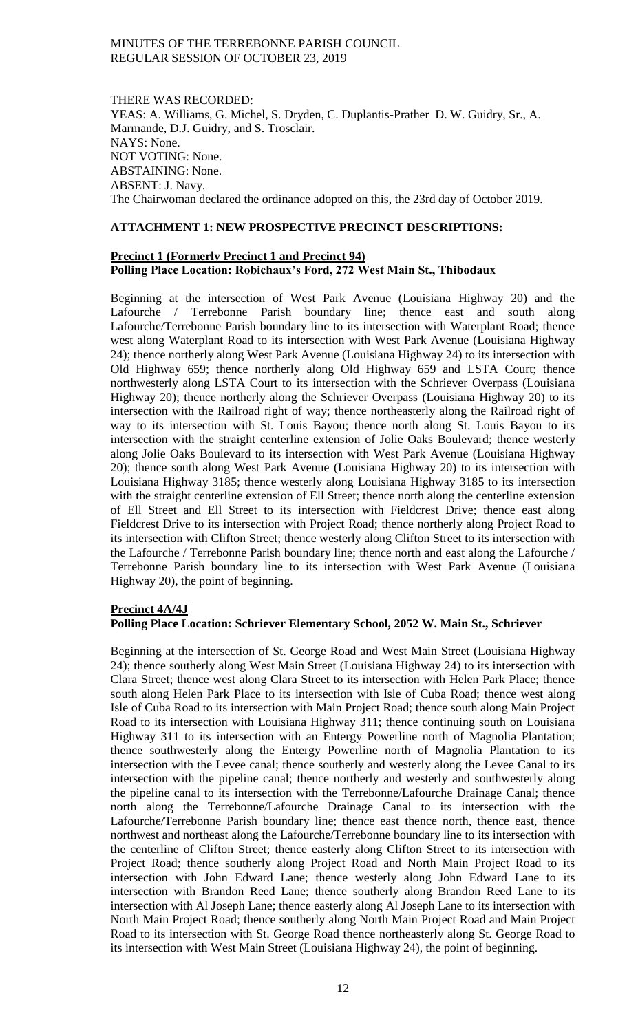THERE WAS RECORDED:
YEAS: A. Williams, G. Michel, S. Dryden, C. Duplantis-Prather D. W. Guidry, Sr., A. Marmande, D.J. Guidry, and S. Trosclair.
NAYS: None.
NOT VOTING: None.
ABSTAINING: None.
ABSENT: J. Navy.
The Chairwoman declared the ordinance adopted on this, the 23rd day of October 2019.

## ATTACHMENT 1: NEW PROSPECTIVE PRECINCT DESCRIPTIONS:

**Precinct 1 (Formerly Precinct 1 and Precinct 94)**
**Polling Place Location: Robichaux's Ford, 272 West Main St., Thibodaux**

Beginning at the intersection of West Park Avenue (Louisiana Highway 20) and the Lafourche / Terrebonne Parish boundary line; thence east and south along Lafourche/Terrebonne Parish boundary line to its intersection with Waterplant Road; thence west along Waterplant Road to its intersection with West Park Avenue (Louisiana Highway 24); thence northerly along West Park Avenue (Louisiana Highway 24) to its intersection with Old Highway 659; thence northerly along Old Highway 659 and LSTA Court; thence northwesterly along LSTA Court to its intersection with the Schriever Overpass (Louisiana Highway 20); thence northerly along the Schriever Overpass (Louisiana Highway 20) to its intersection with the Railroad right of way; thence northeasterly along the Railroad right of way to its intersection with St. Louis Bayou; thence north along St. Louis Bayou to its intersection with the straight centerline extension of Jolie Oaks Boulevard; thence westerly along Jolie Oaks Boulevard to its intersection with West Park Avenue (Louisiana Highway 20); thence south along West Park Avenue (Louisiana Highway 20) to its intersection with Louisiana Highway 3185; thence westerly along Louisiana Highway 3185 to its intersection with the straight centerline extension of Ell Street; thence north along the centerline extension of Ell Street and Ell Street to its intersection with Fieldcrest Drive; thence east along Fieldcrest Drive to its intersection with Project Road; thence northerly along Project Road to its intersection with Clifton Street; thence westerly along Clifton Street to its intersection with the Lafourche / Terrebonne Parish boundary line; thence north and east along the Lafourche / Terrebonne Parish boundary line to its intersection with West Park Avenue (Louisiana Highway 20), the point of beginning.

**Precinct 4A/4J**
**Polling Place Location: Schriever Elementary School, 2052 W. Main St., Schriever**

Beginning at the intersection of St. George Road and West Main Street (Louisiana Highway 24); thence southerly along West Main Street (Louisiana Highway 24) to its intersection with Clara Street; thence west along Clara Street to its intersection with Helen Park Place; thence south along Helen Park Place to its intersection with Isle of Cuba Road; thence west along Isle of Cuba Road to its intersection with Main Project Road; thence south along Main Project Road to its intersection with Louisiana Highway 311; thence continuing south on Louisiana Highway 311 to its intersection with an Entergy Powerline north of Magnolia Plantation; thence southwesterly along the Entergy Powerline north of Magnolia Plantation to its intersection with the Levee canal; thence southerly and westerly along the Levee Canal to its intersection with the pipeline canal; thence northerly and westerly and southwesterly along the pipeline canal to its intersection with the Terrebonne/Lafourche Drainage Canal; thence north along the Terrebonne/Lafourche Drainage Canal to its intersection with the Lafourche/Terrebonne Parish boundary line; thence east thence north, thence east, thence northwest and northeast along the Lafourche/Terrebonne boundary line to its intersection with the centerline of Clifton Street; thence easterly along Clifton Street to its intersection with Project Road; thence southerly along Project Road and North Main Project Road to its intersection with John Edward Lane; thence westerly along John Edward Lane to its intersection with Brandon Reed Lane; thence southerly along Brandon Reed Lane to its intersection with Al Joseph Lane; thence easterly along Al Joseph Lane to its intersection with North Main Project Road; thence southerly along North Main Project Road and Main Project Road to its intersection with St. George Road thence northeasterly along St. George Road to its intersection with West Main Street (Louisiana Highway 24), the point of beginning.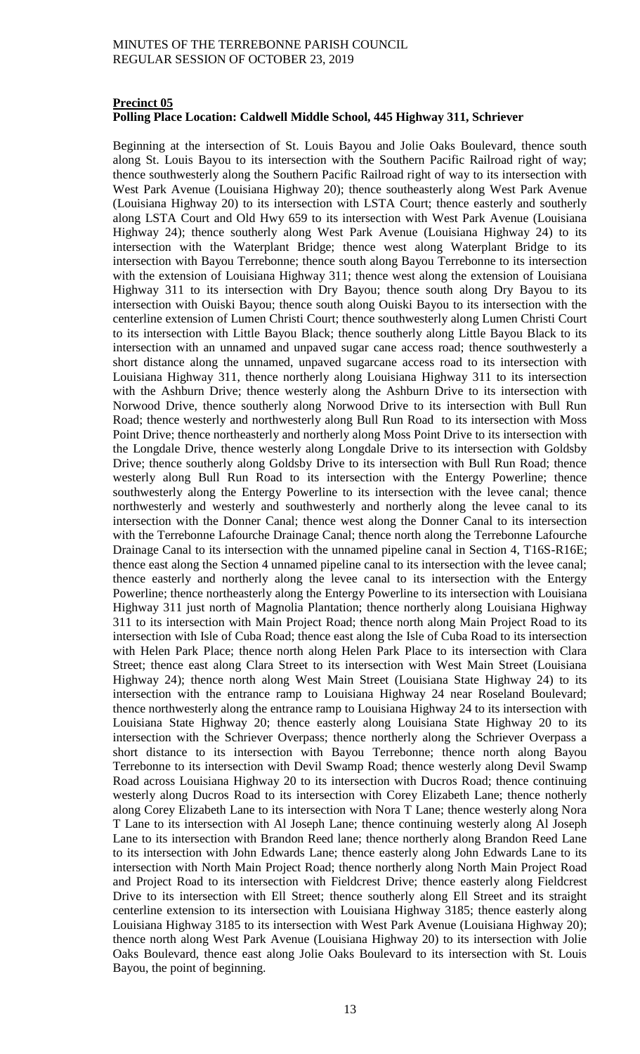**Precinct 05**

**Polling Place Location: Caldwell Middle School, 445 Highway 311, Schriever**

Beginning at the intersection of St. Louis Bayou and Jolie Oaks Boulevard, thence south along St. Louis Bayou to its intersection with the Southern Pacific Railroad right of way; thence southwesterly along the Southern Pacific Railroad right of way to its intersection with West Park Avenue (Louisiana Highway 20); thence southeasterly along West Park Avenue (Louisiana Highway 20) to its intersection with LSTA Court; thence easterly and southerly along LSTA Court and Old Hwy 659 to its intersection with West Park Avenue (Louisiana Highway 24); thence southerly along West Park Avenue (Louisiana Highway 24) to its intersection with the Waterplant Bridge; thence west along Waterplant Bridge to its intersection with Bayou Terrebonne; thence south along Bayou Terrebonne to its intersection with the extension of Louisiana Highway 311; thence west along the extension of Louisiana Highway 311 to its intersection with Dry Bayou; thence south along Dry Bayou to its intersection with Ouiski Bayou; thence south along Ouiski Bayou to its intersection with the centerline extension of Lumen Christi Court; thence southwesterly along Lumen Christi Court to its intersection with Little Bayou Black; thence southerly along Little Bayou Black to its intersection with an unnamed and unpaved sugar cane access road; thence southwesterly a short distance along the unnamed, unpaved sugarcane access road to its intersection with Louisiana Highway 311, thence northerly along Louisiana Highway 311 to its intersection with the Ashburn Drive; thence westerly along the Ashburn Drive to its intersection with Norwood Drive, thence southerly along Norwood Drive to its intersection with Bull Run Road; thence westerly and northwesterly along Bull Run Road to its intersection with Moss Point Drive; thence northeasterly and northerly along Moss Point Drive to its intersection with the Longdale Drive, thence westerly along Longdale Drive to its intersection with Goldsby Drive; thence southerly along Goldsby Drive to its intersection with Bull Run Road; thence westerly along Bull Run Road to its intersection with the Entergy Powerline; thence southwesterly along the Entergy Powerline to its intersection with the levee canal; thence northwesterly and westerly and southwesterly and northerly along the levee canal to its intersection with the Donner Canal; thence west along the Donner Canal to its intersection with the Terrebonne Lafourche Drainage Canal; thence north along the Terrebonne Lafourche Drainage Canal to its intersection with the unnamed pipeline canal in Section 4, T16S-R16E; thence east along the Section 4 unnamed pipeline canal to its intersection with the levee canal; thence easterly and northerly along the levee canal to its intersection with the Entergy Powerline; thence northeasterly along the Entergy Powerline to its intersection with Louisiana Highway 311 just north of Magnolia Plantation; thence northerly along Louisiana Highway 311 to its intersection with Main Project Road; thence north along Main Project Road to its intersection with Isle of Cuba Road; thence east along the Isle of Cuba Road to its intersection with Helen Park Place; thence north along Helen Park Place to its intersection with Clara Street; thence east along Clara Street to its intersection with West Main Street (Louisiana Highway 24); thence north along West Main Street (Louisiana State Highway 24) to its intersection with the entrance ramp to Louisiana Highway 24 near Roseland Boulevard; thence northwesterly along the entrance ramp to Louisiana Highway 24 to its intersection with Louisiana State Highway 20; thence easterly along Louisiana State Highway 20 to its intersection with the Schriever Overpass; thence northerly along the Schriever Overpass a short distance to its intersection with Bayou Terrebonne; thence north along Bayou Terrebonne to its intersection with Devil Swamp Road; thence westerly along Devil Swamp Road across Louisiana Highway 20 to its intersection with Ducros Road; thence continuing westerly along Ducros Road to its intersection with Corey Elizabeth Lane; thence notherly along Corey Elizabeth Lane to its intersection with Nora T Lane; thence westerly along Nora T Lane to its intersection with Al Joseph Lane; thence continuing westerly along Al Joseph Lane to its intersection with Brandon Reed lane; thence northerly along Brandon Reed Lane to its intersection with John Edwards Lane; thence easterly along John Edwards Lane to its intersection with North Main Project Road; thence northerly along North Main Project Road and Project Road to its intersection with Fieldcrest Drive; thence easterly along Fieldcrest Drive to its intersection with Ell Street; thence southerly along Ell Street and its straight centerline extension to its intersection with Louisiana Highway 3185; thence easterly along Louisiana Highway 3185 to its intersection with West Park Avenue (Louisiana Highway 20); thence north along West Park Avenue (Louisiana Highway 20) to its intersection with Jolie Oaks Boulevard, thence east along Jolie Oaks Boulevard to its intersection with St. Louis Bayou, the point of beginning.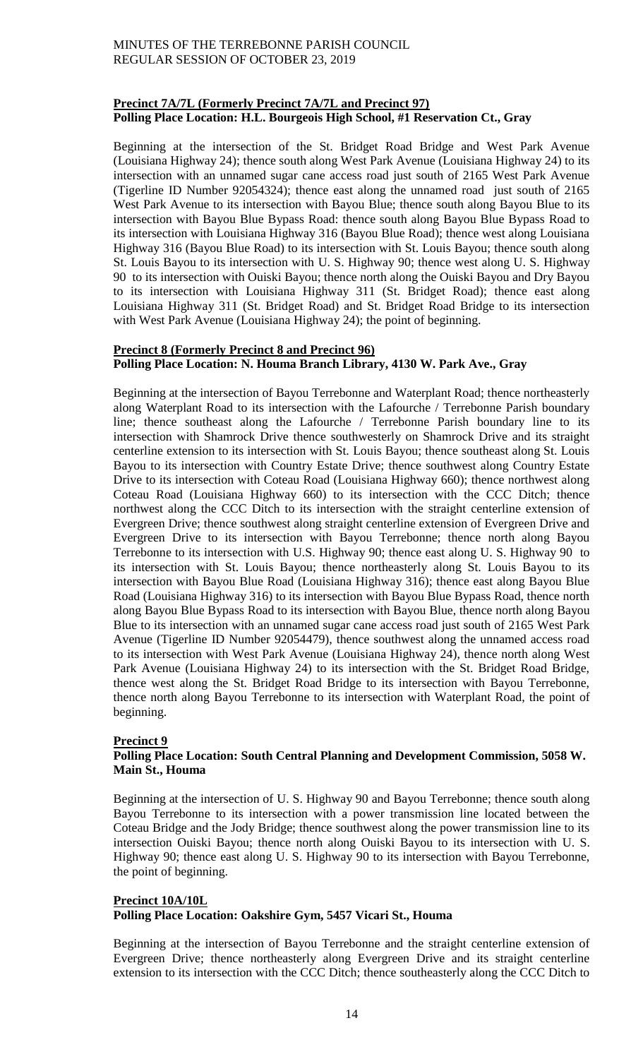**Precinct 7A/7L (Formerly Precinct 7A/7L and Precinct 97)**
**Polling Place Location: H.L. Bourgeois High School, #1 Reservation Ct., Gray**

Beginning at the intersection of the St. Bridget Road Bridge and West Park Avenue (Louisiana Highway 24); thence south along West Park Avenue (Louisiana Highway 24) to its intersection with an unnamed sugar cane access road just south of 2165 West Park Avenue (Tigerline ID Number 92054324); thence east along the unnamed road just south of 2165 West Park Avenue to its intersection with Bayou Blue; thence south along Bayou Blue to its intersection with Bayou Blue Bypass Road: thence south along Bayou Blue Bypass Road to its intersection with Louisiana Highway 316 (Bayou Blue Road); thence west along Louisiana Highway 316 (Bayou Blue Road) to its intersection with St. Louis Bayou; thence south along St. Louis Bayou to its intersection with U. S. Highway 90; thence west along U. S. Highway 90 to its intersection with Ouiski Bayou; thence north along the Ouiski Bayou and Dry Bayou to its intersection with Louisiana Highway 311 (St. Bridget Road); thence east along Louisiana Highway 311 (St. Bridget Road) and St. Bridget Road Bridge to its intersection with West Park Avenue (Louisiana Highway 24); the point of beginning.

**Precinct 8 (Formerly Precinct 8 and Precinct 96)**
**Polling Place Location: N. Houma Branch Library, 4130 W. Park Ave., Gray**

Beginning at the intersection of Bayou Terrebonne and Waterplant Road; thence northeasterly along Waterplant Road to its intersection with the Lafourche / Terrebonne Parish boundary line; thence southeast along the Lafourche / Terrebonne Parish boundary line to its intersection with Shamrock Drive thence southwesterly on Shamrock Drive and its straight centerline extension to its intersection with St. Louis Bayou; thence southeast along St. Louis Bayou to its intersection with Country Estate Drive; thence southwest along Country Estate Drive to its intersection with Coteau Road (Louisiana Highway 660); thence northwest along Coteau Road (Louisiana Highway 660) to its intersection with the CCC Ditch; thence northwest along the CCC Ditch to its intersection with the straight centerline extension of Evergreen Drive; thence southwest along straight centerline extension of Evergreen Drive and Evergreen Drive to its intersection with Bayou Terrebonne; thence north along Bayou Terrebonne to its intersection with U.S. Highway 90; thence east along U. S. Highway 90 to its intersection with St. Louis Bayou; thence northeasterly along St. Louis Bayou to its intersection with Bayou Blue Road (Louisiana Highway 316); thence east along Bayou Blue Road (Louisiana Highway 316) to its intersection with Bayou Blue Bypass Road, thence north along Bayou Blue Bypass Road to its intersection with Bayou Blue, thence north along Bayou Blue to its intersection with an unnamed sugar cane access road just south of 2165 West Park Avenue (Tigerline ID Number 92054479), thence southwest along the unnamed access road to its intersection with West Park Avenue (Louisiana Highway 24), thence north along West Park Avenue (Louisiana Highway 24) to its intersection with the St. Bridget Road Bridge, thence west along the St. Bridget Road Bridge to its intersection with Bayou Terrebonne, thence north along Bayou Terrebonne to its intersection with Waterplant Road, the point of beginning.

**Precinct 9**
**Polling Place Location: South Central Planning and Development Commission, 5058 W. Main St., Houma**

Beginning at the intersection of U. S. Highway 90 and Bayou Terrebonne; thence south along Bayou Terrebonne to its intersection with a power transmission line located between the Coteau Bridge and the Jody Bridge; thence southwest along the power transmission line to its intersection Ouiski Bayou; thence north along Ouiski Bayou to its intersection with U. S. Highway 90; thence east along U. S. Highway 90 to its intersection with Bayou Terrebonne, the point of beginning.

**Precinct 10A/10L**
**Polling Place Location: Oakshire Gym, 5457 Vicari St., Houma**

Beginning at the intersection of Bayou Terrebonne and the straight centerline extension of Evergreen Drive; thence northeasterly along Evergreen Drive and its straight centerline extension to its intersection with the CCC Ditch; thence southeasterly along the CCC Ditch to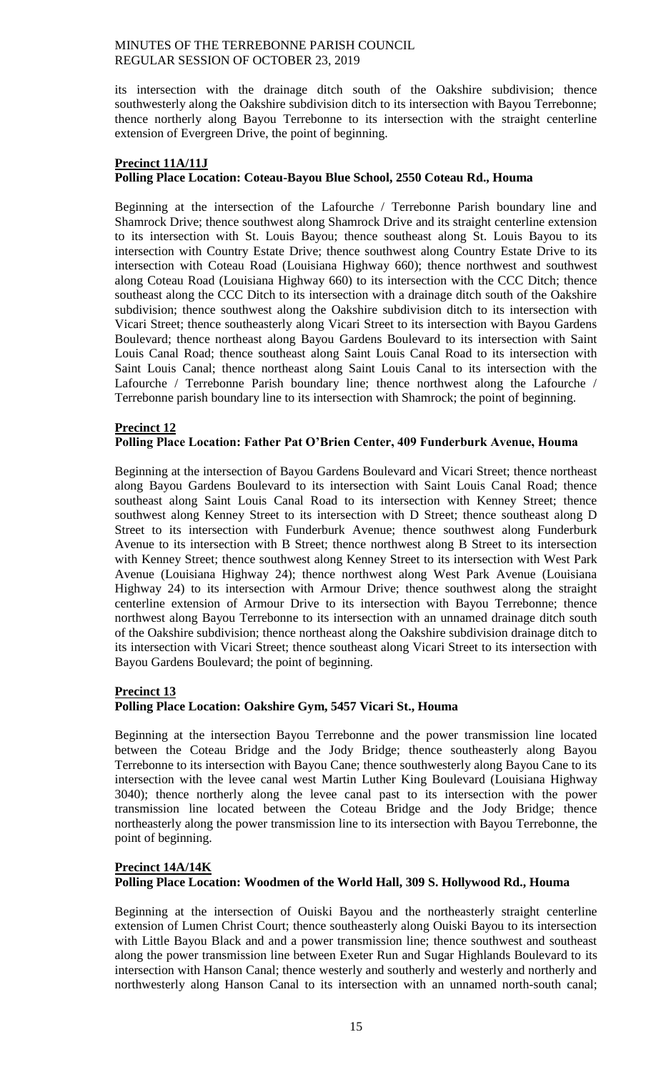its intersection with the drainage ditch south of the Oakshire subdivision; thence southwesterly along the Oakshire subdivision ditch to its intersection with Bayou Terrebonne; thence northerly along Bayou Terrebonne to its intersection with the straight centerline extension of Evergreen Drive, the point of beginning.

**Precinct 11A/11J**
**Polling Place Location: Coteau-Bayou Blue School, 2550 Coteau Rd., Houma**

Beginning at the intersection of the Lafourche / Terrebonne Parish boundary line and Shamrock Drive; thence southwest along Shamrock Drive and its straight centerline extension to its intersection with St. Louis Bayou; thence southeast along St. Louis Bayou to its intersection with Country Estate Drive; thence southwest along Country Estate Drive to its intersection with Coteau Road (Louisiana Highway 660); thence northwest and southwest along Coteau Road (Louisiana Highway 660) to its intersection with the CCC Ditch; thence southeast along the CCC Ditch to its intersection with a drainage ditch south of the Oakshire subdivision; thence southwest along the Oakshire subdivision ditch to its intersection with Vicari Street; thence southeasterly along Vicari Street to its intersection with Bayou Gardens Boulevard; thence northeast along Bayou Gardens Boulevard to its intersection with Saint Louis Canal Road; thence southeast along Saint Louis Canal Road to its intersection with Saint Louis Canal; thence northeast along Saint Louis Canal to its intersection with the Lafourche / Terrebonne Parish boundary line; thence northwest along the Lafourche / Terrebonne parish boundary line to its intersection with Shamrock; the point of beginning.

**Precinct 12**
**Polling Place Location: Father Pat O'Brien Center, 409 Funderburk Avenue, Houma**

Beginning at the intersection of Bayou Gardens Boulevard and Vicari Street; thence northeast along Bayou Gardens Boulevard to its intersection with Saint Louis Canal Road; thence southeast along Saint Louis Canal Road to its intersection with Kenney Street; thence southwest along Kenney Street to its intersection with D Street; thence southeast along D Street to its intersection with Funderburk Avenue; thence southwest along Funderburk Avenue to its intersection with B Street; thence northwest along B Street to its intersection with Kenney Street; thence southwest along Kenney Street to its intersection with West Park Avenue (Louisiana Highway 24); thence northwest along West Park Avenue (Louisiana Highway 24) to its intersection with Armour Drive; thence southwest along the straight centerline extension of Armour Drive to its intersection with Bayou Terrebonne; thence northwest along Bayou Terrebonne to its intersection with an unnamed drainage ditch south of the Oakshire subdivision; thence northeast along the Oakshire subdivision drainage ditch to its intersection with Vicari Street; thence southeast along Vicari Street to its intersection with Bayou Gardens Boulevard; the point of beginning.

**Precinct 13**
**Polling Place Location: Oakshire Gym, 5457 Vicari St., Houma**

Beginning at the intersection Bayou Terrebonne and the power transmission line located between the Coteau Bridge and the Jody Bridge; thence southeasterly along Bayou Terrebonne to its intersection with Bayou Cane; thence southwesterly along Bayou Cane to its intersection with the levee canal west Martin Luther King Boulevard (Louisiana Highway 3040); thence northerly along the levee canal past to its intersection with the power transmission line located between the Coteau Bridge and the Jody Bridge; thence northeasterly along the power transmission line to its intersection with Bayou Terrebonne, the point of beginning.

**Precinct 14A/14K**
**Polling Place Location: Woodmen of the World Hall, 309 S. Hollywood Rd., Houma**

Beginning at the intersection of Ouiski Bayou and the northeasterly straight centerline extension of Lumen Christ Court; thence southeasterly along Ouiski Bayou to its intersection with Little Bayou Black and and a power transmission line; thence southwest and southeast along the power transmission line between Exeter Run and Sugar Highlands Boulevard to its intersection with Hanson Canal; thence westerly and southerly and westerly and northerly and northwesterly along Hanson Canal to its intersection with an unnamed north-south canal;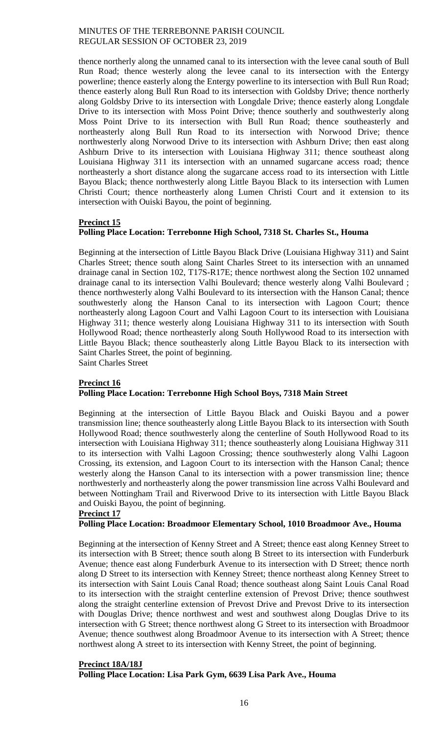thence northerly along the unnamed canal to its intersection with the levee canal south of Bull Run Road; thence westerly along the levee canal to its intersection with the Entergy powerline; thence easterly along the Entergy powerline to its intersection with Bull Run Road; thence easterly along Bull Run Road to its intersection with Goldsby Drive; thence northerly along Goldsby Drive to its intersection with Longdale Drive; thence easterly along Longdale Drive to its intersection with Moss Point Drive; thence southerly and southwesterly along Moss Point Drive to its intersection with Bull Run Road; thence southeasterly and northeasterly along Bull Run Road to its intersection with Norwood Drive; thence northwesterly along Norwood Drive to its intersection with Ashburn Drive; then east along Ashburn Drive to its intersection with Louisiana Highway 311; thence southeast along Louisiana Highway 311 its intersection with an unnamed sugarcane access road; thence northeasterly a short distance along the sugarcane access road to its intersection with Little Bayou Black; thence northwesterly along Little Bayou Black to its intersection with Lumen Christi Court; thence northeasterly along Lumen Christi Court and it extension to its intersection with Ouiski Bayou, the point of beginning.

**Precinct 15**

**Polling Place Location: Terrebonne High School, 7318 St. Charles St., Houma**

Beginning at the intersection of Little Bayou Black Drive (Louisiana Highway 311) and Saint Charles Street; thence south along Saint Charles Street to its intersection with an unnamed drainage canal in Section 102, T17S-R17E; thence northwest along the Section 102 unnamed drainage canal to its intersection Valhi Boulevard; thence westerly along Valhi Boulevard ; thence northwesterly along Valhi Boulevard to its intersection with the Hanson Canal; thence southwesterly along the Hanson Canal to its intersection with Lagoon Court; thence northeasterly along Lagoon Court and Valhi Lagoon Court to its intersection with Louisiana Highway 311; thence westerly along Louisiana Highway 311 to its intersection with South Hollywood Road; thence northeasterly along South Hollywood Road to its intersection with Little Bayou Black; thence southeasterly along Little Bayou Black to its intersection with Saint Charles Street, the point of beginning.
Saint Charles Street

**Precinct 16**

**Polling Place Location: Terrebonne High School Boys, 7318 Main Street**

Beginning at the intersection of Little Bayou Black and Ouiski Bayou and a power transmission line; thence southeasterly along Little Bayou Black to its intersection with South Hollywood Road; thence southwesterly along the centerline of South Hollywood Road to its intersection with Louisiana Highway 311; thence southeasterly along Louisiana Highway 311 to its intersection with Valhi Lagoon Crossing; thence southwesterly along Valhi Lagoon Crossing, its extension, and Lagoon Court to its intersection with the Hanson Canal; thence westerly along the Hanson Canal to its intersection with a power transmission line; thence northwesterly and northeasterly along the power transmission line across Valhi Boulevard and between Nottingham Trail and Riverwood Drive to its intersection with Little Bayou Black and Ouiski Bayou, the point of beginning.

**Precinct 17**

**Polling Place Location: Broadmoor Elementary School, 1010 Broadmoor Ave., Houma**

Beginning at the intersection of Kenny Street and A Street; thence east along Kenney Street to its intersection with B Street; thence south along B Street to its intersection with Funderburk Avenue; thence east along Funderburk Avenue to its intersection with D Street; thence north along D Street to its intersection with Kenney Street; thence northeast along Kenney Street to its intersection with Saint Louis Canal Road; thence southeast along Saint Louis Canal Road to its intersection with the straight centerline extension of Prevost Drive; thence southwest along the straight centerline extension of Prevost Drive and Prevost Drive to its intersection with Douglas Drive; thence northwest and west and southwest along Douglas Drive to its intersection with G Street; thence northwest along G Street to its intersection with Broadmoor Avenue; thence southwest along Broadmoor Avenue to its intersection with A Street; thence northwest along A street to its intersection with Kenny Street, the point of beginning.

**Precinct 18A/18J**

**Polling Place Location: Lisa Park Gym, 6639 Lisa Park Ave., Houma**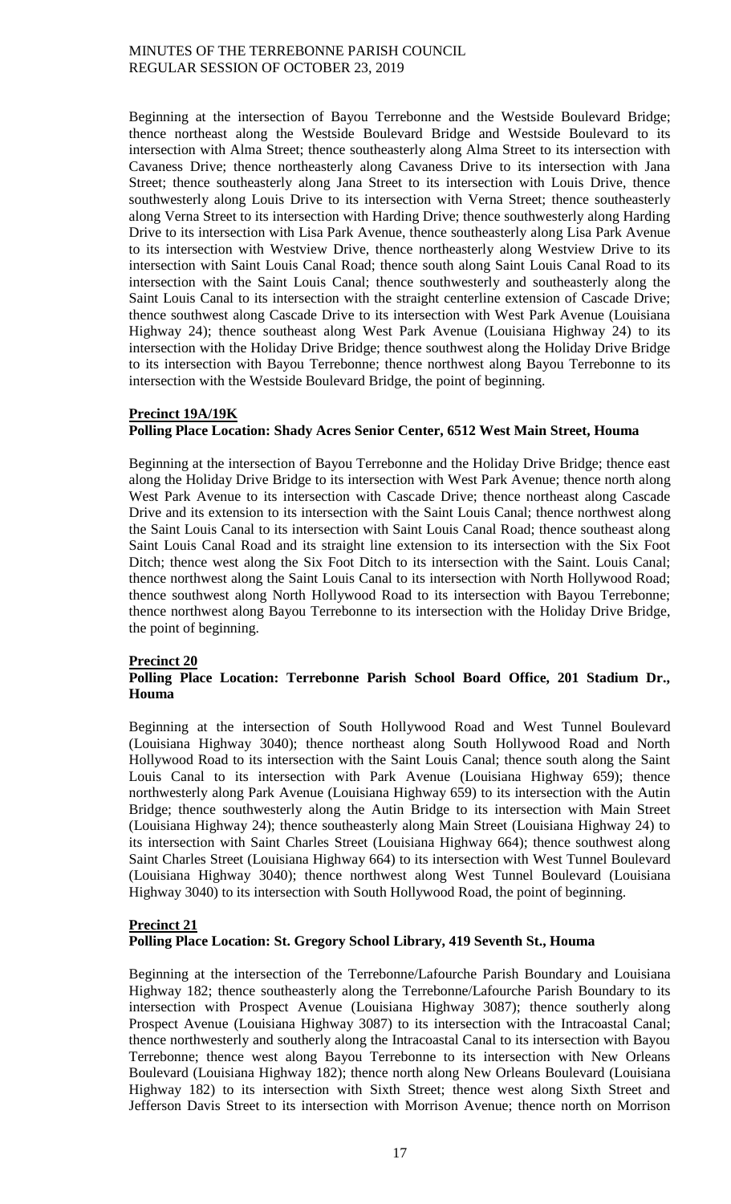Beginning at the intersection of Bayou Terrebonne and the Westside Boulevard Bridge; thence northeast along the Westside Boulevard Bridge and Westside Boulevard to its intersection with Alma Street; thence southeasterly along Alma Street to its intersection with Cavaness Drive; thence northeasterly along Cavaness Drive to its intersection with Jana Street; thence southeasterly along Jana Street to its intersection with Louis Drive, thence southwesterly along Louis Drive to its intersection with Verna Street; thence southeasterly along Verna Street to its intersection with Harding Drive; thence southwesterly along Harding Drive to its intersection with Lisa Park Avenue, thence southeasterly along Lisa Park Avenue to its intersection with Westview Drive, thence northeasterly along Westview Drive to its intersection with Saint Louis Canal Road; thence south along Saint Louis Canal Road to its intersection with the Saint Louis Canal; thence southwesterly and southeasterly along the Saint Louis Canal to its intersection with the straight centerline extension of Cascade Drive; thence southwest along Cascade Drive to its intersection with West Park Avenue (Louisiana Highway 24); thence southeast along West Park Avenue (Louisiana Highway 24) to its intersection with the Holiday Drive Bridge; thence southwest along the Holiday Drive Bridge to its intersection with Bayou Terrebonne; thence northwest along Bayou Terrebonne to its intersection with the Westside Boulevard Bridge, the point of beginning.

**Precinct 19A/19K**
**Polling Place Location: Shady Acres Senior Center, 6512 West Main Street, Houma**

Beginning at the intersection of Bayou Terrebonne and the Holiday Drive Bridge; thence east along the Holiday Drive Bridge to its intersection with West Park Avenue; thence north along West Park Avenue to its intersection with Cascade Drive; thence northeast along Cascade Drive and its extension to its intersection with the Saint Louis Canal; thence northwest along the Saint Louis Canal to its intersection with Saint Louis Canal Road; thence southeast along Saint Louis Canal Road and its straight line extension to its intersection with the Six Foot Ditch; thence west along the Six Foot Ditch to its intersection with the Saint. Louis Canal; thence northwest along the Saint Louis Canal to its intersection with North Hollywood Road; thence southwest along North Hollywood Road to its intersection with Bayou Terrebonne; thence northwest along Bayou Terrebonne to its intersection with the Holiday Drive Bridge, the point of beginning.

**Precinct 20**
**Polling Place Location: Terrebonne Parish School Board Office, 201 Stadium Dr., Houma**

Beginning at the intersection of South Hollywood Road and West Tunnel Boulevard (Louisiana Highway 3040); thence northeast along South Hollywood Road and North Hollywood Road to its intersection with the Saint Louis Canal; thence south along the Saint Louis Canal to its intersection with Park Avenue (Louisiana Highway 659); thence northwesterly along Park Avenue (Louisiana Highway 659) to its intersection with the Autin Bridge; thence southwesterly along the Autin Bridge to its intersection with Main Street (Louisiana Highway 24); thence southeasterly along Main Street (Louisiana Highway 24) to its intersection with Saint Charles Street (Louisiana Highway 664); thence southwest along Saint Charles Street (Louisiana Highway 664) to its intersection with West Tunnel Boulevard (Louisiana Highway 3040); thence northwest along West Tunnel Boulevard (Louisiana Highway 3040) to its intersection with South Hollywood Road, the point of beginning.

**Precinct 21**
**Polling Place Location: St. Gregory School Library, 419 Seventh St., Houma**

Beginning at the intersection of the Terrebonne/Lafourche Parish Boundary and Louisiana Highway 182; thence southeasterly along the Terrebonne/Lafourche Parish Boundary to its intersection with Prospect Avenue (Louisiana Highway 3087); thence southerly along Prospect Avenue (Louisiana Highway 3087) to its intersection with the Intracoastal Canal; thence northwesterly and southerly along the Intracoastal Canal to its intersection with Bayou Terrebonne; thence west along Bayou Terrebonne to its intersection with New Orleans Boulevard (Louisiana Highway 182); thence north along New Orleans Boulevard (Louisiana Highway 182) to its intersection with Sixth Street; thence west along Sixth Street and Jefferson Davis Street to its intersection with Morrison Avenue; thence north on Morrison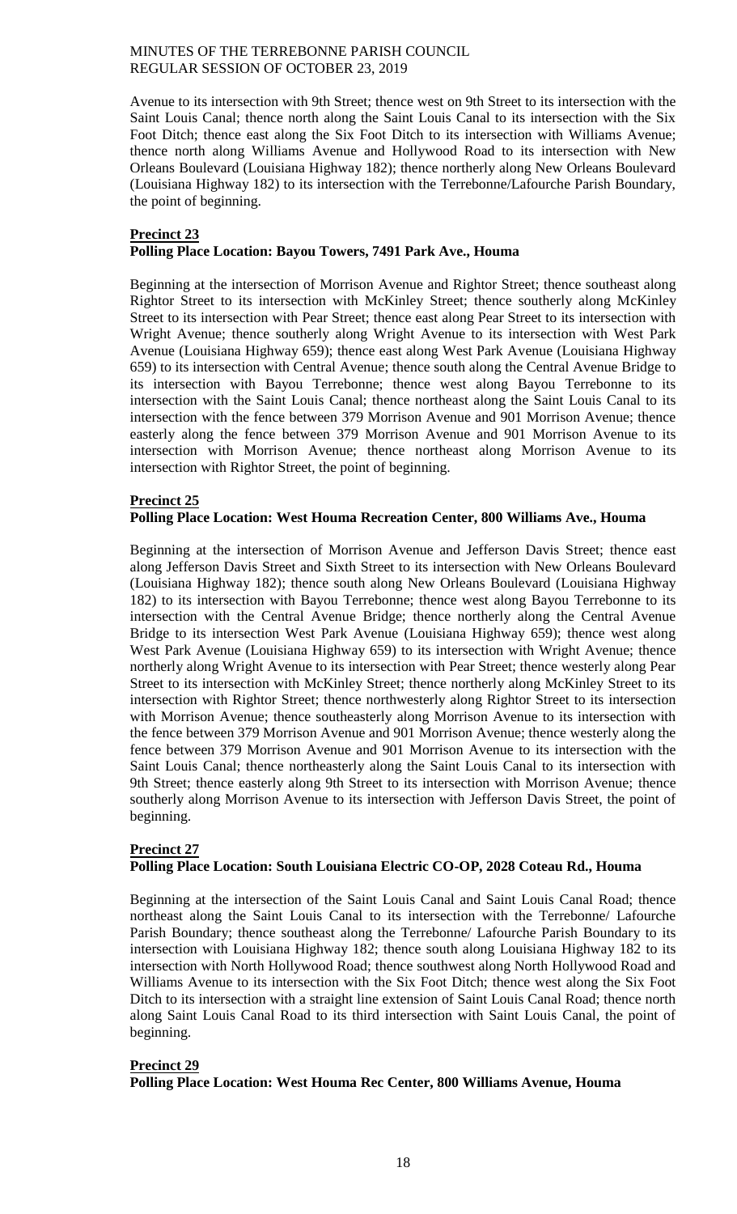Avenue to its intersection with 9th Street; thence west on 9th Street to its intersection with the Saint Louis Canal; thence north along the Saint Louis Canal to its intersection with the Six Foot Ditch; thence east along the Six Foot Ditch to its intersection with Williams Avenue; thence north along Williams Avenue and Hollywood Road to its intersection with New Orleans Boulevard (Louisiana Highway 182); thence northerly along New Orleans Boulevard (Louisiana Highway 182) to its intersection with the Terrebonne/Lafourche Parish Boundary, the point of beginning.

**Precinct 23**
**Polling Place Location: Bayou Towers, 7491 Park Ave., Houma**

Beginning at the intersection of Morrison Avenue and Rightor Street; thence southeast along Rightor Street to its intersection with McKinley Street; thence southerly along McKinley Street to its intersection with Pear Street; thence east along Pear Street to its intersection with Wright Avenue; thence southerly along Wright Avenue to its intersection with West Park Avenue (Louisiana Highway 659); thence east along West Park Avenue (Louisiana Highway 659) to its intersection with Central Avenue; thence south along the Central Avenue Bridge to its intersection with Bayou Terrebonne; thence west along Bayou Terrebonne to its intersection with the Saint Louis Canal; thence northeast along the Saint Louis Canal to its intersection with the fence between 379 Morrison Avenue and 901 Morrison Avenue; thence easterly along the fence between 379 Morrison Avenue and 901 Morrison Avenue to its intersection with Morrison Avenue; thence northeast along Morrison Avenue to its intersection with Rightor Street, the point of beginning.

**Precinct 25**
**Polling Place Location: West Houma Recreation Center, 800 Williams Ave., Houma**

Beginning at the intersection of Morrison Avenue and Jefferson Davis Street; thence east along Jefferson Davis Street and Sixth Street to its intersection with New Orleans Boulevard (Louisiana Highway 182); thence south along New Orleans Boulevard (Louisiana Highway 182) to its intersection with Bayou Terrebonne; thence west along Bayou Terrebonne to its intersection with the Central Avenue Bridge; thence northerly along the Central Avenue Bridge to its intersection West Park Avenue (Louisiana Highway 659); thence west along West Park Avenue (Louisiana Highway 659) to its intersection with Wright Avenue; thence northerly along Wright Avenue to its intersection with Pear Street; thence westerly along Pear Street to its intersection with McKinley Street; thence northerly along McKinley Street to its intersection with Rightor Street; thence northwesterly along Rightor Street to its intersection with Morrison Avenue; thence southeasterly along Morrison Avenue to its intersection with the fence between 379 Morrison Avenue and 901 Morrison Avenue; thence westerly along the fence between 379 Morrison Avenue and 901 Morrison Avenue to its intersection with the Saint Louis Canal; thence northeasterly along the Saint Louis Canal to its intersection with 9th Street; thence easterly along 9th Street to its intersection with Morrison Avenue; thence southerly along Morrison Avenue to its intersection with Jefferson Davis Street, the point of beginning.

**Precinct 27**
**Polling Place Location: South Louisiana Electric CO-OP, 2028 Coteau Rd., Houma**

Beginning at the intersection of the Saint Louis Canal and Saint Louis Canal Road; thence northeast along the Saint Louis Canal to its intersection with the Terrebonne/ Lafourche Parish Boundary; thence southeast along the Terrebonne/ Lafourche Parish Boundary to its intersection with Louisiana Highway 182; thence south along Louisiana Highway 182 to its intersection with North Hollywood Road; thence southwest along North Hollywood Road and Williams Avenue to its intersection with the Six Foot Ditch; thence west along the Six Foot Ditch to its intersection with a straight line extension of Saint Louis Canal Road; thence north along Saint Louis Canal Road to its third intersection with Saint Louis Canal, the point of beginning.

**Precinct 29**
**Polling Place Location: West Houma Rec Center, 800 Williams Avenue, Houma**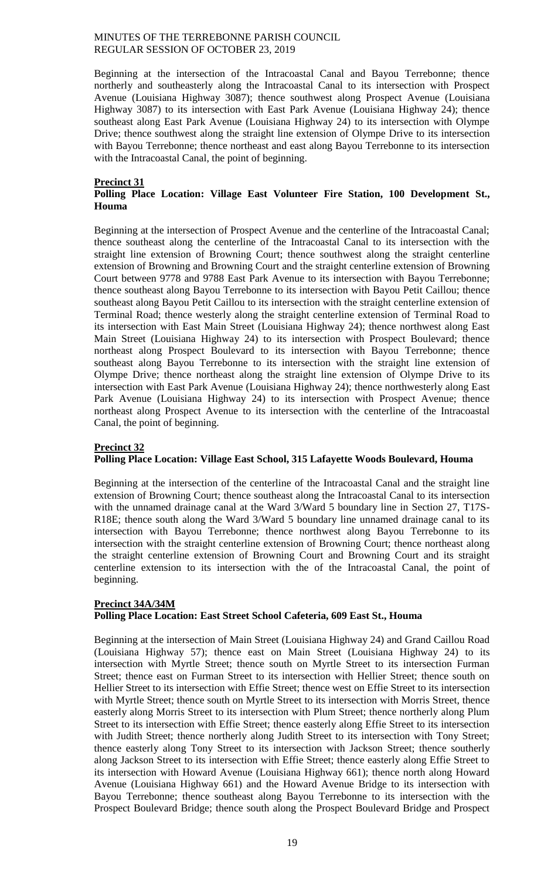Beginning at the intersection of the Intracoastal Canal and Bayou Terrebonne; thence northerly and southeasterly along the Intracoastal Canal to its intersection with Prospect Avenue (Louisiana Highway 3087); thence southwest along Prospect Avenue (Louisiana Highway 3087) to its intersection with East Park Avenue (Louisiana Highway 24); thence southeast along East Park Avenue (Louisiana Highway 24) to its intersection with Olympe Drive; thence southwest along the straight line extension of Olympe Drive to its intersection with Bayou Terrebonne; thence northeast and east along Bayou Terrebonne to its intersection with the Intracoastal Canal, the point of beginning.

**Precinct 31**
**Polling Place Location: Village East Volunteer Fire Station, 100 Development St., Houma**

Beginning at the intersection of Prospect Avenue and the centerline of the Intracoastal Canal; thence southeast along the centerline of the Intracoastal Canal to its intersection with the straight line extension of Browning Court; thence southwest along the straight centerline extension of Browning and Browning Court and the straight centerline extension of Browning Court between 9778 and 9788 East Park Avenue to its intersection with Bayou Terrebonne; thence southeast along Bayou Terrebonne to its intersection with Bayou Petit Caillou; thence southeast along Bayou Petit Caillou to its intersection with the straight centerline extension of Terminal Road; thence westerly along the straight centerline extension of Terminal Road to its intersection with East Main Street (Louisiana Highway 24); thence northwest along East Main Street (Louisiana Highway 24) to its intersection with Prospect Boulevard; thence northeast along Prospect Boulevard to its intersection with Bayou Terrebonne; thence southeast along Bayou Terrebonne to its intersection with the straight line extension of Olympe Drive; thence northeast along the straight line extension of Olympe Drive to its intersection with East Park Avenue (Louisiana Highway 24); thence northwesterly along East Park Avenue (Louisiana Highway 24) to its intersection with Prospect Avenue; thence northeast along Prospect Avenue to its intersection with the centerline of the Intracoastal Canal, the point of beginning.

**Precinct 32**
**Polling Place Location: Village East School, 315 Lafayette Woods Boulevard, Houma**

Beginning at the intersection of the centerline of the Intracoastal Canal and the straight line extension of Browning Court; thence southeast along the Intracoastal Canal to its intersection with the unnamed drainage canal at the Ward 3/Ward 5 boundary line in Section 27, T17S-R18E; thence south along the Ward 3/Ward 5 boundary line unnamed drainage canal to its intersection with Bayou Terrebonne; thence northwest along Bayou Terrebonne to its intersection with the straight centerline extension of Browning Court; thence northeast along the straight centerline extension of Browning Court and Browning Court and its straight centerline extension to its intersection with the of the Intracoastal Canal, the point of beginning.

**Precinct 34A/34M**
**Polling Place Location: East Street School Cafeteria, 609 East St., Houma**

Beginning at the intersection of Main Street (Louisiana Highway 24) and Grand Caillou Road (Louisiana Highway 57); thence east on Main Street (Louisiana Highway 24) to its intersection with Myrtle Street; thence south on Myrtle Street to its intersection Furman Street; thence east on Furman Street to its intersection with Hellier Street; thence south on Hellier Street to its intersection with Effie Street; thence west on Effie Street to its intersection with Myrtle Street; thence south on Myrtle Street to its intersection with Morris Street, thence easterly along Morris Street to its intersection with Plum Street; thence northerly along Plum Street to its intersection with Effie Street; thence easterly along Effie Street to its intersection with Judith Street; thence northerly along Judith Street to its intersection with Tony Street; thence easterly along Tony Street to its intersection with Jackson Street; thence southerly along Jackson Street to its intersection with Effie Street; thence easterly along Effie Street to its intersection with Howard Avenue (Louisiana Highway 661); thence north along Howard Avenue (Louisiana Highway 661) and the Howard Avenue Bridge to its intersection with Bayou Terrebonne; thence southeast along Bayou Terrebonne to its intersection with the Prospect Boulevard Bridge; thence south along the Prospect Boulevard Bridge and Prospect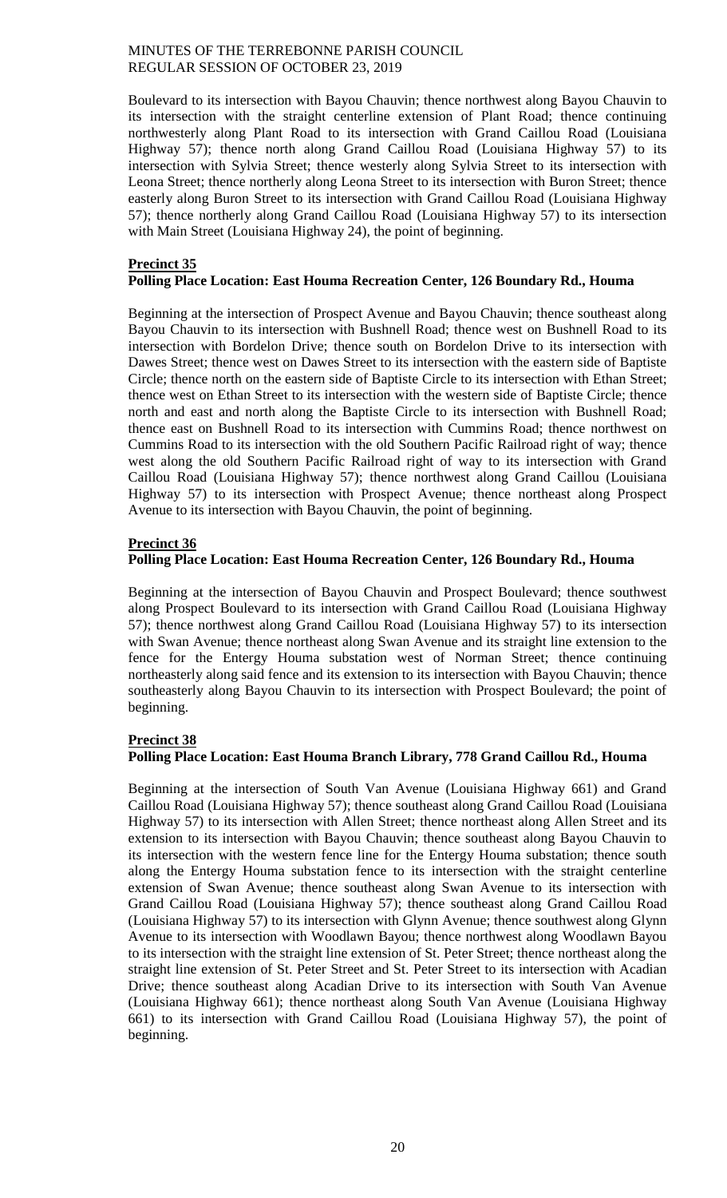Boulevard to its intersection with Bayou Chauvin; thence northwest along Bayou Chauvin to its intersection with the straight centerline extension of Plant Road; thence continuing northwesterly along Plant Road to its intersection with Grand Caillou Road (Louisiana Highway 57); thence north along Grand Caillou Road (Louisiana Highway 57) to its intersection with Sylvia Street; thence westerly along Sylvia Street to its intersection with Leona Street; thence northerly along Leona Street to its intersection with Buron Street; thence easterly along Buron Street to its intersection with Grand Caillou Road (Louisiana Highway 57); thence northerly along Grand Caillou Road (Louisiana Highway 57) to its intersection with Main Street (Louisiana Highway 24), the point of beginning.

**Precinct 35**
**Polling Place Location: East Houma Recreation Center, 126 Boundary Rd., Houma**

Beginning at the intersection of Prospect Avenue and Bayou Chauvin; thence southeast along Bayou Chauvin to its intersection with Bushnell Road; thence west on Bushnell Road to its intersection with Bordelon Drive; thence south on Bordelon Drive to its intersection with Dawes Street; thence west on Dawes Street to its intersection with the eastern side of Baptiste Circle; thence north on the eastern side of Baptiste Circle to its intersection with Ethan Street; thence west on Ethan Street to its intersection with the western side of Baptiste Circle; thence north and east and north along the Baptiste Circle to its intersection with Bushnell Road; thence east on Bushnell Road to its intersection with Cummins Road; thence northwest on Cummins Road to its intersection with the old Southern Pacific Railroad right of way; thence west along the old Southern Pacific Railroad right of way to its intersection with Grand Caillou Road (Louisiana Highway 57); thence northwest along Grand Caillou (Louisiana Highway 57) to its intersection with Prospect Avenue; thence northeast along Prospect Avenue to its intersection with Bayou Chauvin, the point of beginning.

**Precinct 36**
**Polling Place Location: East Houma Recreation Center, 126 Boundary Rd., Houma**

Beginning at the intersection of Bayou Chauvin and Prospect Boulevard; thence southwest along Prospect Boulevard to its intersection with Grand Caillou Road (Louisiana Highway 57); thence northwest along Grand Caillou Road (Louisiana Highway 57) to its intersection with Swan Avenue; thence northeast along Swan Avenue and its straight line extension to the fence for the Entergy Houma substation west of Norman Street; thence continuing northeasterly along said fence and its extension to its intersection with Bayou Chauvin; thence southeasterly along Bayou Chauvin to its intersection with Prospect Boulevard; the point of beginning.

**Precinct 38**
**Polling Place Location: East Houma Branch Library, 778 Grand Caillou Rd., Houma**

Beginning at the intersection of South Van Avenue (Louisiana Highway 661) and Grand Caillou Road (Louisiana Highway 57); thence southeast along Grand Caillou Road (Louisiana Highway 57) to its intersection with Allen Street; thence northeast along Allen Street and its extension to its intersection with Bayou Chauvin; thence southeast along Bayou Chauvin to its intersection with the western fence line for the Entergy Houma substation; thence south along the Entergy Houma substation fence to its intersection with the straight centerline extension of Swan Avenue; thence southeast along Swan Avenue to its intersection with Grand Caillou Road (Louisiana Highway 57); thence southeast along Grand Caillou Road (Louisiana Highway 57) to its intersection with Glynn Avenue; thence southwest along Glynn Avenue to its intersection with Woodlawn Bayou; thence northwest along Woodlawn Bayou to its intersection with the straight line extension of St. Peter Street; thence northeast along the straight line extension of St. Peter Street and St. Peter Street to its intersection with Acadian Drive; thence southeast along Acadian Drive to its intersection with South Van Avenue (Louisiana Highway 661); thence northeast along South Van Avenue (Louisiana Highway 661) to its intersection with Grand Caillou Road (Louisiana Highway 57), the point of beginning.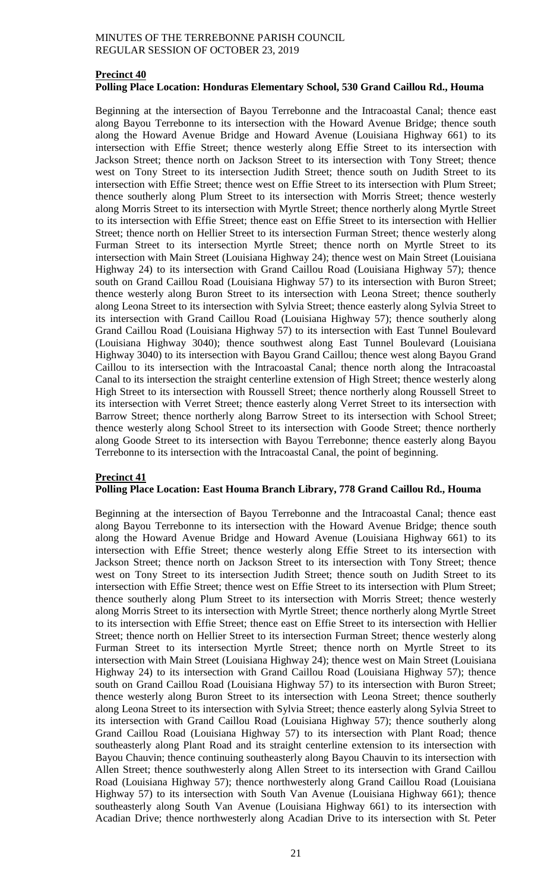**Precinct 40**

**Polling Place Location: Honduras Elementary School, 530 Grand Caillou Rd., Houma**

Beginning at the intersection of Bayou Terrebonne and the Intracoastal Canal; thence east along Bayou Terrebonne to its intersection with the Howard Avenue Bridge; thence south along the Howard Avenue Bridge and Howard Avenue (Louisiana Highway 661) to its intersection with Effie Street; thence westerly along Effie Street to its intersection with Jackson Street; thence north on Jackson Street to its intersection with Tony Street; thence west on Tony Street to its intersection Judith Street; thence south on Judith Street to its intersection with Effie Street; thence west on Effie Street to its intersection with Plum Street; thence southerly along Plum Street to its intersection with Morris Street; thence westerly along Morris Street to its intersection with Myrtle Street; thence northerly along Myrtle Street to its intersection with Effie Street; thence east on Effie Street to its intersection with Hellier Street; thence north on Hellier Street to its intersection Furman Street; thence westerly along Furman Street to its intersection Myrtle Street; thence north on Myrtle Street to its intersection with Main Street (Louisiana Highway 24); thence west on Main Street (Louisiana Highway 24) to its intersection with Grand Caillou Road (Louisiana Highway 57); thence south on Grand Caillou Road (Louisiana Highway 57) to its intersection with Buron Street; thence westerly along Buron Street to its intersection with Leona Street; thence southerly along Leona Street to its intersection with Sylvia Street; thence easterly along Sylvia Street to its intersection with Grand Caillou Road (Louisiana Highway 57); thence southerly along Grand Caillou Road (Louisiana Highway 57) to its intersection with East Tunnel Boulevard (Louisiana Highway 3040); thence southwest along East Tunnel Boulevard (Louisiana Highway 3040) to its intersection with Bayou Grand Caillou; thence west along Bayou Grand Caillou to its intersection with the Intracoastal Canal; thence north along the Intracoastal Canal to its intersection the straight centerline extension of High Street; thence westerly along High Street to its intersection with Roussell Street; thence northerly along Roussell Street to its intersection with Verret Street; thence easterly along Verret Street to its intersection with Barrow Street; thence northerly along Barrow Street to its intersection with School Street; thence westerly along School Street to its intersection with Goode Street; thence northerly along Goode Street to its intersection with Bayou Terrebonne; thence easterly along Bayou Terrebonne to its intersection with the Intracoastal Canal, the point of beginning.

**Precinct 41**

**Polling Place Location: East Houma Branch Library, 778 Grand Caillou Rd., Houma**

Beginning at the intersection of Bayou Terrebonne and the Intracoastal Canal; thence east along Bayou Terrebonne to its intersection with the Howard Avenue Bridge; thence south along the Howard Avenue Bridge and Howard Avenue (Louisiana Highway 661) to its intersection with Effie Street; thence westerly along Effie Street to its intersection with Jackson Street; thence north on Jackson Street to its intersection with Tony Street; thence west on Tony Street to its intersection Judith Street; thence south on Judith Street to its intersection with Effie Street; thence west on Effie Street to its intersection with Plum Street; thence southerly along Plum Street to its intersection with Morris Street; thence westerly along Morris Street to its intersection with Myrtle Street; thence northerly along Myrtle Street to its intersection with Effie Street; thence east on Effie Street to its intersection with Hellier Street; thence north on Hellier Street to its intersection Furman Street; thence westerly along Furman Street to its intersection Myrtle Street; thence north on Myrtle Street to its intersection with Main Street (Louisiana Highway 24); thence west on Main Street (Louisiana Highway 24) to its intersection with Grand Caillou Road (Louisiana Highway 57); thence south on Grand Caillou Road (Louisiana Highway 57) to its intersection with Buron Street; thence westerly along Buron Street to its intersection with Leona Street; thence southerly along Leona Street to its intersection with Sylvia Street; thence easterly along Sylvia Street to its intersection with Grand Caillou Road (Louisiana Highway 57); thence southerly along Grand Caillou Road (Louisiana Highway 57) to its intersection with Plant Road; thence southeasterly along Plant Road and its straight centerline extension to its intersection with Bayou Chauvin; thence continuing southeasterly along Bayou Chauvin to its intersection with Allen Street; thence southwesterly along Allen Street to its intersection with Grand Caillou Road (Louisiana Highway 57); thence northwesterly along Grand Caillou Road (Louisiana Highway 57) to its intersection with South Van Avenue (Louisiana Highway 661); thence southeasterly along South Van Avenue (Louisiana Highway 661) to its intersection with Acadian Drive; thence northwesterly along Acadian Drive to its intersection with St. Peter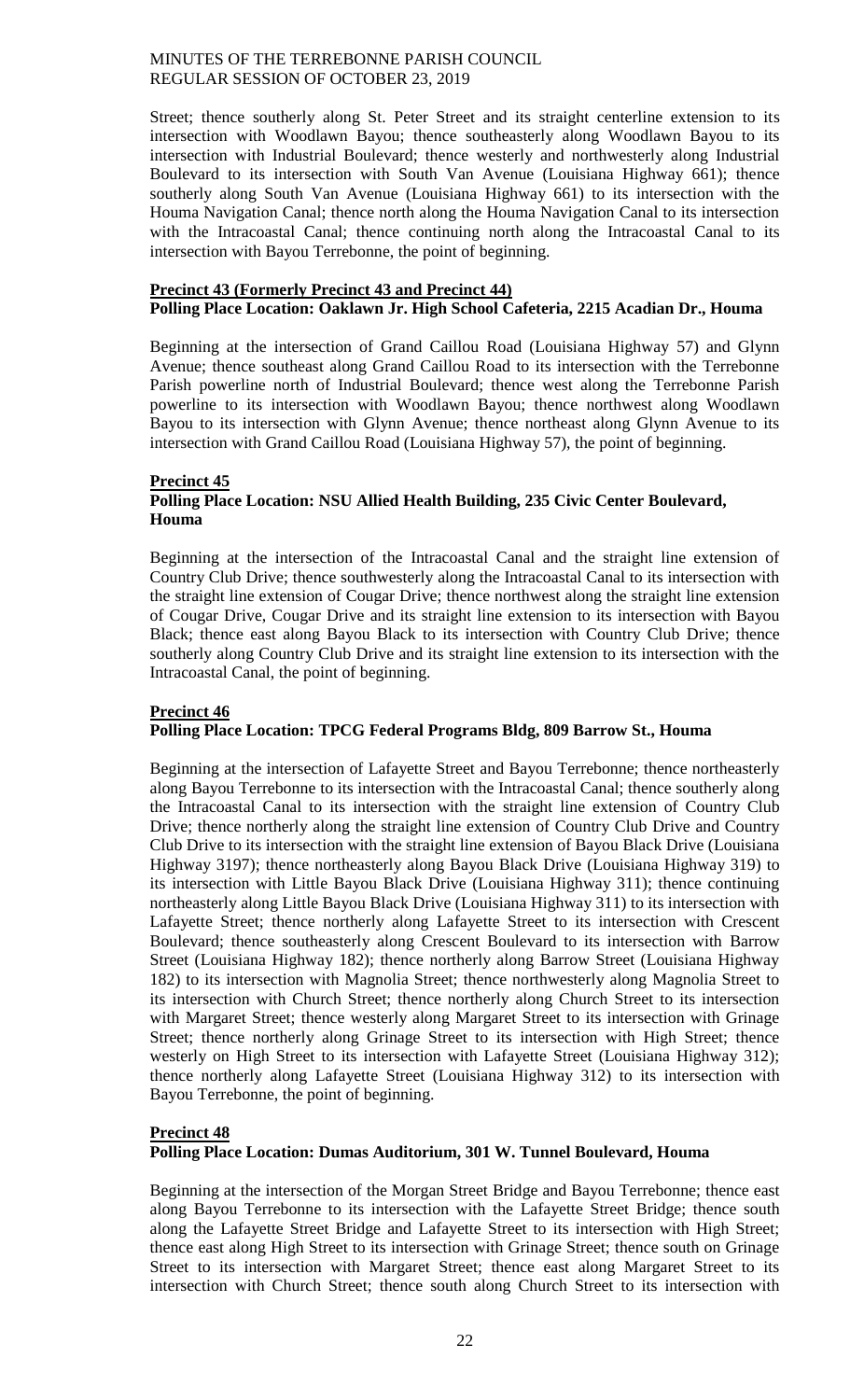Street; thence southerly along St. Peter Street and its straight centerline extension to its intersection with Woodlawn Bayou; thence southeasterly along Woodlawn Bayou to its intersection with Industrial Boulevard; thence westerly and northwesterly along Industrial Boulevard to its intersection with South Van Avenue (Louisiana Highway 661); thence southerly along South Van Avenue (Louisiana Highway 661) to its intersection with the Houma Navigation Canal; thence north along the Houma Navigation Canal to its intersection with the Intracoastal Canal; thence continuing north along the Intracoastal Canal to its intersection with Bayou Terrebonne, the point of beginning.

**Precinct 43 (Formerly Precinct 43 and Precinct 44)**
**Polling Place Location: Oaklawn Jr. High School Cafeteria, 2215 Acadian Dr., Houma**

Beginning at the intersection of Grand Caillou Road (Louisiana Highway 57) and Glynn Avenue; thence southeast along Grand Caillou Road to its intersection with the Terrebonne Parish powerline north of Industrial Boulevard; thence west along the Terrebonne Parish powerline to its intersection with Woodlawn Bayou; thence northwest along Woodlawn Bayou to its intersection with Glynn Avenue; thence northeast along Glynn Avenue to its intersection with Grand Caillou Road (Louisiana Highway 57), the point of beginning.

**Precinct 45**
**Polling Place Location: NSU Allied Health Building, 235 Civic Center Boulevard, Houma**

Beginning at the intersection of the Intracoastal Canal and the straight line extension of Country Club Drive; thence southwesterly along the Intracoastal Canal to its intersection with the straight line extension of Cougar Drive; thence northwest along the straight line extension of Cougar Drive, Cougar Drive and its straight line extension to its intersection with Bayou Black; thence east along Bayou Black to its intersection with Country Club Drive; thence southerly along Country Club Drive and its straight line extension to its intersection with the Intracoastal Canal, the point of beginning.

**Precinct 46**
**Polling Place Location: TPCG Federal Programs Bldg, 809 Barrow St., Houma**

Beginning at the intersection of Lafayette Street and Bayou Terrebonne; thence northeasterly along Bayou Terrebonne to its intersection with the Intracoastal Canal; thence southerly along the Intracoastal Canal to its intersection with the straight line extension of Country Club Drive; thence northerly along the straight line extension of Country Club Drive and Country Club Drive to its intersection with the straight line extension of Bayou Black Drive (Louisiana Highway 3197); thence northeasterly along Bayou Black Drive (Louisiana Highway 319) to its intersection with Little Bayou Black Drive (Louisiana Highway 311); thence continuing northeasterly along Little Bayou Black Drive (Louisiana Highway 311) to its intersection with Lafayette Street; thence northerly along Lafayette Street to its intersection with Crescent Boulevard; thence southeasterly along Crescent Boulevard to its intersection with Barrow Street (Louisiana Highway 182); thence northerly along Barrow Street (Louisiana Highway 182) to its intersection with Magnolia Street; thence northwesterly along Magnolia Street to its intersection with Church Street; thence northerly along Church Street to its intersection with Margaret Street; thence westerly along Margaret Street to its intersection with Grinage Street; thence northerly along Grinage Street to its intersection with High Street; thence westerly on High Street to its intersection with Lafayette Street (Louisiana Highway 312); thence northerly along Lafayette Street (Louisiana Highway 312) to its intersection with Bayou Terrebonne, the point of beginning.

**Precinct 48**
**Polling Place Location: Dumas Auditorium, 301 W. Tunnel Boulevard, Houma**

Beginning at the intersection of the Morgan Street Bridge and Bayou Terrebonne; thence east along Bayou Terrebonne to its intersection with the Lafayette Street Bridge; thence south along the Lafayette Street Bridge and Lafayette Street to its intersection with High Street; thence east along High Street to its intersection with Grinage Street; thence south on Grinage Street to its intersection with Margaret Street; thence east along Margaret Street to its intersection with Church Street; thence south along Church Street to its intersection with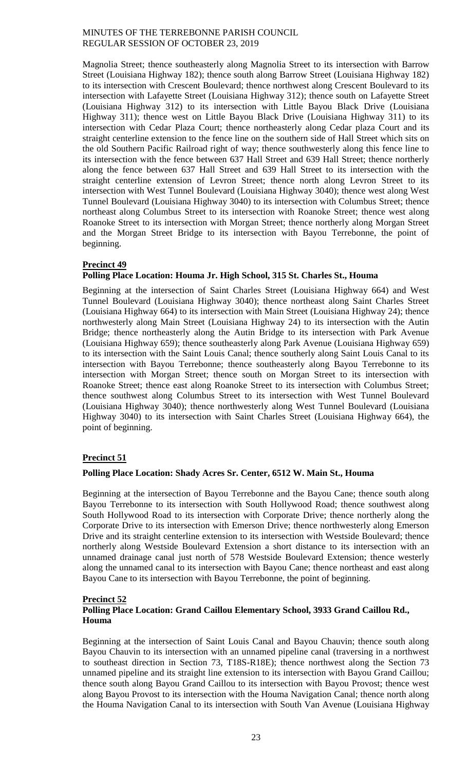Magnolia Street; thence southeasterly along Magnolia Street to its intersection with Barrow Street (Louisiana Highway 182); thence south along Barrow Street (Louisiana Highway 182) to its intersection with Crescent Boulevard; thence northwest along Crescent Boulevard to its intersection with Lafayette Street (Louisiana Highway 312); thence south on Lafayette Street (Louisiana Highway 312) to its intersection with Little Bayou Black Drive (Louisiana Highway 311); thence west on Little Bayou Black Drive (Louisiana Highway 311) to its intersection with Cedar Plaza Court; thence northeasterly along Cedar plaza Court and its straight centerline extension to the fence line on the southern side of Hall Street which sits on the old Southern Pacific Railroad right of way; thence southwesterly along this fence line to its intersection with the fence between 637 Hall Street and 639 Hall Street; thence northerly along the fence between 637 Hall Street and 639 Hall Street to its intersection with the straight centerline extension of Levron Street; thence north along Levron Street to its intersection with West Tunnel Boulevard (Louisiana Highway 3040); thence west along West Tunnel Boulevard (Louisiana Highway 3040) to its intersection with Columbus Street; thence northeast along Columbus Street to its intersection with Roanoke Street; thence west along Roanoke Street to its intersection with Morgan Street; thence northerly along Morgan Street and the Morgan Street Bridge to its intersection with Bayou Terrebonne, the point of beginning.

**Precinct 49**

**Polling Place Location: Houma Jr. High School, 315 St. Charles St., Houma**

Beginning at the intersection of Saint Charles Street (Louisiana Highway 664) and West Tunnel Boulevard (Louisiana Highway 3040); thence northeast along Saint Charles Street (Louisiana Highway 664) to its intersection with Main Street (Louisiana Highway 24); thence northwesterly along Main Street (Louisiana Highway 24) to its intersection with the Autin Bridge; thence northeasterly along the Autin Bridge to its intersection with Park Avenue (Louisiana Highway 659); thence southeasterly along Park Avenue (Louisiana Highway 659) to its intersection with the Saint Louis Canal; thence southerly along Saint Louis Canal to its intersection with Bayou Terrebonne; thence southeasterly along Bayou Terrebonne to its intersection with Morgan Street; thence south on Morgan Street to its intersection with Roanoke Street; thence east along Roanoke Street to its intersection with Columbus Street; thence southwest along Columbus Street to its intersection with West Tunnel Boulevard (Louisiana Highway 3040); thence northwesterly along West Tunnel Boulevard (Louisiana Highway 3040) to its intersection with Saint Charles Street (Louisiana Highway 664), the point of beginning.

**Precinct 51**

**Polling Place Location: Shady Acres Sr. Center, 6512 W. Main St., Houma**

Beginning at the intersection of Bayou Terrebonne and the Bayou Cane; thence south along Bayou Terrebonne to its intersection with South Hollywood Road; thence southwest along South Hollywood Road to its intersection with Corporate Drive; thence northerly along the Corporate Drive to its intersection with Emerson Drive; thence northwesterly along Emerson Drive and its straight centerline extension to its intersection with Westside Boulevard; thence northerly along Westside Boulevard Extension a short distance to its intersection with an unnamed drainage canal just north of 578 Westside Boulevard Extension; thence westerly along the unnamed canal to its intersection with Bayou Cane; thence northeast and east along Bayou Cane to its intersection with Bayou Terrebonne, the point of beginning.

**Precinct 52**

**Polling Place Location: Grand Caillou Elementary School, 3933 Grand Caillou Rd., Houma**

Beginning at the intersection of Saint Louis Canal and Bayou Chauvin; thence south along Bayou Chauvin to its intersection with an unnamed pipeline canal (traversing in a northwest to southeast direction in Section 73, T18S-R18E); thence northwest along the Section 73 unnamed pipeline and its straight line extension to its intersection with Bayou Grand Caillou; thence south along Bayou Grand Caillou to its intersection with Bayou Provost; thence west along Bayou Provost to its intersection with the Houma Navigation Canal; thence north along the Houma Navigation Canal to its intersection with South Van Avenue (Louisiana Highway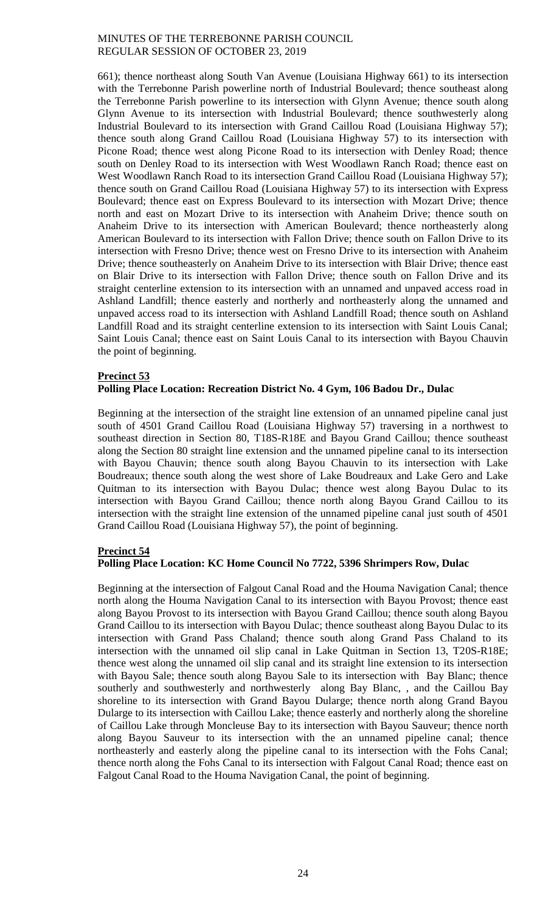661); thence northeast along South Van Avenue (Louisiana Highway 661) to its intersection with the Terrebonne Parish powerline north of Industrial Boulevard; thence southeast along the Terrebonne Parish powerline to its intersection with Glynn Avenue; thence south along Glynn Avenue to its intersection with Industrial Boulevard; thence southwesterly along Industrial Boulevard to its intersection with Grand Caillou Road (Louisiana Highway 57); thence south along Grand Caillou Road (Louisiana Highway 57) to its intersection with Picone Road; thence west along Picone Road to its intersection with Denley Road; thence south on Denley Road to its intersection with West Woodlawn Ranch Road; thence east on West Woodlawn Ranch Road to its intersection Grand Caillou Road (Louisiana Highway 57); thence south on Grand Caillou Road (Louisiana Highway 57) to its intersection with Express Boulevard; thence east on Express Boulevard to its intersection with Mozart Drive; thence north and east on Mozart Drive to its intersection with Anaheim Drive; thence south on Anaheim Drive to its intersection with American Boulevard; thence northeasterly along American Boulevard to its intersection with Fallon Drive; thence south on Fallon Drive to its intersection with Fresno Drive; thence west on Fresno Drive to its intersection with Anaheim Drive; thence southeasterly on Anaheim Drive to its intersection with Blair Drive; thence east on Blair Drive to its intersection with Fallon Drive; thence south on Fallon Drive and its straight centerline extension to its intersection with an unnamed and unpaved access road in Ashland Landfill; thence easterly and northerly and northeasterly along the unnamed and unpaved access road to its intersection with Ashland Landfill Road; thence south on Ashland Landfill Road and its straight centerline extension to its intersection with Saint Louis Canal; Saint Louis Canal; thence east on Saint Louis Canal to its intersection with Bayou Chauvin the point of beginning.

**Precinct 53**
**Polling Place Location: Recreation District No. 4 Gym, 106 Badou Dr., Dulac**

Beginning at the intersection of the straight line extension of an unnamed pipeline canal just south of 4501 Grand Caillou Road (Louisiana Highway 57) traversing in a northwest to southeast direction in Section 80, T18S-R18E and Bayou Grand Caillou; thence southeast along the Section 80 straight line extension and the unnamed pipeline canal to its intersection with Bayou Chauvin; thence south along Bayou Chauvin to its intersection with Lake Boudreaux; thence south along the west shore of Lake Boudreaux and Lake Gero and Lake Quitman to its intersection with Bayou Dulac; thence west along Bayou Dulac to its intersection with Bayou Grand Caillou; thence north along Bayou Grand Caillou to its intersection with the straight line extension of the unnamed pipeline canal just south of 4501 Grand Caillou Road (Louisiana Highway 57), the point of beginning.

**Precinct 54**
**Polling Place Location: KC Home Council No 7722, 5396 Shrimpers Row, Dulac**

Beginning at the intersection of Falgout Canal Road and the Houma Navigation Canal; thence north along the Houma Navigation Canal to its intersection with Bayou Provost; thence east along Bayou Provost to its intersection with Bayou Grand Caillou; thence south along Bayou Grand Caillou to its intersection with Bayou Dulac; thence southeast along Bayou Dulac to its intersection with Grand Pass Chaland; thence south along Grand Pass Chaland to its intersection with the unnamed oil slip canal in Lake Quitman in Section 13, T20S-R18E; thence west along the unnamed oil slip canal and its straight line extension to its intersection with Bayou Sale; thence south along Bayou Sale to its intersection with Bay Blanc; thence southerly and southwesterly and northwesterly along Bay Blanc, , and the Caillou Bay shoreline to its intersection with Grand Bayou Dularge; thence north along Grand Bayou Dularge to its intersection with Caillou Lake; thence easterly and northerly along the shoreline of Caillou Lake through Moncleuse Bay to its intersection with Bayou Sauveur; thence north along Bayou Sauveur to its intersection with the an unnamed pipeline canal; thence northeasterly and easterly along the pipeline canal to its intersection with the Fohs Canal; thence north along the Fohs Canal to its intersection with Falgout Canal Road; thence east on Falgout Canal Road to the Houma Navigation Canal, the point of beginning.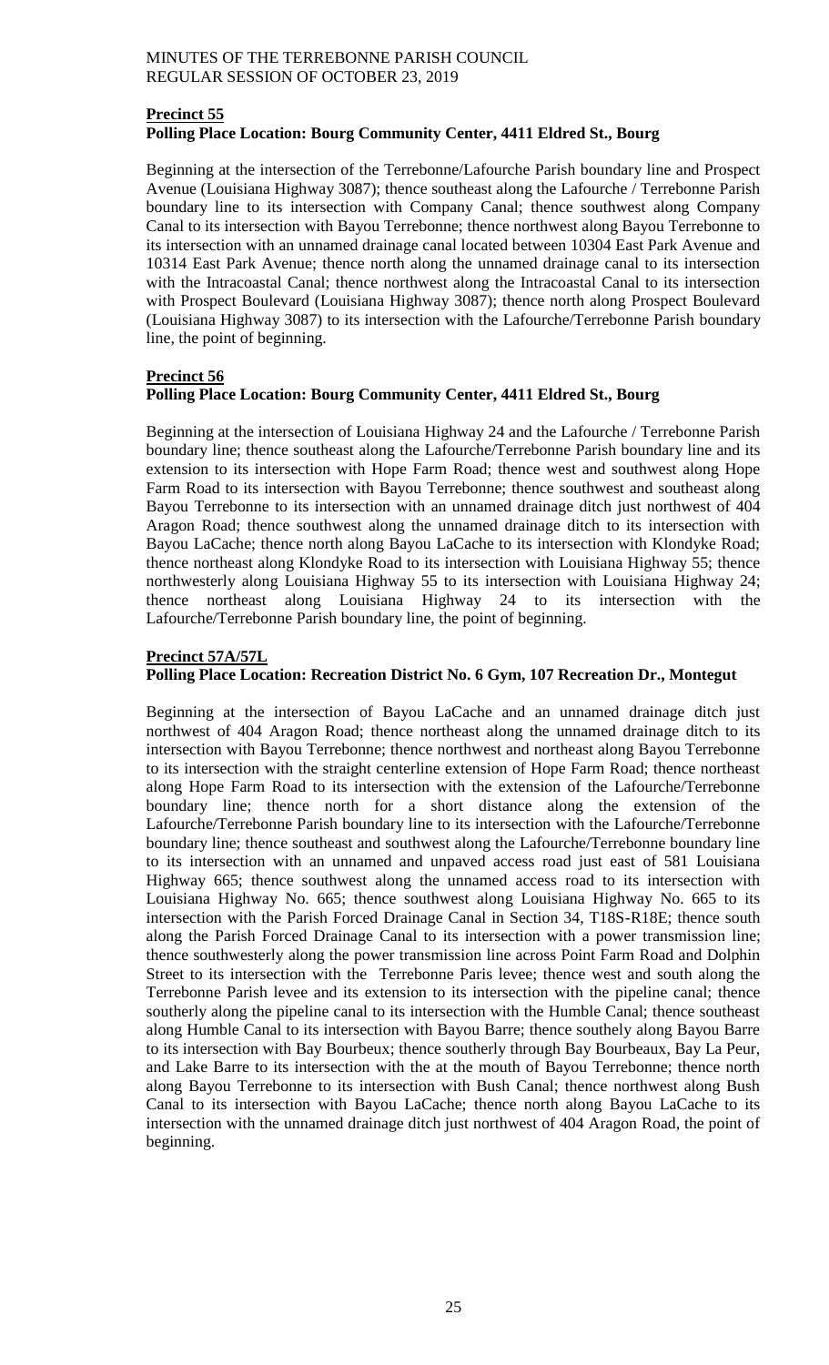**Precinct 55**

**Polling Place Location: Bourg Community Center, 4411 Eldred St., Bourg**

Beginning at the intersection of the Terrebonne/Lafourche Parish boundary line and Prospect Avenue (Louisiana Highway 3087); thence southeast along the Lafourche / Terrebonne Parish boundary line to its intersection with Company Canal; thence southwest along Company Canal to its intersection with Bayou Terrebonne; thence northwest along Bayou Terrebonne to its intersection with an unnamed drainage canal located between 10304 East Park Avenue and 10314 East Park Avenue; thence north along the unnamed drainage canal to its intersection with the Intracoastal Canal; thence northwest along the Intracoastal Canal to its intersection with Prospect Boulevard (Louisiana Highway 3087); thence north along Prospect Boulevard (Louisiana Highway 3087) to its intersection with the Lafourche/Terrebonne Parish boundary line, the point of beginning.

**Precinct 56**

**Polling Place Location: Bourg Community Center, 4411 Eldred St., Bourg**

Beginning at the intersection of Louisiana Highway 24 and the Lafourche / Terrebonne Parish boundary line; thence southeast along the Lafourche/Terrebonne Parish boundary line and its extension to its intersection with Hope Farm Road; thence west and southwest along Hope Farm Road to its intersection with Bayou Terrebonne; thence southwest and southeast along Bayou Terrebonne to its intersection with an unnamed drainage ditch just northwest of 404 Aragon Road; thence southwest along the unnamed drainage ditch to its intersection with Bayou LaCache; thence north along Bayou LaCache to its intersection with Klondyke Road; thence northeast along Klondyke Road to its intersection with Louisiana Highway 55; thence northwesterly along Louisiana Highway 55 to its intersection with Louisiana Highway 24; thence northeast along Louisiana Highway 24 to its intersection with the Lafourche/Terrebonne Parish boundary line, the point of beginning.

**Precinct 57A/57L**

**Polling Place Location: Recreation District No. 6 Gym, 107 Recreation Dr., Montegut**

Beginning at the intersection of Bayou LaCache and an unnamed drainage ditch just northwest of 404 Aragon Road; thence northeast along the unnamed drainage ditch to its intersection with Bayou Terrebonne; thence northwest and northeast along Bayou Terrebonne to its intersection with the straight centerline extension of Hope Farm Road; thence northeast along Hope Farm Road to its intersection with the extension of the Lafourche/Terrebonne boundary line; thence north for a short distance along the extension of the Lafourche/Terrebonne Parish boundary line to its intersection with the Lafourche/Terrebonne boundary line; thence southeast and southwest along the Lafourche/Terrebonne boundary line to its intersection with an unnamed and unpaved access road just east of 581 Louisiana Highway 665; thence southwest along the unnamed access road to its intersection with Louisiana Highway No. 665; thence southwest along Louisiana Highway No. 665 to its intersection with the Parish Forced Drainage Canal in Section 34, T18S-R18E; thence south along the Parish Forced Drainage Canal to its intersection with a power transmission line; thence southwesterly along the power transmission line across Point Farm Road and Dolphin Street to its intersection with the Terrebonne Paris levee; thence west and south along the Terrebonne Parish levee and its extension to its intersection with the pipeline canal; thence southerly along the pipeline canal to its intersection with the Humble Canal; thence southeast along Humble Canal to its intersection with Bayou Barre; thence southely along Bayou Barre to its intersection with Bay Bourbeux; thence southerly through Bay Bourbeaux, Bay La Peur, and Lake Barre to its intersection with the at the mouth of Bayou Terrebonne; thence north along Bayou Terrebonne to its intersection with Bush Canal; thence northwest along Bush Canal to its intersection with Bayou LaCache; thence north along Bayou LaCache to its intersection with the unnamed drainage ditch just northwest of 404 Aragon Road, the point of beginning.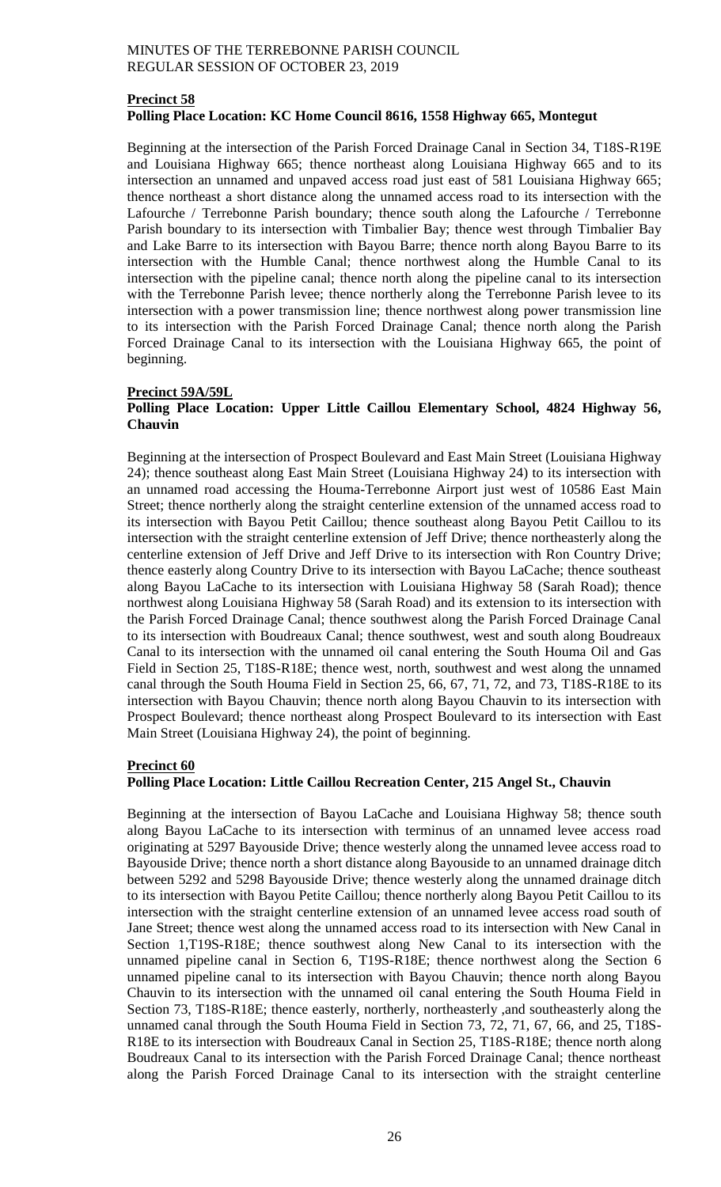**Precinct 58**
**Polling Place Location: KC Home Council 8616, 1558 Highway 665, Montegut**

Beginning at the intersection of the Parish Forced Drainage Canal in Section 34, T18S-R19E and Louisiana Highway 665; thence northeast along Louisiana Highway 665 and to its intersection an unnamed and unpaved access road just east of 581 Louisiana Highway 665; thence northeast a short distance along the unnamed access road to its intersection with the Lafourche / Terrebonne Parish boundary; thence south along the Lafourche / Terrebonne Parish boundary to its intersection with Timbalier Bay; thence west through Timbalier Bay and Lake Barre to its intersection with Bayou Barre; thence north along Bayou Barre to its intersection with the Humble Canal; thence northwest along the Humble Canal to its intersection with the pipeline canal; thence north along the pipeline canal to its intersection with the Terrebonne Parish levee; thence northerly along the Terrebonne Parish levee to its intersection with a power transmission line; thence northwest along power transmission line to its intersection with the Parish Forced Drainage Canal; thence north along the Parish Forced Drainage Canal to its intersection with the Louisiana Highway 665, the point of beginning.

**Precinct 59A/59L**
**Polling Place Location: Upper Little Caillou Elementary School, 4824 Highway 56, Chauvin**

Beginning at the intersection of Prospect Boulevard and East Main Street (Louisiana Highway 24); thence southeast along East Main Street (Louisiana Highway 24) to its intersection with an unnamed road accessing the Houma-Terrebonne Airport just west of 10586 East Main Street; thence northerly along the straight centerline extension of the unnamed access road to its intersection with Bayou Petit Caillou; thence southeast along Bayou Petit Caillou to its intersection with the straight centerline extension of Jeff Drive; thence northeasterly along the centerline extension of Jeff Drive and Jeff Drive to its intersection with Ron Country Drive; thence easterly along Country Drive to its intersection with Bayou LaCache; thence southeast along Bayou LaCache to its intersection with Louisiana Highway 58 (Sarah Road); thence northwest along Louisiana Highway 58 (Sarah Road) and its extension to its intersection with the Parish Forced Drainage Canal; thence southwest along the Parish Forced Drainage Canal to its intersection with Boudreaux Canal; thence southwest, west and south along Boudreaux Canal to its intersection with the unnamed oil canal entering the South Houma Oil and Gas Field in Section 25, T18S-R18E; thence west, north, southwest and west along the unnamed canal through the South Houma Field in Section 25, 66, 67, 71, 72, and 73, T18S-R18E to its intersection with Bayou Chauvin; thence north along Bayou Chauvin to its intersection with Prospect Boulevard; thence northeast along Prospect Boulevard to its intersection with East Main Street (Louisiana Highway 24), the point of beginning.

**Precinct 60**
**Polling Place Location: Little Caillou Recreation Center, 215 Angel St., Chauvin**

Beginning at the intersection of Bayou LaCache and Louisiana Highway 58; thence south along Bayou LaCache to its intersection with terminus of an unnamed levee access road originating at 5297 Bayouside Drive; thence westerly along the unnamed levee access road to Bayouside Drive; thence north a short distance along Bayouside to an unnamed drainage ditch between 5292 and 5298 Bayouside Drive; thence westerly along the unnamed drainage ditch to its intersection with Bayou Petite Caillou; thence northerly along Bayou Petit Caillou to its intersection with the straight centerline extension of an unnamed levee access road south of Jane Street; thence west along the unnamed access road to its intersection with New Canal in Section 1,T19S-R18E; thence southwest along New Canal to its intersection with the unnamed pipeline canal in Section 6, T19S-R18E; thence northwest along the Section 6 unnamed pipeline canal to its intersection with Bayou Chauvin; thence north along Bayou Chauvin to its intersection with the unnamed oil canal entering the South Houma Field in Section 73, T18S-R18E; thence easterly, northerly, northeasterly ,and southeasterly along the unnamed canal through the South Houma Field in Section 73, 72, 71, 67, 66, and 25, T18S-R18E to its intersection with Boudreaux Canal in Section 25, T18S-R18E; thence north along Boudreaux Canal to its intersection with the Parish Forced Drainage Canal; thence northeast along the Parish Forced Drainage Canal to its intersection with the straight centerline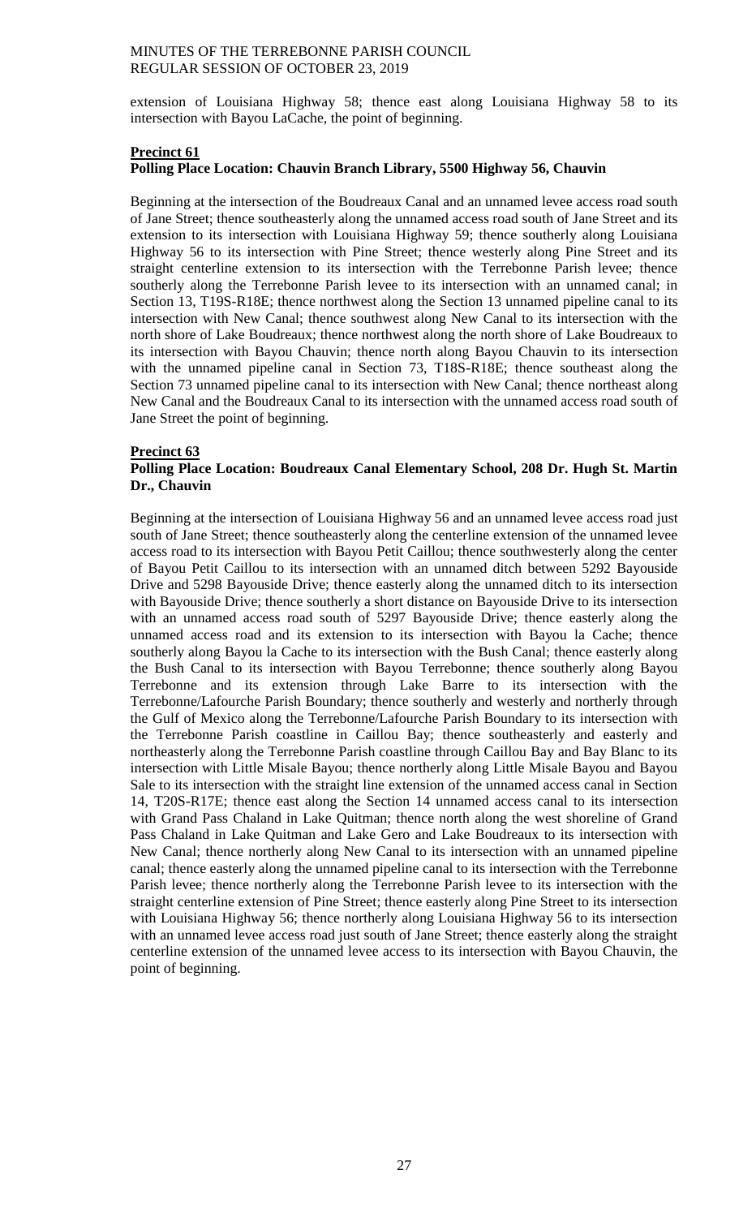extension of Louisiana Highway 58; thence east along Louisiana Highway 58 to its intersection with Bayou LaCache, the point of beginning.

**Precinct 61**
**Polling Place Location: Chauvin Branch Library, 5500 Highway 56, Chauvin**

Beginning at the intersection of the Boudreaux Canal and an unnamed levee access road south of Jane Street; thence southeasterly along the unnamed access road south of Jane Street and its extension to its intersection with Louisiana Highway 59; thence southerly along Louisiana Highway 56 to its intersection with Pine Street; thence westerly along Pine Street and its straight centerline extension to its intersection with the Terrebonne Parish levee; thence southerly along the Terrebonne Parish levee to its intersection with an unnamed canal; in Section 13, T19S-R18E; thence northwest along the Section 13 unnamed pipeline canal to its intersection with New Canal; thence southwest along New Canal to its intersection with the north shore of Lake Boudreaux; thence northwest along the north shore of Lake Boudreaux to its intersection with Bayou Chauvin; thence north along Bayou Chauvin to its intersection with the unnamed pipeline canal in Section 73, T18S-R18E; thence southeast along the Section 73 unnamed pipeline canal to its intersection with New Canal; thence northeast along New Canal and the Boudreaux Canal to its intersection with the unnamed access road south of Jane Street the point of beginning.

**Precinct 63**
**Polling Place Location: Boudreaux Canal Elementary School, 208 Dr. Hugh St. Martin Dr., Chauvin**

Beginning at the intersection of Louisiana Highway 56 and an unnamed levee access road just south of Jane Street; thence southeasterly along the centerline extension of the unnamed levee access road to its intersection with Bayou Petit Caillou; thence southwesterly along the center of Bayou Petit Caillou to its intersection with an unnamed ditch between 5292 Bayouside Drive and 5298 Bayouside Drive; thence easterly along the unnamed ditch to its intersection with Bayouside Drive; thence southerly a short distance on Bayouside Drive to its intersection with an unnamed access road south of 5297 Bayouside Drive; thence easterly along the unnamed access road and its extension to its intersection with Bayou la Cache; thence southerly along Bayou la Cache to its intersection with the Bush Canal; thence easterly along the Bush Canal to its intersection with Bayou Terrebonne; thence southerly along Bayou Terrebonne and its extension through Lake Barre to its intersection with the Terrebonne/Lafourche Parish Boundary; thence southerly and westerly and northerly through the Gulf of Mexico along the Terrebonne/Lafourche Parish Boundary to its intersection with the Terrebonne Parish coastline in Caillou Bay; thence southeasterly and easterly and northeasterly along the Terrebonne Parish coastline through Caillou Bay and Bay Blanc to its intersection with Little Misale Bayou; thence northerly along Little Misale Bayou and Bayou Sale to its intersection with the straight line extension of the unnamed access canal in Section 14, T20S-R17E; thence east along the Section 14 unnamed access canal to its intersection with Grand Pass Chaland in Lake Quitman; thence north along the west shoreline of Grand Pass Chaland in Lake Quitman and Lake Gero and Lake Boudreaux to its intersection with New Canal; thence northerly along New Canal to its intersection with an unnamed pipeline canal; thence easterly along the unnamed pipeline canal to its intersection with the Terrebonne Parish levee; thence northerly along the Terrebonne Parish levee to its intersection with the straight centerline extension of Pine Street; thence easterly along Pine Street to its intersection with Louisiana Highway 56; thence northerly along Louisiana Highway 56 to its intersection with an unnamed levee access road just south of Jane Street; thence easterly along the straight centerline extension of the unnamed levee access to its intersection with Bayou Chauvin, the point of beginning.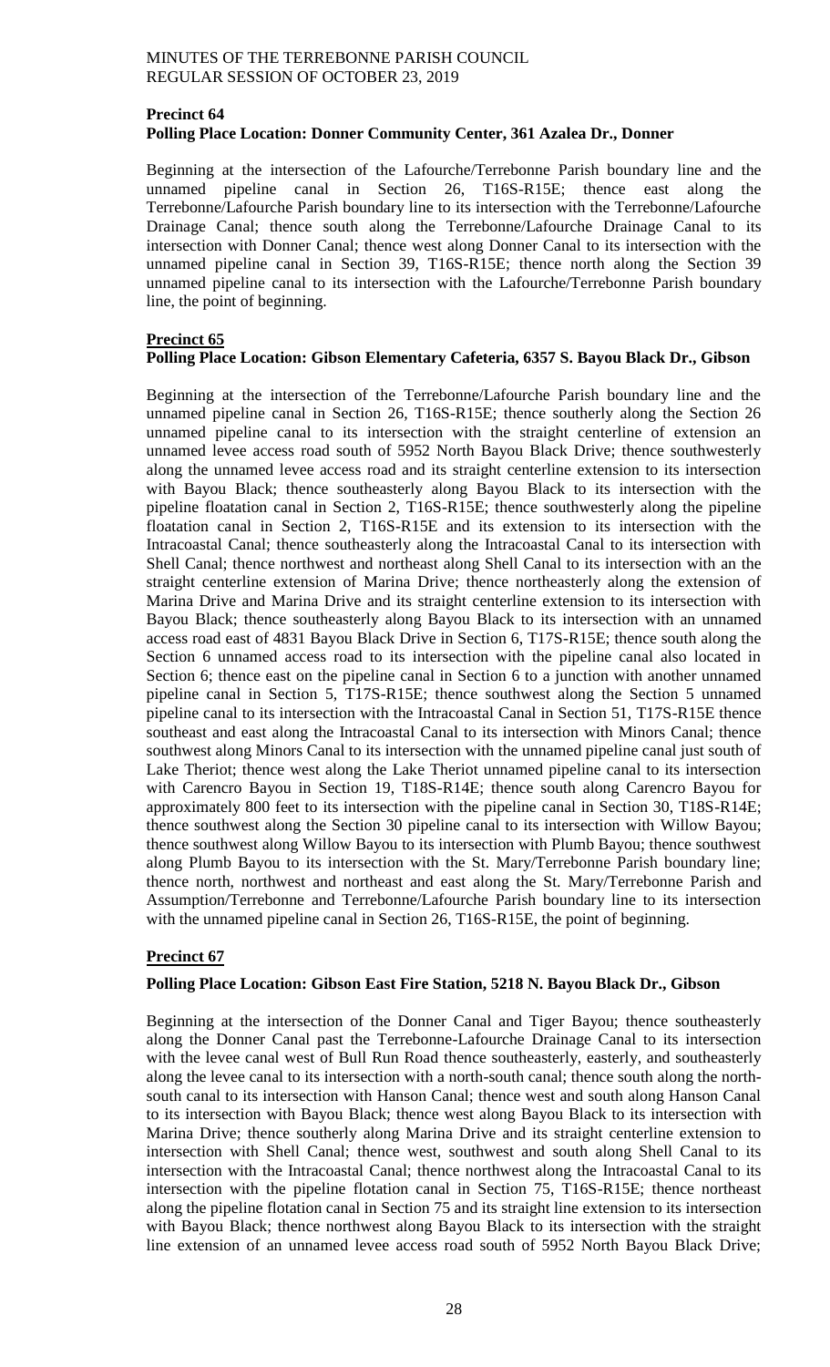**Precinct 64**
**Polling Place Location: Donner Community Center, 361 Azalea Dr., Donner**

Beginning at the intersection of the Lafourche/Terrebonne Parish boundary line and the unnamed pipeline canal in Section 26, T16S-R15E; thence east along the Terrebonne/Lafourche Parish boundary line to its intersection with the Terrebonne/Lafourche Drainage Canal; thence south along the Terrebonne/Lafourche Drainage Canal to its intersection with Donner Canal; thence west along Donner Canal to its intersection with the unnamed pipeline canal in Section 39, T16S-R15E; thence north along the Section 39 unnamed pipeline canal to its intersection with the Lafourche/Terrebonne Parish boundary line, the point of beginning.

**Precinct 65**
**Polling Place Location: Gibson Elementary Cafeteria, 6357 S. Bayou Black Dr., Gibson**

Beginning at the intersection of the Terrebonne/Lafourche Parish boundary line and the unnamed pipeline canal in Section 26, T16S-R15E; thence southerly along the Section 26 unnamed pipeline canal to its intersection with the straight centerline of extension an unnamed levee access road south of 5952 North Bayou Black Drive; thence southwesterly along the unnamed levee access road and its straight centerline extension to its intersection with Bayou Black; thence southeasterly along Bayou Black to its intersection with the pipeline floatation canal in Section 2, T16S-R15E; thence southwesterly along the pipeline floatation canal in Section 2, T16S-R15E and its extension to its intersection with the Intracoastal Canal; thence southeasterly along the Intracoastal Canal to its intersection with Shell Canal; thence northwest and northeast along Shell Canal to its intersection with an the straight centerline extension of Marina Drive; thence northeasterly along the extension of Marina Drive and Marina Drive and its straight centerline extension to its intersection with Bayou Black; thence southeasterly along Bayou Black to its intersection with an unnamed access road east of 4831 Bayou Black Drive in Section 6, T17S-R15E; thence south along the Section 6 unnamed access road to its intersection with the pipeline canal also located in Section 6; thence east on the pipeline canal in Section 6 to a junction with another unnamed pipeline canal in Section 5, T17S-R15E; thence southwest along the Section 5 unnamed pipeline canal to its intersection with the Intracoastal Canal in Section 51, T17S-R15E thence southeast and east along the Intracoastal Canal to its intersection with Minors Canal; thence southwest along Minors Canal to its intersection with the unnamed pipeline canal just south of Lake Theriot; thence west along the Lake Theriot unnamed pipeline canal to its intersection with Carencro Bayou in Section 19, T18S-R14E; thence south along Carencro Bayou for approximately 800 feet to its intersection with the pipeline canal in Section 30, T18S-R14E; thence southwest along the Section 30 pipeline canal to its intersection with Willow Bayou; thence southwest along Willow Bayou to its intersection with Plumb Bayou; thence southwest along Plumb Bayou to its intersection with the St. Mary/Terrebonne Parish boundary line; thence north, northwest and northeast and east along the St. Mary/Terrebonne Parish and Assumption/Terrebonne and Terrebonne/Lafourche Parish boundary line to its intersection with the unnamed pipeline canal in Section 26, T16S-R15E, the point of beginning.

**Precinct 67**

**Polling Place Location: Gibson East Fire Station, 5218 N. Bayou Black Dr., Gibson**

Beginning at the intersection of the Donner Canal and Tiger Bayou; thence southeasterly along the Donner Canal past the Terrebonne-Lafourche Drainage Canal to its intersection with the levee canal west of Bull Run Road thence southeasterly, easterly, and southeasterly along the levee canal to its intersection with a north-south canal; thence south along the north-south canal to its intersection with Hanson Canal; thence west and south along Hanson Canal to its intersection with Bayou Black; thence west along Bayou Black to its intersection with Marina Drive; thence southerly along Marina Drive and its straight centerline extension to intersection with Shell Canal; thence west, southwest and south along Shell Canal to its intersection with the Intracoastal Canal; thence northwest along the Intracoastal Canal to its intersection with the pipeline flotation canal in Section 75, T16S-R15E; thence northeast along the pipeline flotation canal in Section 75 and its straight line extension to its intersection with Bayou Black; thence northwest along Bayou Black to its intersection with the straight line extension of an unnamed levee access road south of 5952 North Bayou Black Drive;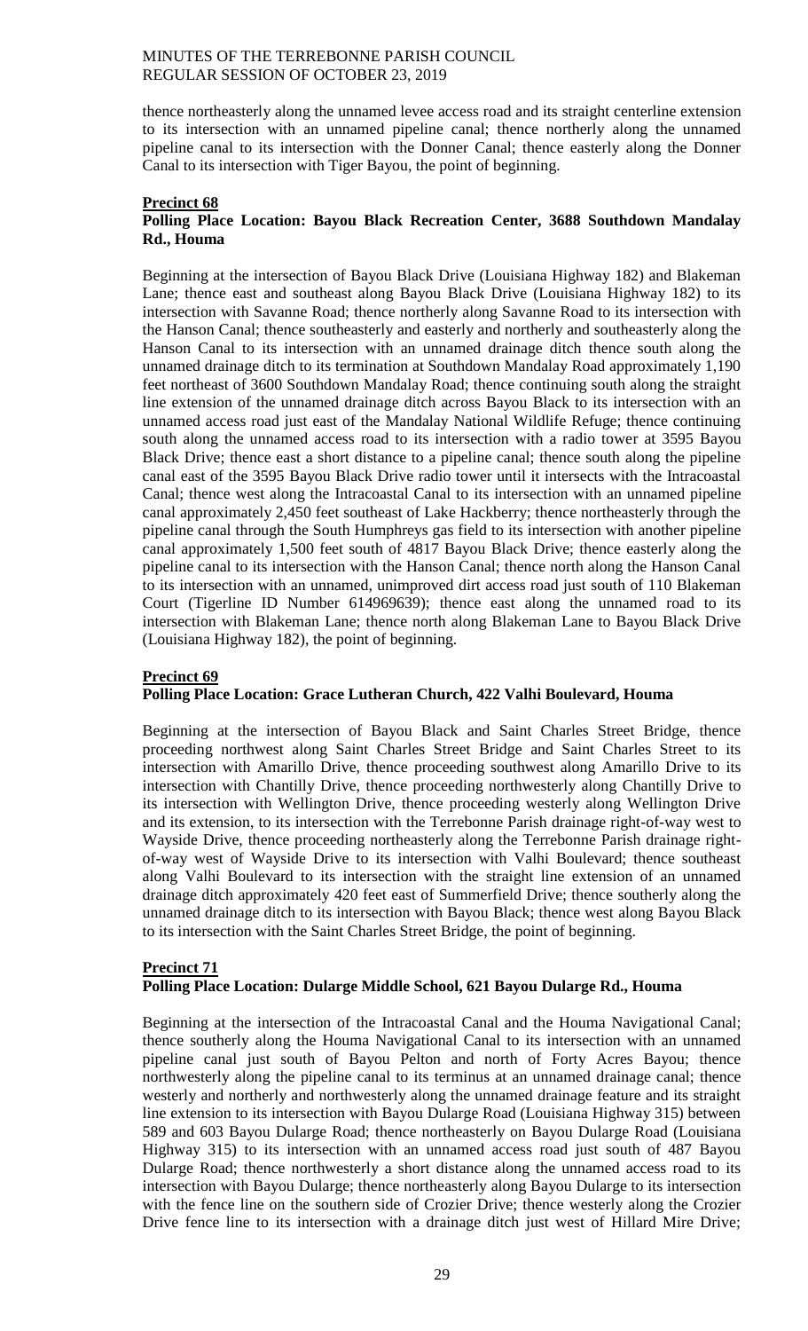thence northeasterly along the unnamed levee access road and its straight centerline extension to its intersection with an unnamed pipeline canal; thence northerly along the unnamed pipeline canal to its intersection with the Donner Canal; thence easterly along the Donner Canal to its intersection with Tiger Bayou, the point of beginning.

**Precinct 68**

**Polling Place Location: Bayou Black Recreation Center, 3688 Southdown Mandalay Rd., Houma**

Beginning at the intersection of Bayou Black Drive (Louisiana Highway 182) and Blakeman Lane; thence east and southeast along Bayou Black Drive (Louisiana Highway 182) to its intersection with Savanne Road; thence northerly along Savanne Road to its intersection with the Hanson Canal; thence southeasterly and easterly and northerly and southeasterly along the Hanson Canal to its intersection with an unnamed drainage ditch thence south along the unnamed drainage ditch to its termination at Southdown Mandalay Road approximately 1,190 feet northeast of 3600 Southdown Mandalay Road; thence continuing south along the straight line extension of the unnamed drainage ditch across Bayou Black to its intersection with an unnamed access road just east of the Mandalay National Wildlife Refuge; thence continuing south along the unnamed access road to its intersection with a radio tower at 3595 Bayou Black Drive; thence east a short distance to a pipeline canal; thence south along the pipeline canal east of the 3595 Bayou Black Drive radio tower until it intersects with the Intracoastal Canal; thence west along the Intracoastal Canal to its intersection with an unnamed pipeline canal approximately 2,450 feet southeast of Lake Hackberry; thence northeasterly through the pipeline canal through the South Humphreys gas field to its intersection with another pipeline canal approximately 1,500 feet south of 4817 Bayou Black Drive; thence easterly along the pipeline canal to its intersection with the Hanson Canal; thence north along the Hanson Canal to its intersection with an unnamed, unimproved dirt access road just south of 110 Blakeman Court (Tigerline ID Number 614969639); thence east along the unnamed road to its intersection with Blakeman Lane; thence north along Blakeman Lane to Bayou Black Drive (Louisiana Highway 182), the point of beginning.

**Precinct 69**

**Polling Place Location: Grace Lutheran Church, 422 Valhi Boulevard, Houma**

Beginning at the intersection of Bayou Black and Saint Charles Street Bridge, thence proceeding northwest along Saint Charles Street Bridge and Saint Charles Street to its intersection with Amarillo Drive, thence proceeding southwest along Amarillo Drive to its intersection with Chantilly Drive, thence proceeding northwesterly along Chantilly Drive to its intersection with Wellington Drive, thence proceeding westerly along Wellington Drive and its extension, to its intersection with the Terrebonne Parish drainage right-of-way west to Wayside Drive, thence proceeding northeasterly along the Terrebonne Parish drainage right-of-way west of Wayside Drive to its intersection with Valhi Boulevard; thence southeast along Valhi Boulevard to its intersection with the straight line extension of an unnamed drainage ditch approximately 420 feet east of Summerfield Drive; thence southerly along the unnamed drainage ditch to its intersection with Bayou Black; thence west along Bayou Black to its intersection with the Saint Charles Street Bridge, the point of beginning.

**Precinct 71**

**Polling Place Location: Dularge Middle School, 621 Bayou Dularge Rd., Houma**

Beginning at the intersection of the Intracoastal Canal and the Houma Navigational Canal; thence southerly along the Houma Navigational Canal to its intersection with an unnamed pipeline canal just south of Bayou Pelton and north of Forty Acres Bayou; thence northwesterly along the pipeline canal to its terminus at an unnamed drainage canal; thence westerly and northerly and northwesterly along the unnamed drainage feature and its straight line extension to its intersection with Bayou Dularge Road (Louisiana Highway 315) between 589 and 603 Bayou Dularge Road; thence northeasterly on Bayou Dularge Road (Louisiana Highway 315) to its intersection with an unnamed access road just south of 487 Bayou Dularge Road; thence northwesterly a short distance along the unnamed access road to its intersection with Bayou Dularge; thence northeasterly along Bayou Dularge to its intersection with the fence line on the southern side of Crozier Drive; thence westerly along the Crozier Drive fence line to its intersection with a drainage ditch just west of Hillard Mire Drive;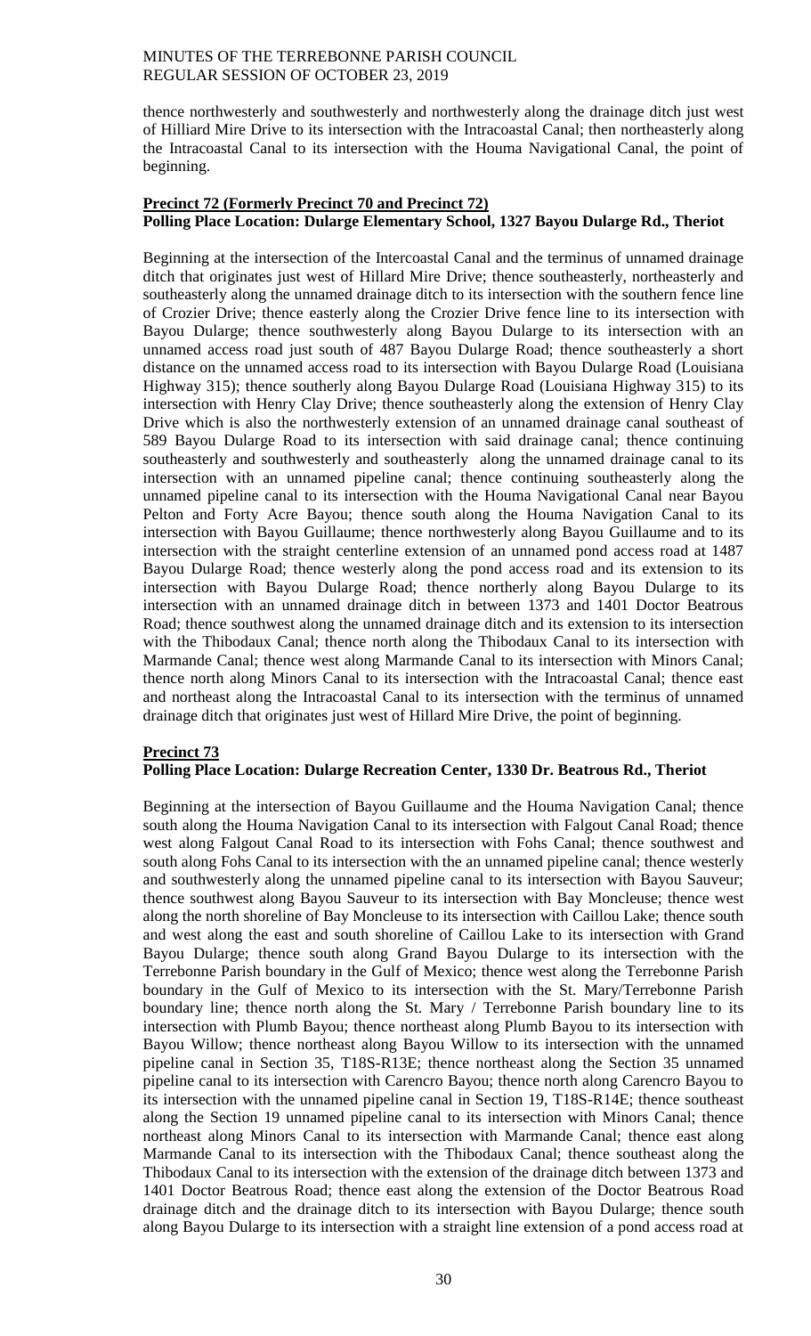thence northwesterly and southwesterly and northwesterly along the drainage ditch just west of Hilliard Mire Drive to its intersection with the Intracoastal Canal; then northeasterly along the Intracoastal Canal to its intersection with the Houma Navigational Canal, the point of beginning.

**Precinct 72 (Formerly Precinct 70 and Precinct 72)**
**Polling Place Location: Dularge Elementary School, 1327 Bayou Dularge Rd., Theriot**

Beginning at the intersection of the Intercoastal Canal and the terminus of unnamed drainage ditch that originates just west of Hillard Mire Drive; thence southeasterly, northeasterly and southeasterly along the unnamed drainage ditch to its intersection with the southern fence line of Crozier Drive; thence easterly along the Crozier Drive fence line to its intersection with Bayou Dularge; thence southwesterly along Bayou Dularge to its intersection with an unnamed access road just south of 487 Bayou Dularge Road; thence southeasterly a short distance on the unnamed access road to its intersection with Bayou Dularge Road (Louisiana Highway 315); thence southerly along Bayou Dularge Road (Louisiana Highway 315) to its intersection with Henry Clay Drive; thence southeasterly along the extension of Henry Clay Drive which is also the northwesterly extension of an unnamed drainage canal southeast of 589 Bayou Dularge Road to its intersection with said drainage canal; thence continuing southeasterly and southwesterly and southeasterly along the unnamed drainage canal to its intersection with an unnamed pipeline canal; thence continuing southeasterly along the unnamed pipeline canal to its intersection with the Houma Navigational Canal near Bayou Pelton and Forty Acre Bayou; thence south along the Houma Navigation Canal to its intersection with Bayou Guillaume; thence northwesterly along Bayou Guillaume and to its intersection with the straight centerline extension of an unnamed pond access road at 1487 Bayou Dularge Road; thence westerly along the pond access road and its extension to its intersection with Bayou Dularge Road; thence northerly along Bayou Dularge to its intersection with an unnamed drainage ditch in between 1373 and 1401 Doctor Beatrous Road; thence southwest along the unnamed drainage ditch and its extension to its intersection with the Thibodaux Canal; thence north along the Thibodaux Canal to its intersection with Marmande Canal; thence west along Marmande Canal to its intersection with Minors Canal; thence north along Minors Canal to its intersection with the Intracoastal Canal; thence east and northeast along the Intracoastal Canal to its intersection with the terminus of unnamed drainage ditch that originates just west of Hillard Mire Drive, the point of beginning.

**Precinct 73**
**Polling Place Location: Dularge Recreation Center, 1330 Dr. Beatrous Rd., Theriot**

Beginning at the intersection of Bayou Guillaume and the Houma Navigation Canal; thence south along the Houma Navigation Canal to its intersection with Falgout Canal Road; thence west along Falgout Canal Road to its intersection with Fohs Canal; thence southwest and south along Fohs Canal to its intersection with the an unnamed pipeline canal; thence westerly and southwesterly along the unnamed pipeline canal to its intersection with Bayou Sauveur; thence southwest along Bayou Sauveur to its intersection with Bay Moncleuse; thence west along the north shoreline of Bay Moncleuse to its intersection with Caillou Lake; thence south and west along the east and south shoreline of Caillou Lake to its intersection with Grand Bayou Dularge; thence south along Grand Bayou Dularge to its intersection with the Terrebonne Parish boundary in the Gulf of Mexico; thence west along the Terrebonne Parish boundary in the Gulf of Mexico to its intersection with the St. Mary/Terrebonne Parish boundary line; thence north along the St. Mary / Terrebonne Parish boundary line to its intersection with Plumb Bayou; thence northeast along Plumb Bayou to its intersection with Bayou Willow; thence northeast along Bayou Willow to its intersection with the unnamed pipeline canal in Section 35, T18S-R13E; thence northeast along the Section 35 unnamed pipeline canal to its intersection with Carencro Bayou; thence north along Carencro Bayou to its intersection with the unnamed pipeline canal in Section 19, T18S-R14E; thence southeast along the Section 19 unnamed pipeline canal to its intersection with Minors Canal; thence northeast along Minors Canal to its intersection with Marmande Canal; thence east along Marmande Canal to its intersection with the Thibodaux Canal; thence southeast along the Thibodaux Canal to its intersection with the extension of the drainage ditch between 1373 and 1401 Doctor Beatrous Road; thence east along the extension of the Doctor Beatrous Road drainage ditch and the drainage ditch to its intersection with Bayou Dularge; thence south along Bayou Dularge to its intersection with a straight line extension of a pond access road at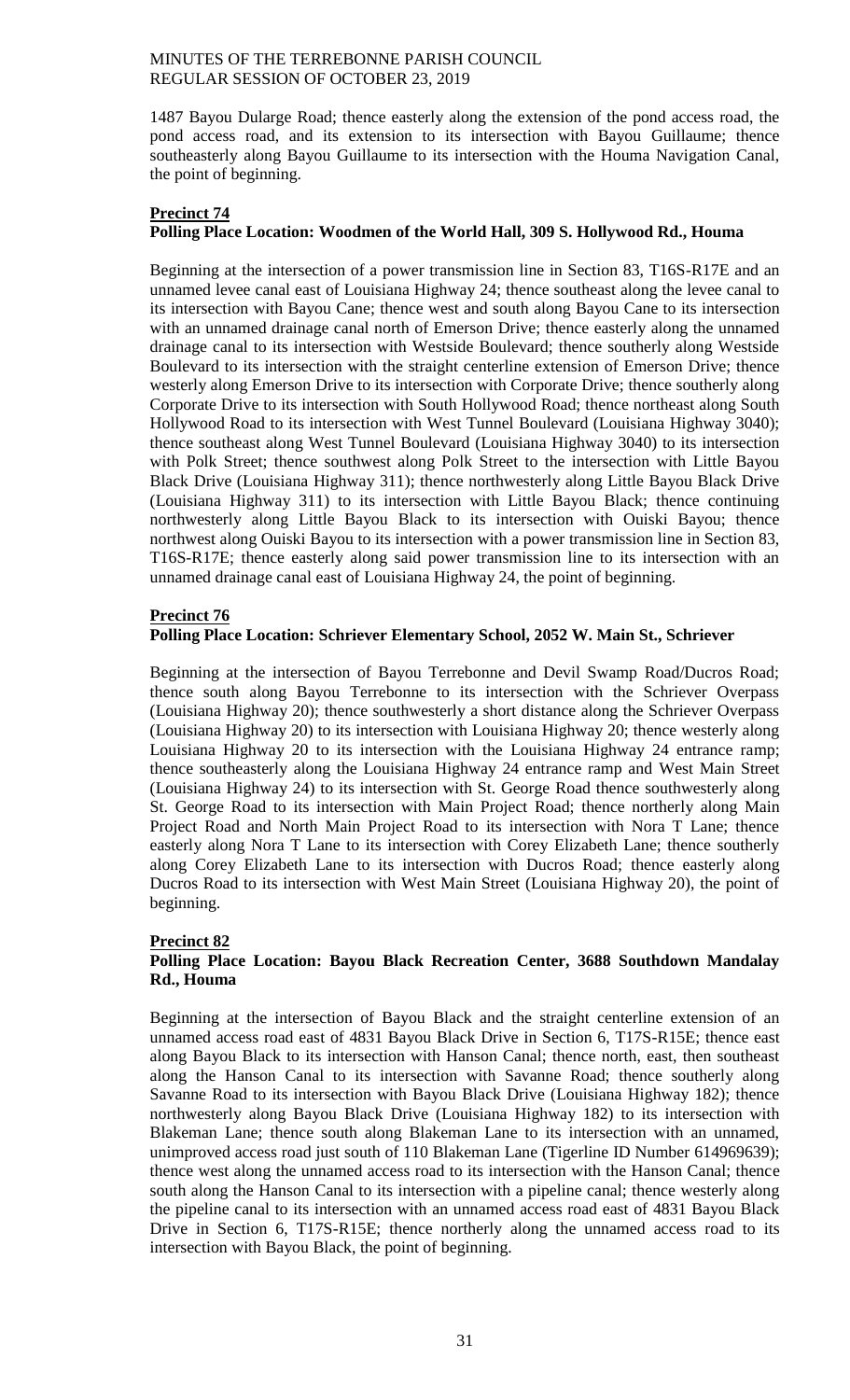1487 Bayou Dularge Road; thence easterly along the extension of the pond access road, the pond access road, and its extension to its intersection with Bayou Guillaume; thence southeasterly along Bayou Guillaume to its intersection with the Houma Navigation Canal, the point of beginning.

**Precinct 74**
**Polling Place Location: Woodmen of the World Hall, 309 S. Hollywood Rd., Houma**

Beginning at the intersection of a power transmission line in Section 83, T16S-R17E and an unnamed levee canal east of Louisiana Highway 24; thence southeast along the levee canal to its intersection with Bayou Cane; thence west and south along Bayou Cane to its intersection with an unnamed drainage canal north of Emerson Drive; thence easterly along the unnamed drainage canal to its intersection with Westside Boulevard; thence southerly along Westside Boulevard to its intersection with the straight centerline extension of Emerson Drive; thence westerly along Emerson Drive to its intersection with Corporate Drive; thence southerly along Corporate Drive to its intersection with South Hollywood Road; thence northeast along South Hollywood Road to its intersection with West Tunnel Boulevard (Louisiana Highway 3040); thence southeast along West Tunnel Boulevard (Louisiana Highway 3040) to its intersection with Polk Street; thence southwest along Polk Street to the intersection with Little Bayou Black Drive (Louisiana Highway 311); thence northwesterly along Little Bayou Black Drive (Louisiana Highway 311) to its intersection with Little Bayou Black; thence continuing northwesterly along Little Bayou Black to its intersection with Ouiski Bayou; thence northwest along Ouiski Bayou to its intersection with a power transmission line in Section 83, T16S-R17E; thence easterly along said power transmission line to its intersection with an unnamed drainage canal east of Louisiana Highway 24, the point of beginning.

**Precinct 76**
**Polling Place Location: Schriever Elementary School, 2052 W. Main St., Schriever**

Beginning at the intersection of Bayou Terrebonne and Devil Swamp Road/Ducros Road; thence south along Bayou Terrebonne to its intersection with the Schriever Overpass (Louisiana Highway 20); thence southwesterly a short distance along the Schriever Overpass (Louisiana Highway 20) to its intersection with Louisiana Highway 20; thence westerly along Louisiana Highway 20 to its intersection with the Louisiana Highway 24 entrance ramp; thence southeasterly along the Louisiana Highway 24 entrance ramp and West Main Street (Louisiana Highway 24) to its intersection with St. George Road thence southwesterly along St. George Road to its intersection with Main Project Road; thence northerly along Main Project Road and North Main Project Road to its intersection with Nora T Lane; thence easterly along Nora T Lane to its intersection with Corey Elizabeth Lane; thence southerly along Corey Elizabeth Lane to its intersection with Ducros Road; thence easterly along Ducros Road to its intersection with West Main Street (Louisiana Highway 20), the point of beginning.

**Precinct 82**
**Polling Place Location: Bayou Black Recreation Center, 3688 Southdown Mandalay Rd., Houma**

Beginning at the intersection of Bayou Black and the straight centerline extension of an unnamed access road east of 4831 Bayou Black Drive in Section 6, T17S-R15E; thence east along Bayou Black to its intersection with Hanson Canal; thence north, east, then southeast along the Hanson Canal to its intersection with Savanne Road; thence southerly along Savanne Road to its intersection with Bayou Black Drive (Louisiana Highway 182); thence northwesterly along Bayou Black Drive (Louisiana Highway 182) to its intersection with Blakeman Lane; thence south along Blakeman Lane to its intersection with an unnamed, unimproved access road just south of 110 Blakeman Lane (Tigerline ID Number 614969639); thence west along the unnamed access road to its intersection with the Hanson Canal; thence south along the Hanson Canal to its intersection with a pipeline canal; thence westerly along the pipeline canal to its intersection with an unnamed access road east of 4831 Bayou Black Drive in Section 6, T17S-R15E; thence northerly along the unnamed access road to its intersection with Bayou Black, the point of beginning.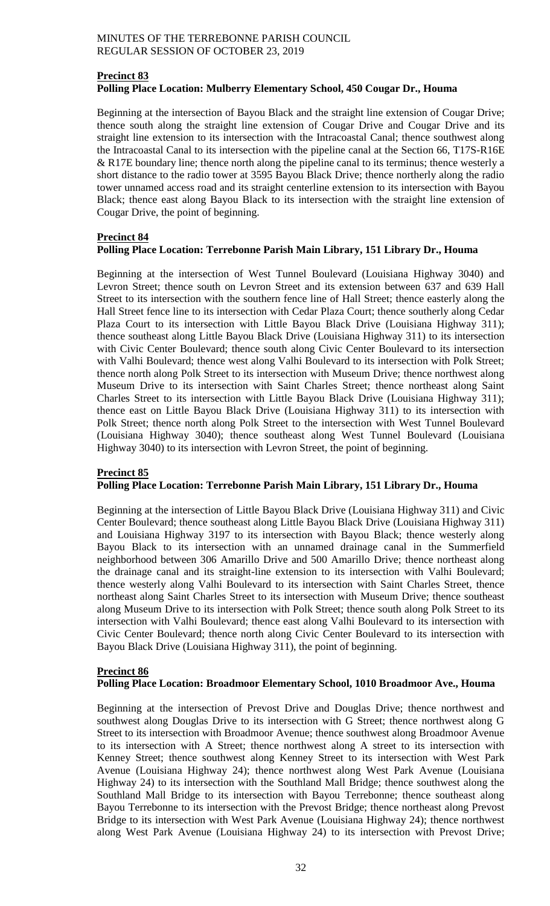**Precinct 83**

**Polling Place Location: Mulberry Elementary School, 450 Cougar Dr., Houma**

Beginning at the intersection of Bayou Black and the straight line extension of Cougar Drive; thence south along the straight line extension of Cougar Drive and Cougar Drive and its straight line extension to its intersection with the Intracoastal Canal; thence southwest along the Intracoastal Canal to its intersection with the pipeline canal at the Section 66, T17S-R16E & R17E boundary line; thence north along the pipeline canal to its terminus; thence westerly a short distance to the radio tower at 3595 Bayou Black Drive; thence northerly along the radio tower unnamed access road and its straight centerline extension to its intersection with Bayou Black; thence east along Bayou Black to its intersection with the straight line extension of Cougar Drive, the point of beginning.

**Precinct 84**

**Polling Place Location: Terrebonne Parish Main Library, 151 Library Dr., Houma**

Beginning at the intersection of West Tunnel Boulevard (Louisiana Highway 3040) and Levron Street; thence south on Levron Street and its extension between 637 and 639 Hall Street to its intersection with the southern fence line of Hall Street; thence easterly along the Hall Street fence line to its intersection with Cedar Plaza Court; thence southerly along Cedar Plaza Court to its intersection with Little Bayou Black Drive (Louisiana Highway 311); thence southeast along Little Bayou Black Drive (Louisiana Highway 311) to its intersection with Civic Center Boulevard; thence south along Civic Center Boulevard to its intersection with Valhi Boulevard; thence west along Valhi Boulevard to its intersection with Polk Street; thence north along Polk Street to its intersection with Museum Drive; thence northwest along Museum Drive to its intersection with Saint Charles Street; thence northeast along Saint Charles Street to its intersection with Little Bayou Black Drive (Louisiana Highway 311); thence east on Little Bayou Black Drive (Louisiana Highway 311) to its intersection with Polk Street; thence north along Polk Street to the intersection with West Tunnel Boulevard (Louisiana Highway 3040); thence southeast along West Tunnel Boulevard (Louisiana Highway 3040) to its intersection with Levron Street, the point of beginning.

**Precinct 85**

**Polling Place Location: Terrebonne Parish Main Library, 151 Library Dr., Houma**

Beginning at the intersection of Little Bayou Black Drive (Louisiana Highway 311) and Civic Center Boulevard; thence southeast along Little Bayou Black Drive (Louisiana Highway 311) and Louisiana Highway 3197 to its intersection with Bayou Black; thence westerly along Bayou Black to its intersection with an unnamed drainage canal in the Summerfield neighborhood between 306 Amarillo Drive and 500 Amarillo Drive; thence northeast along the drainage canal and its straight-line extension to its intersection with Valhi Boulevard; thence westerly along Valhi Boulevard to its intersection with Saint Charles Street, thence northeast along Saint Charles Street to its intersection with Museum Drive; thence southeast along Museum Drive to its intersection with Polk Street; thence south along Polk Street to its intersection with Valhi Boulevard; thence east along Valhi Boulevard to its intersection with Civic Center Boulevard; thence north along Civic Center Boulevard to its intersection with Bayou Black Drive (Louisiana Highway 311), the point of beginning.

**Precinct 86**

**Polling Place Location: Broadmoor Elementary School, 1010 Broadmoor Ave., Houma**

Beginning at the intersection of Prevost Drive and Douglas Drive; thence northwest and southwest along Douglas Drive to its intersection with G Street; thence northwest along G Street to its intersection with Broadmoor Avenue; thence southwest along Broadmoor Avenue to its intersection with A Street; thence northwest along A street to its intersection with Kenney Street; thence southwest along Kenney Street to its intersection with West Park Avenue (Louisiana Highway 24); thence northwest along West Park Avenue (Louisiana Highway 24) to its intersection with the Southland Mall Bridge; thence southwest along the Southland Mall Bridge to its intersection with Bayou Terrebonne; thence southeast along Bayou Terrebonne to its intersection with the Prevost Bridge; thence northeast along Prevost Bridge to its intersection with West Park Avenue (Louisiana Highway 24); thence northwest along West Park Avenue (Louisiana Highway 24) to its intersection with Prevost Drive;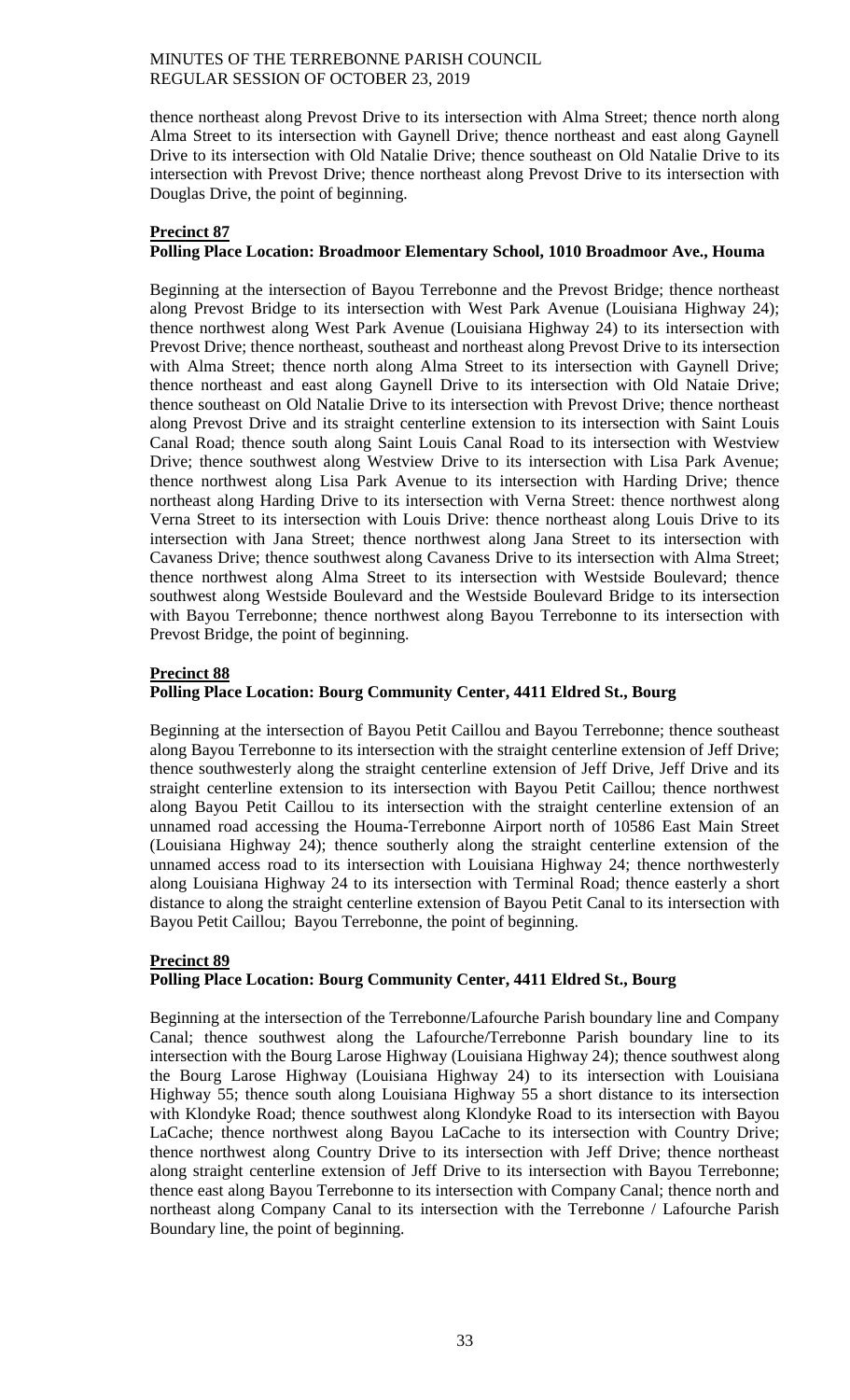thence northeast along Prevost Drive to its intersection with Alma Street; thence north along Alma Street to its intersection with Gaynell Drive; thence northeast and east along Gaynell Drive to its intersection with Old Natalie Drive; thence southeast on Old Natalie Drive to its intersection with Prevost Drive; thence northeast along Prevost Drive to its intersection with Douglas Drive, the point of beginning.

**Precinct 87**
**Polling Place Location: Broadmoor Elementary School, 1010 Broadmoor Ave., Houma**

Beginning at the intersection of Bayou Terrebonne and the Prevost Bridge; thence northeast along Prevost Bridge to its intersection with West Park Avenue (Louisiana Highway 24); thence northwest along West Park Avenue (Louisiana Highway 24) to its intersection with Prevost Drive; thence northeast, southeast and northeast along Prevost Drive to its intersection with Alma Street; thence north along Alma Street to its intersection with Gaynell Drive; thence northeast and east along Gaynell Drive to its intersection with Old Nataie Drive; thence southeast on Old Natalie Drive to its intersection with Prevost Drive; thence northeast along Prevost Drive and its straight centerline extension to its intersection with Saint Louis Canal Road; thence south along Saint Louis Canal Road to its intersection with Westview Drive; thence southwest along Westview Drive to its intersection with Lisa Park Avenue; thence northwest along Lisa Park Avenue to its intersection with Harding Drive; thence northeast along Harding Drive to its intersection with Verna Street: thence northwest along Verna Street to its intersection with Louis Drive: thence northeast along Louis Drive to its intersection with Jana Street; thence northwest along Jana Street to its intersection with Cavaness Drive; thence southwest along Cavaness Drive to its intersection with Alma Street; thence northwest along Alma Street to its intersection with Westside Boulevard; thence southwest along Westside Boulevard and the Westside Boulevard Bridge to its intersection with Bayou Terrebonne; thence northwest along Bayou Terrebonne to its intersection with Prevost Bridge, the point of beginning.

**Precinct 88**
**Polling Place Location: Bourg Community Center, 4411 Eldred St., Bourg**

Beginning at the intersection of Bayou Petit Caillou and Bayou Terrebonne; thence southeast along Bayou Terrebonne to its intersection with the straight centerline extension of Jeff Drive; thence southwesterly along the straight centerline extension of Jeff Drive, Jeff Drive and its straight centerline extension to its intersection with Bayou Petit Caillou; thence northwest along Bayou Petit Caillou to its intersection with the straight centerline extension of an unnamed road accessing the Houma-Terrebonne Airport north of 10586 East Main Street (Louisiana Highway 24); thence southerly along the straight centerline extension of the unnamed access road to its intersection with Louisiana Highway 24; thence northwesterly along Louisiana Highway 24 to its intersection with Terminal Road; thence easterly a short distance to along the straight centerline extension of Bayou Petit Canal to its intersection with Bayou Petit Caillou; Bayou Terrebonne, the point of beginning.

**Precinct 89**
**Polling Place Location: Bourg Community Center, 4411 Eldred St., Bourg**

Beginning at the intersection of the Terrebonne/Lafourche Parish boundary line and Company Canal; thence southwest along the Lafourche/Terrebonne Parish boundary line to its intersection with the Bourg Larose Highway (Louisiana Highway 24); thence southwest along the Bourg Larose Highway (Louisiana Highway 24) to its intersection with Louisiana Highway 55; thence south along Louisiana Highway 55 a short distance to its intersection with Klondyke Road; thence southwest along Klondyke Road to its intersection with Bayou LaCache; thence northwest along Bayou LaCache to its intersection with Country Drive; thence northwest along Country Drive to its intersection with Jeff Drive; thence northeast along straight centerline extension of Jeff Drive to its intersection with Bayou Terrebonne; thence east along Bayou Terrebonne to its intersection with Company Canal; thence north and northeast along Company Canal to its intersection with the Terrebonne / Lafourche Parish Boundary line, the point of beginning.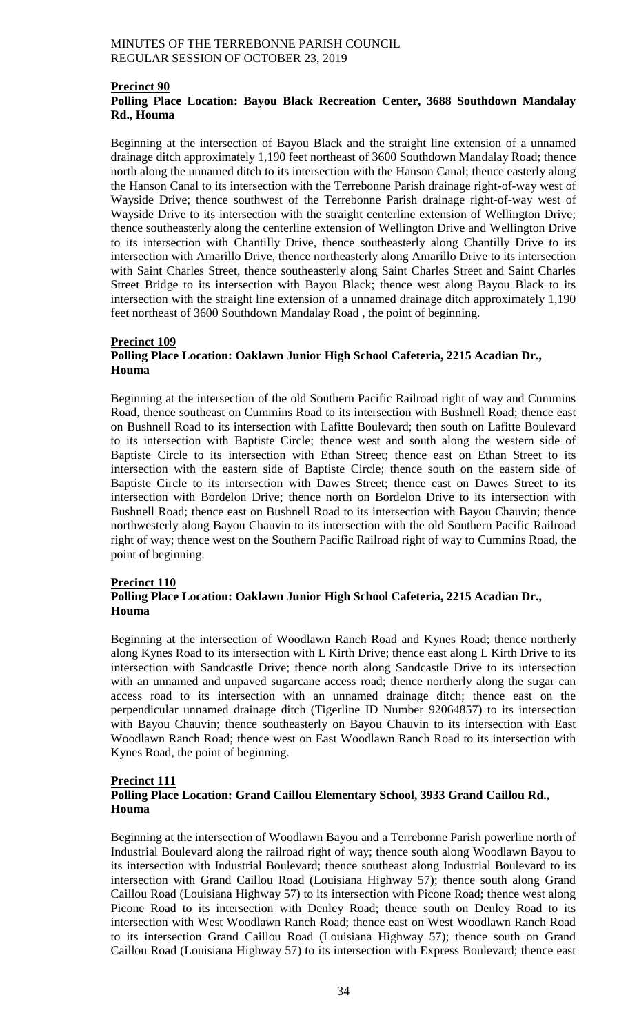**Precinct 90**

**Polling Place Location: Bayou Black Recreation Center, 3688 Southdown Mandalay Rd., Houma**

Beginning at the intersection of Bayou Black and the straight line extension of a unnamed drainage ditch approximately 1,190 feet northeast of 3600 Southdown Mandalay Road; thence north along the unnamed ditch to its intersection with the Hanson Canal; thence easterly along the Hanson Canal to its intersection with the Terrebonne Parish drainage right-of-way west of Wayside Drive; thence southwest of the Terrebonne Parish drainage right-of-way west of Wayside Drive to its intersection with the straight centerline extension of Wellington Drive; thence southeasterly along the centerline extension of Wellington Drive and Wellington Drive to its intersection with Chantilly Drive, thence southeasterly along Chantilly Drive to its intersection with Amarillo Drive, thence northeasterly along Amarillo Drive to its intersection with Saint Charles Street, thence southeasterly along Saint Charles Street and Saint Charles Street Bridge to its intersection with Bayou Black; thence west along Bayou Black to its intersection with the straight line extension of a unnamed drainage ditch approximately 1,190 feet northeast of 3600 Southdown Mandalay Road , the point of beginning.

**Precinct 109**

**Polling Place Location: Oaklawn Junior High School Cafeteria, 2215 Acadian Dr., Houma**

Beginning at the intersection of the old Southern Pacific Railroad right of way and Cummins Road, thence southeast on Cummins Road to its intersection with Bushnell Road; thence east on Bushnell Road to its intersection with Lafitte Boulevard; then south on Lafitte Boulevard to its intersection with Baptiste Circle; thence west and south along the western side of Baptiste Circle to its intersection with Ethan Street; thence east on Ethan Street to its intersection with the eastern side of Baptiste Circle; thence south on the eastern side of Baptiste Circle to its intersection with Dawes Street; thence east on Dawes Street to its intersection with Bordelon Drive; thence north on Bordelon Drive to its intersection with Bushnell Road; thence east on Bushnell Road to its intersection with Bayou Chauvin; thence northwesterly along Bayou Chauvin to its intersection with the old Southern Pacific Railroad right of way; thence west on the Southern Pacific Railroad right of way to Cummins Road, the point of beginning.

**Precinct 110**

**Polling Place Location: Oaklawn Junior High School Cafeteria, 2215 Acadian Dr., Houma**

Beginning at the intersection of Woodlawn Ranch Road and Kynes Road; thence northerly along Kynes Road to its intersection with L Kirth Drive; thence east along L Kirth Drive to its intersection with Sandcastle Drive; thence north along Sandcastle Drive to its intersection with an unnamed and unpaved sugarcane access road; thence northerly along the sugar can access road to its intersection with an unnamed drainage ditch; thence east on the perpendicular unnamed drainage ditch (Tigerline ID Number 92064857) to its intersection with Bayou Chauvin; thence southeasterly on Bayou Chauvin to its intersection with East Woodlawn Ranch Road; thence west on East Woodlawn Ranch Road to its intersection with Kynes Road, the point of beginning.

**Precinct 111**

**Polling Place Location: Grand Caillou Elementary School, 3933 Grand Caillou Rd., Houma**

Beginning at the intersection of Woodlawn Bayou and a Terrebonne Parish powerline north of Industrial Boulevard along the railroad right of way; thence south along Woodlawn Bayou to its intersection with Industrial Boulevard; thence southeast along Industrial Boulevard to its intersection with Grand Caillou Road (Louisiana Highway 57); thence south along Grand Caillou Road (Louisiana Highway 57) to its intersection with Picone Road; thence west along Picone Road to its intersection with Denley Road; thence south on Denley Road to its intersection with West Woodlawn Ranch Road; thence east on West Woodlawn Ranch Road to its intersection Grand Caillou Road (Louisiana Highway 57); thence south on Grand Caillou Road (Louisiana Highway 57) to its intersection with Express Boulevard; thence east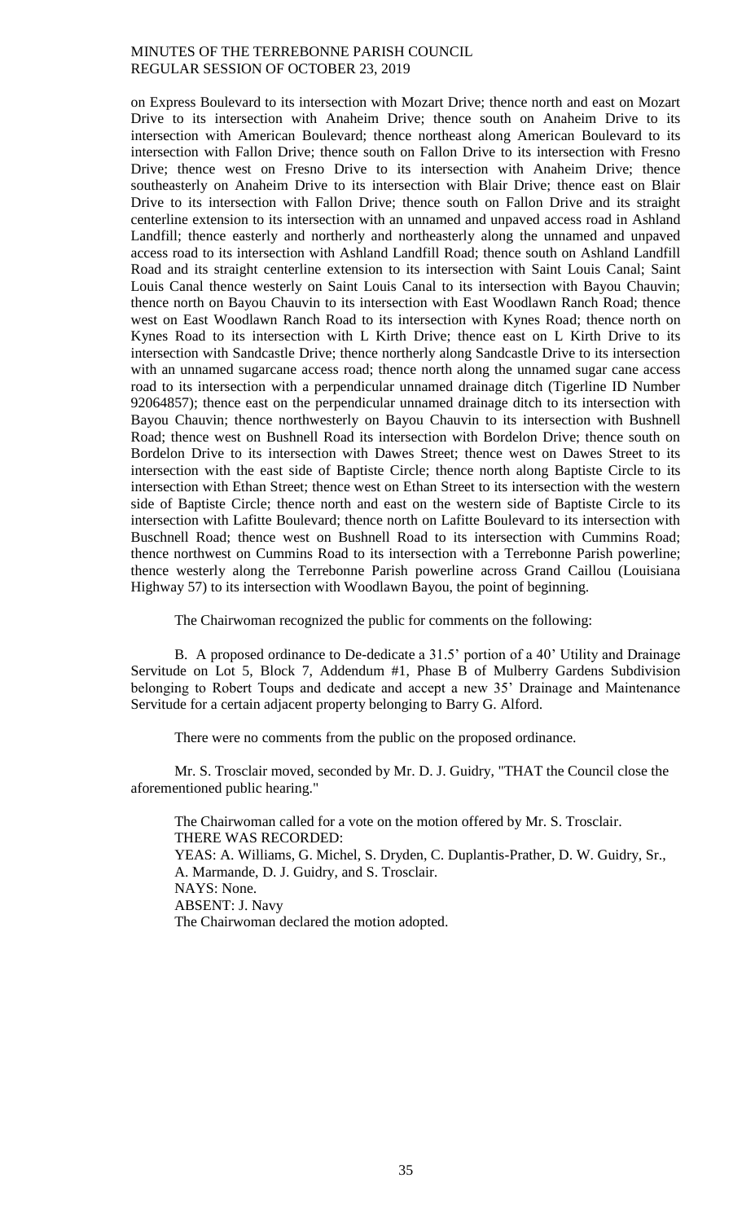on Express Boulevard to its intersection with Mozart Drive; thence north and east on Mozart Drive to its intersection with Anaheim Drive; thence south on Anaheim Drive to its intersection with American Boulevard; thence northeast along American Boulevard to its intersection with Fallon Drive; thence south on Fallon Drive to its intersection with Fresno Drive; thence west on Fresno Drive to its intersection with Anaheim Drive; thence southeasterly on Anaheim Drive to its intersection with Blair Drive; thence east on Blair Drive to its intersection with Fallon Drive; thence south on Fallon Drive and its straight centerline extension to its intersection with an unnamed and unpaved access road in Ashland Landfill; thence easterly and northerly and northeasterly along the unnamed and unpaved access road to its intersection with Ashland Landfill Road; thence south on Ashland Landfill Road and its straight centerline extension to its intersection with Saint Louis Canal; Saint Louis Canal thence westerly on Saint Louis Canal to its intersection with Bayou Chauvin; thence north on Bayou Chauvin to its intersection with East Woodlawn Ranch Road; thence west on East Woodlawn Ranch Road to its intersection with Kynes Road; thence north on Kynes Road to its intersection with L Kirth Drive; thence east on L Kirth Drive to its intersection with Sandcastle Drive; thence northerly along Sandcastle Drive to its intersection with an unnamed sugarcane access road; thence north along the unnamed sugar cane access road to its intersection with a perpendicular unnamed drainage ditch (Tigerline ID Number 92064857); thence east on the perpendicular unnamed drainage ditch to its intersection with Bayou Chauvin; thence northwesterly on Bayou Chauvin to its intersection with Bushnell Road; thence west on Bushnell Road its intersection with Bordelon Drive; thence south on Bordelon Drive to its intersection with Dawes Street; thence west on Dawes Street to its intersection with the east side of Baptiste Circle; thence north along Baptiste Circle to its intersection with Ethan Street; thence west on Ethan Street to its intersection with the western side of Baptiste Circle; thence north and east on the western side of Baptiste Circle to its intersection with Lafitte Boulevard; thence north on Lafitte Boulevard to its intersection with Buschnell Road; thence west on Bushnell Road to its intersection with Cummins Road; thence northwest on Cummins Road to its intersection with a Terrebonne Parish powerline; thence westerly along the Terrebonne Parish powerline across Grand Caillou (Louisiana Highway 57) to its intersection with Woodlawn Bayou, the point of beginning.

The Chairwoman recognized the public for comments on the following:

B. A proposed ordinance to De-dedicate a 31.5' portion of a 40' Utility and Drainage Servitude on Lot 5, Block 7, Addendum #1, Phase B of Mulberry Gardens Subdivision belonging to Robert Toups and dedicate and accept a new 35' Drainage and Maintenance Servitude for a certain adjacent property belonging to Barry G. Alford.

There were no comments from the public on the proposed ordinance.

Mr. S. Trosclair moved, seconded by Mr. D. J. Guidry, "THAT the Council close the aforementioned public hearing."

The Chairwoman called for a vote on the motion offered by Mr. S. Trosclair.
THERE WAS RECORDED:
YEAS: A. Williams, G. Michel, S. Dryden, C. Duplantis-Prather, D. W. Guidry, Sr., A. Marmande, D. J. Guidry, and S. Trosclair.
NAYS: None.
ABSENT: J. Navy
The Chairwoman declared the motion adopted.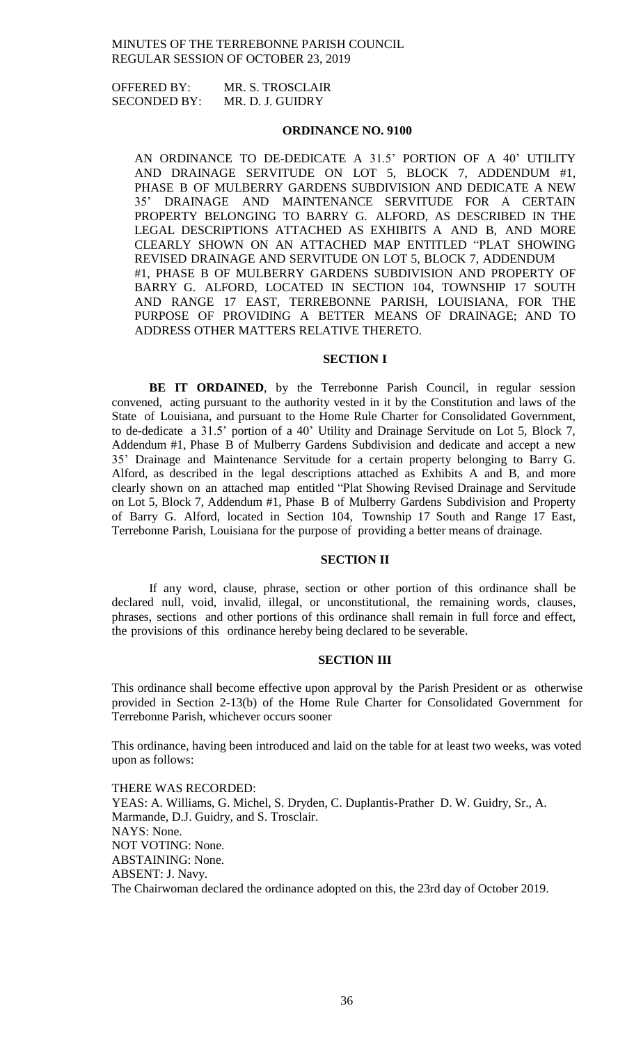OFFERED BY: MR. S. TROSCLAIR
SECONDED BY: MR. D. J. GUIDRY

## ORDINANCE NO. 9100

AN ORDINANCE TO DE-DEDICATE A 31.5' PORTION OF A 40' UTILITY AND DRAINAGE SERVITUDE ON LOT 5, BLOCK 7, ADDENDUM #1, PHASE B OF MULBERRY GARDENS SUBDIVISION AND DEDICATE A NEW 35' DRAINAGE AND MAINTENANCE SERVITUDE FOR A CERTAIN PROPERTY BELONGING TO BARRY G. ALFORD, AS DESCRIBED IN THE LEGAL DESCRIPTIONS ATTACHED AS EXHIBITS A AND B, AND MORE CLEARLY SHOWN ON AN ATTACHED MAP ENTITLED "PLAT SHOWING REVISED DRAINAGE AND SERVITUDE ON LOT 5, BLOCK 7, ADDENDUM #1, PHASE B OF MULBERRY GARDENS SUBDIVISION AND PROPERTY OF BARRY G. ALFORD, LOCATED IN SECTION 104, TOWNSHIP 17 SOUTH AND RANGE 17 EAST, TERREBONNE PARISH, LOUISIANA, FOR THE PURPOSE OF PROVIDING A BETTER MEANS OF DRAINAGE; AND TO ADDRESS OTHER MATTERS RELATIVE THERETO.

### SECTION I

**BE IT ORDAINED**, by the Terrebonne Parish Council, in regular session convened, acting pursuant to the authority vested in it by the Constitution and laws of the State of Louisiana, and pursuant to the Home Rule Charter for Consolidated Government, to de-dedicate a 31.5' portion of a 40' Utility and Drainage Servitude on Lot 5, Block 7, Addendum #1, Phase B of Mulberry Gardens Subdivision and dedicate and accept a new 35' Drainage and Maintenance Servitude for a certain property belonging to Barry G. Alford, as described in the legal descriptions attached as Exhibits A and B, and more clearly shown on an attached map entitled "Plat Showing Revised Drainage and Servitude on Lot 5, Block 7, Addendum #1, Phase B of Mulberry Gardens Subdivision and Property of Barry G. Alford, located in Section 104, Township 17 South and Range 17 East, Terrebonne Parish, Louisiana for the purpose of providing a better means of drainage.

### SECTION II

If any word, clause, phrase, section or other portion of this ordinance shall be declared null, void, invalid, illegal, or unconstitutional, the remaining words, clauses, phrases, sections and other portions of this ordinance shall remain in full force and effect, the provisions of this ordinance hereby being declared to be severable.

### SECTION III

This ordinance shall become effective upon approval by the Parish President or as otherwise provided in Section 2-13(b) of the Home Rule Charter for Consolidated Government for Terrebonne Parish, whichever occurs sooner

This ordinance, having been introduced and laid on the table for at least two weeks, was voted upon as follows:

THERE WAS RECORDED:
YEAS: A. Williams, G. Michel, S. Dryden, C. Duplantis-Prather D. W. Guidry, Sr., A. Marmande, D.J. Guidry, and S. Trosclair.
NAYS: None.
NOT VOTING: None.
ABSTAINING: None.
ABSENT: J. Navy.
The Chairwoman declared the ordinance adopted on this, the 23rd day of October 2019.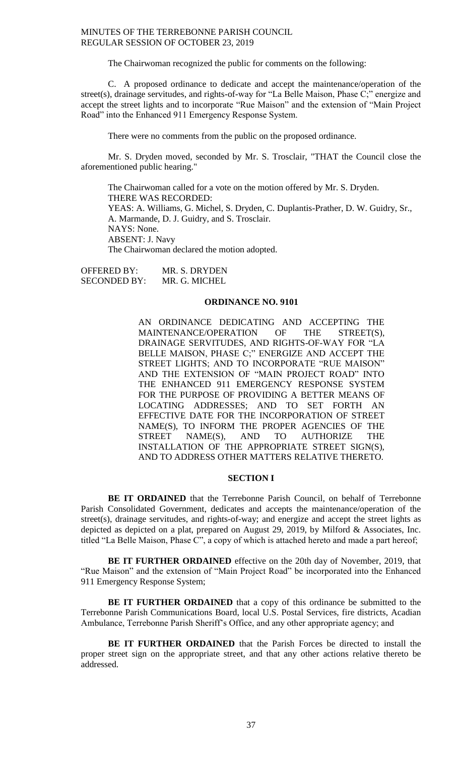The Chairwoman recognized the public for comments on the following:

C. A proposed ordinance to dedicate and accept the maintenance/operation of the street(s), drainage servitudes, and rights-of-way for "La Belle Maison, Phase C;" energize and accept the street lights and to incorporate "Rue Maison" and the extension of "Main Project Road" into the Enhanced 911 Emergency Response System.

There were no comments from the public on the proposed ordinance.

Mr. S. Dryden moved, seconded by Mr. S. Trosclair, "THAT the Council close the aforementioned public hearing."

The Chairwoman called for a vote on the motion offered by Mr. S. Dryden.
THERE WAS RECORDED:
YEAS: A. Williams, G. Michel, S. Dryden, C. Duplantis-Prather, D. W. Guidry, Sr., A. Marmande, D. J. Guidry, and S. Trosclair.
NAYS: None.
ABSENT: J. Navy
The Chairwoman declared the motion adopted.

OFFERED BY: MR. S. DRYDEN
SECONDED BY: MR. G. MICHEL

**ORDINANCE NO. 9101**

AN ORDINANCE DEDICATING AND ACCEPTING THE MAINTENANCE/OPERATION OF THE STREET(S), DRAINAGE SERVITUDES, AND RIGHTS-OF-WAY FOR "LA BELLE MAISON, PHASE C;" ENERGIZE AND ACCEPT THE STREET LIGHTS; AND TO INCORPORATE "RUE MAISON" AND THE EXTENSION OF "MAIN PROJECT ROAD" INTO THE ENHANCED 911 EMERGENCY RESPONSE SYSTEM FOR THE PURPOSE OF PROVIDING A BETTER MEANS OF LOCATING ADDRESSES; AND TO SET FORTH AN EFFECTIVE DATE FOR THE INCORPORATION OF STREET NAME(S), TO INFORM THE PROPER AGENCIES OF THE STREET NAME(S), AND TO AUTHORIZE THE INSTALLATION OF THE APPROPRIATE STREET SIGN(S), AND TO ADDRESS OTHER MATTERS RELATIVE THERETO.

**SECTION I**

**BE IT ORDAINED** that the Terrebonne Parish Council, on behalf of Terrebonne Parish Consolidated Government, dedicates and accepts the maintenance/operation of the street(s), drainage servitudes, and rights-of-way; and energize and accept the street lights as depicted as depicted on a plat, prepared on August 29, 2019, by Milford & Associates, Inc. titled "La Belle Maison, Phase C", a copy of which is attached hereto and made a part hereof;

**BE IT FURTHER ORDAINED** effective on the 20th day of November, 2019, that "Rue Maison" and the extension of "Main Project Road" be incorporated into the Enhanced 911 Emergency Response System;

**BE IT FURTHER ORDAINED** that a copy of this ordinance be submitted to the Terrebonne Parish Communications Board, local U.S. Postal Services, fire districts, Acadian Ambulance, Terrebonne Parish Sheriff's Office, and any other appropriate agency; and

**BE IT FURTHER ORDAINED** that the Parish Forces be directed to install the proper street sign on the appropriate street, and that any other actions relative thereto be addressed.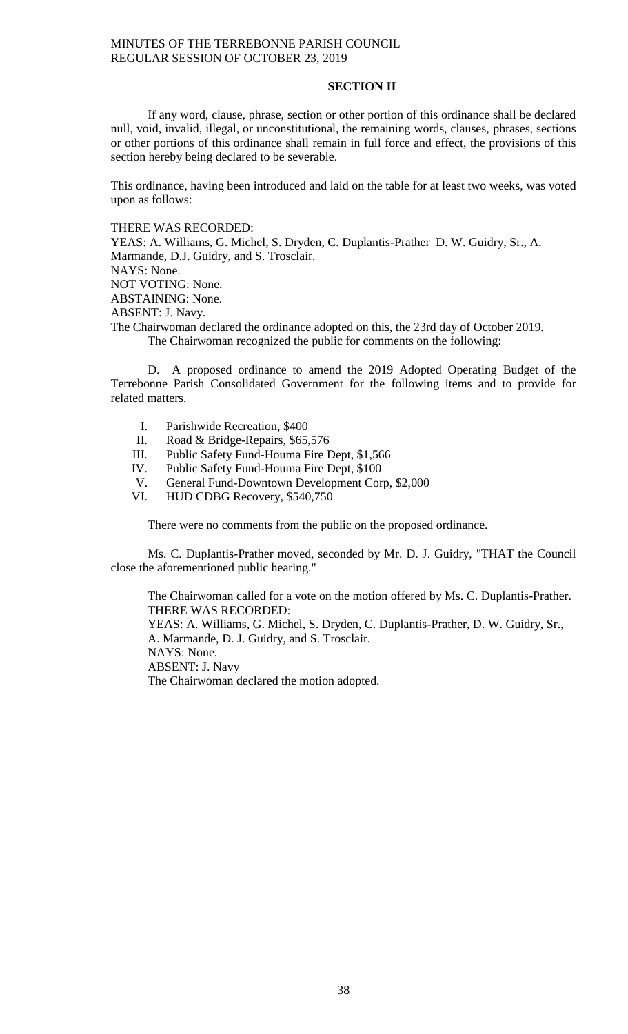**SECTION II**

If any word, clause, phrase, section or other portion of this ordinance shall be declared null, void, invalid, illegal, or unconstitutional, the remaining words, clauses, phrases, sections or other portions of this ordinance shall remain in full force and effect, the provisions of this section hereby being declared to be severable.

This ordinance, having been introduced and laid on the table for at least two weeks, was voted upon as follows:

THERE WAS RECORDED:
YEAS: A. Williams, G. Michel, S. Dryden, C. Duplantis-Prather D. W. Guidry, Sr., A. Marmande, D.J. Guidry, and S. Trosclair.
NAYS: None.
NOT VOTING: None.
ABSTAINING: None.
ABSENT: J. Navy.
The Chairwoman declared the ordinance adopted on this, the 23rd day of October 2019.
The Chairwoman recognized the public for comments on the following:

D. A proposed ordinance to amend the 2019 Adopted Operating Budget of the Terrebonne Parish Consolidated Government for the following items and to provide for related matters.

I. Parishwide Recreation, $400
II. Road & Bridge-Repairs, $65,576
III. Public Safety Fund-Houma Fire Dept, $1,566
IV. Public Safety Fund-Houma Fire Dept, $100
V. General Fund-Downtown Development Corp, $2,000
VI. HUD CDBG Recovery, $540,750

There were no comments from the public on the proposed ordinance.

Ms. C. Duplantis-Prather moved, seconded by Mr. D. J. Guidry, "THAT the Council close the aforementioned public hearing."

The Chairwoman called for a vote on the motion offered by Ms. C. Duplantis-Prather.
THERE WAS RECORDED:
YEAS: A. Williams, G. Michel, S. Dryden, C. Duplantis-Prather, D. W. Guidry, Sr., A. Marmande, D. J. Guidry, and S. Trosclair.
NAYS: None.
ABSENT: J. Navy
The Chairwoman declared the motion adopted.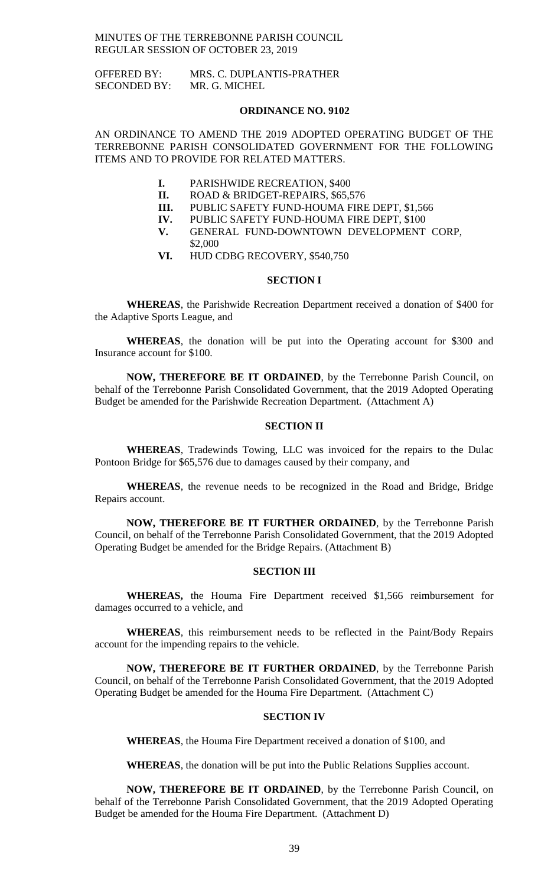MINUTES OF THE TERREBONNE PARISH COUNCIL
REGULAR SESSION OF OCTOBER 23, 2019

OFFERED BY: MRS. C. DUPLANTIS-PRATHER
SECONDED BY: MR. G. MICHEL

**ORDINANCE NO. 9102**

AN ORDINANCE TO AMEND THE 2019 ADOPTED OPERATING BUDGET OF THE TERREBONNE PARISH CONSOLIDATED GOVERNMENT FOR THE FOLLOWING ITEMS AND TO PROVIDE FOR RELATED MATTERS.

- **I.** PARISHWIDE RECREATION, $400
- **II.** ROAD & BRIDGET-REPAIRS, $65,576
- **III.** PUBLIC SAFETY FUND-HOUMA FIRE DEPT, $1,566
- **IV.** PUBLIC SAFETY FUND-HOUMA FIRE DEPT, $100
- **V.** GENERAL FUND-DOWNTOWN DEVELOPMENT CORP, $2,000
- **VI.** HUD CDBG RECOVERY, $540,750

**SECTION I**

**WHEREAS**, the Parishwide Recreation Department received a donation of $400 for the Adaptive Sports League, and

**WHEREAS**, the donation will be put into the Operating account for $300 and Insurance account for $100.

**NOW, THEREFORE BE IT ORDAINED**, by the Terrebonne Parish Council, on behalf of the Terrebonne Parish Consolidated Government, that the 2019 Adopted Operating Budget be amended for the Parishwide Recreation Department. (Attachment A)

**SECTION II**

**WHEREAS**, Tradewinds Towing, LLC was invoiced for the repairs to the Dulac Pontoon Bridge for $65,576 due to damages caused by their company, and

**WHEREAS**, the revenue needs to be recognized in the Road and Bridge, Bridge Repairs account.

**NOW, THEREFORE BE IT FURTHER ORDAINED**, by the Terrebonne Parish Council, on behalf of the Terrebonne Parish Consolidated Government, that the 2019 Adopted Operating Budget be amended for the Bridge Repairs. (Attachment B)

**SECTION III**

**WHEREAS,** the Houma Fire Department received $1,566 reimbursement for damages occurred to a vehicle, and

**WHEREAS**, this reimbursement needs to be reflected in the Paint/Body Repairs account for the impending repairs to the vehicle.

**NOW, THEREFORE BE IT FURTHER ORDAINED**, by the Terrebonne Parish Council, on behalf of the Terrebonne Parish Consolidated Government, that the 2019 Adopted Operating Budget be amended for the Houma Fire Department. (Attachment C)

**SECTION IV**

**WHEREAS**, the Houma Fire Department received a donation of $100, and

**WHEREAS**, the donation will be put into the Public Relations Supplies account.

**NOW, THEREFORE BE IT ORDAINED**, by the Terrebonne Parish Council, on behalf of the Terrebonne Parish Consolidated Government, that the 2019 Adopted Operating Budget be amended for the Houma Fire Department. (Attachment D)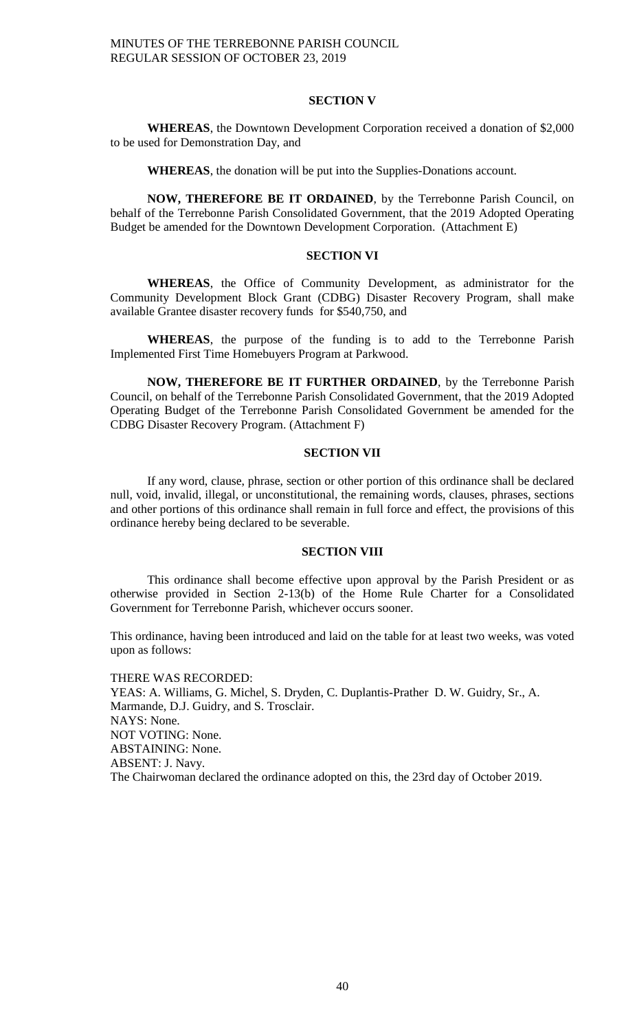### SECTION V

**WHEREAS**, the Downtown Development Corporation received a donation of $2,000 to be used for Demonstration Day, and

**WHEREAS**, the donation will be put into the Supplies-Donations account.

**NOW, THEREFORE BE IT ORDAINED**, by the Terrebonne Parish Council, on behalf of the Terrebonne Parish Consolidated Government, that the 2019 Adopted Operating Budget be amended for the Downtown Development Corporation. (Attachment E)

### SECTION VI

**WHEREAS**, the Office of Community Development, as administrator for the Community Development Block Grant (CDBG) Disaster Recovery Program, shall make available Grantee disaster recovery funds for $540,750, and

**WHEREAS**, the purpose of the funding is to add to the Terrebonne Parish Implemented First Time Homebuyers Program at Parkwood.

**NOW, THEREFORE BE IT FURTHER ORDAINED**, by the Terrebonne Parish Council, on behalf of the Terrebonne Parish Consolidated Government, that the 2019 Adopted Operating Budget of the Terrebonne Parish Consolidated Government be amended for the CDBG Disaster Recovery Program. (Attachment F)

### SECTION VII

If any word, clause, phrase, section or other portion of this ordinance shall be declared null, void, invalid, illegal, or unconstitutional, the remaining words, clauses, phrases, sections and other portions of this ordinance shall remain in full force and effect, the provisions of this ordinance hereby being declared to be severable.

### SECTION VIII

This ordinance shall become effective upon approval by the Parish President or as otherwise provided in Section 2-13(b) of the Home Rule Charter for a Consolidated Government for Terrebonne Parish, whichever occurs sooner.

This ordinance, having been introduced and laid on the table for at least two weeks, was voted upon as follows:

THERE WAS RECORDED:
YEAS: A. Williams, G. Michel, S. Dryden, C. Duplantis-Prather D. W. Guidry, Sr., A. Marmande, D.J. Guidry, and S. Trosclair.
NAYS: None.
NOT VOTING: None.
ABSTAINING: None.
ABSENT: J. Navy.
The Chairwoman declared the ordinance adopted on this, the 23rd day of October 2019.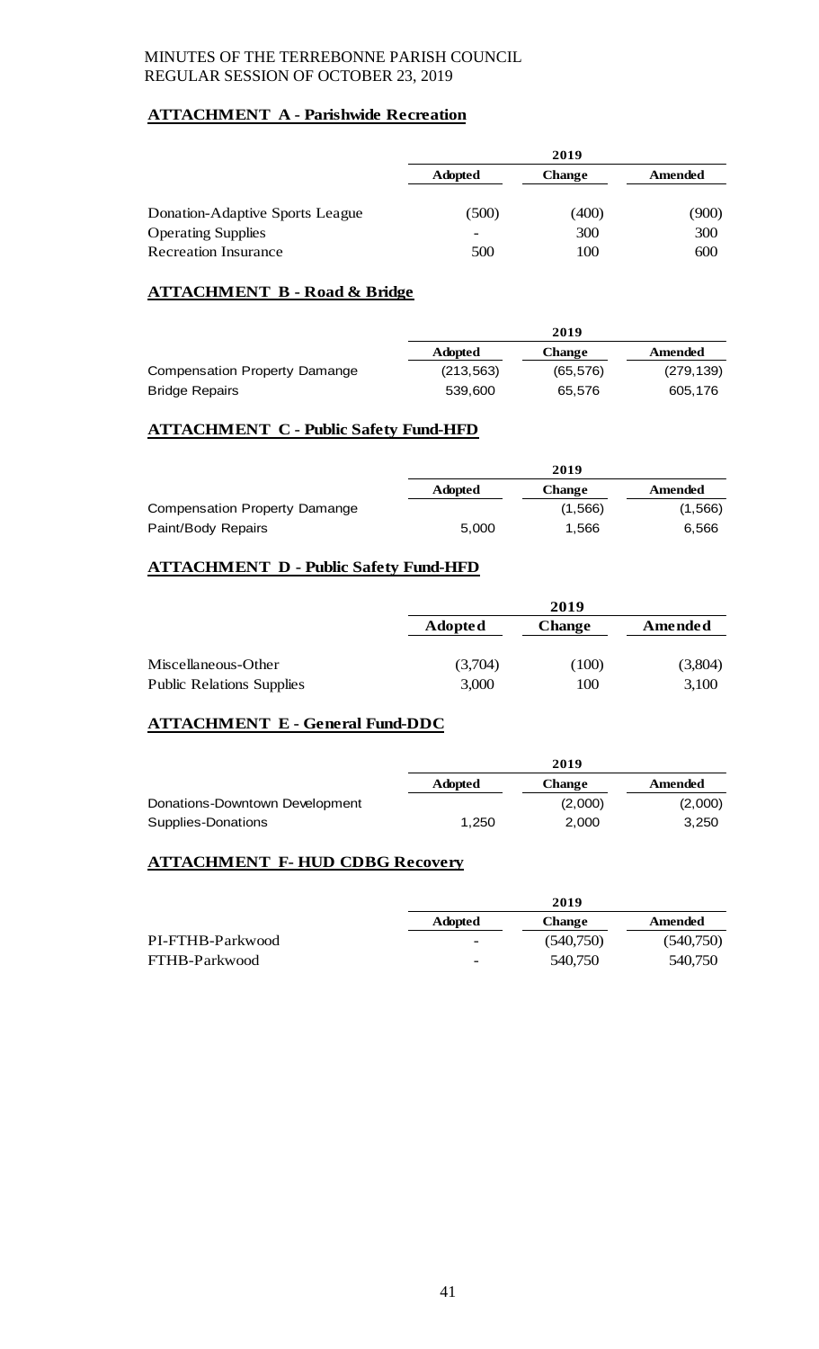MINUTES OF THE TERREBONNE PARISH COUNCIL
REGULAR SESSION OF OCTOBER 23, 2019

**ATTACHMENT A - Parishwide Recreation**

| | 2019 | | |
|---|---|---|---|
| | **Adopted** | **Change** | **Amended** |
| Donation-Adaptive Sports League | (500) | (400) | (900) |
| Operating Supplies | - | 300 | 300 |
| Recreation Insurance | 500 | 100 | 600 |

**ATTACHMENT B - Road & Bridge**

| | 2019 | | |
|---|---|---|---|
| | **Adopted** | **Change** | **Amended** |
| Compensation Property Damange | (213,563) | (65,576) | (279,139) |
| Bridge Repairs | 539,600 | 65,576 | 605,176 |

**ATTACHMENT C - Public Safety Fund-HFD**

| | 2019 | | |
|---|---|---|---|
| | **Adopted** | **Change** | **Amended** |
| Compensation Property Damange | | (1,566) | (1,566) |
| Paint/Body Repairs | 5,000 | 1,566 | 6,566 |

**ATTACHMENT D - Public Safety Fund-HFD**

| | 2019 | | |
|---|---|---|---|
| | **Adopted** | **Change** | **Amended** |
| Miscellaneous-Other | (3,704) | (100) | (3,804) |
| Public Relations Supplies | 3,000 | 100 | 3,100 |

**ATTACHMENT E - General Fund-DDC**

| | 2019 | | |
|---|---|---|---|
| | **Adopted** | **Change** | **Amended** |
| Donations-Downtown Development | | (2,000) | (2,000) |
| Supplies-Donations | 1,250 | 2,000 | 3,250 |

**ATTACHMENT F- HUD CDBG Recovery**

| | 2019 | | |
|---|---|---|---|
| | **Adopted** | **Change** | **Amended** |
| PI-FTHB-Parkwood | - | (540,750) | (540,750) |
| FTHB-Parkwood | - | 540,750 | 540,750 |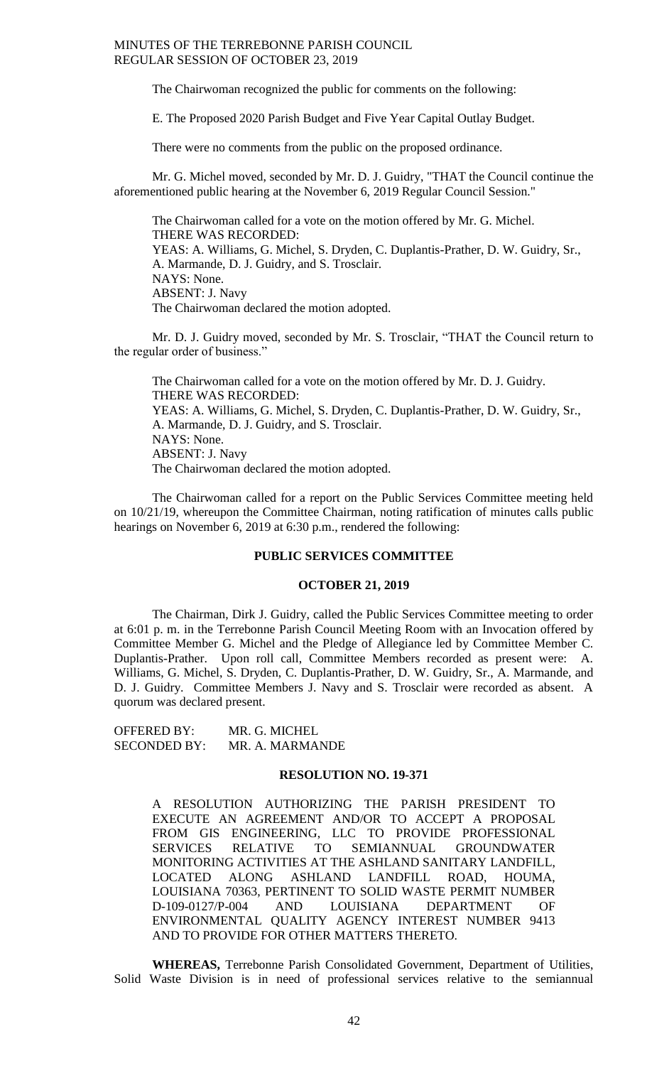The Chairwoman recognized the public for comments on the following:

E. The Proposed 2020 Parish Budget and Five Year Capital Outlay Budget.

There were no comments from the public on the proposed ordinance.

Mr. G. Michel moved, seconded by Mr. D. J. Guidry, "THAT the Council continue the aforementioned public hearing at the November 6, 2019 Regular Council Session."

The Chairwoman called for a vote on the motion offered by Mr. G. Michel.
THERE WAS RECORDED:
YEAS: A. Williams, G. Michel, S. Dryden, C. Duplantis-Prather, D. W. Guidry, Sr., A. Marmande, D. J. Guidry, and S. Trosclair.
NAYS: None.
ABSENT: J. Navy
The Chairwoman declared the motion adopted.

Mr. D. J. Guidry moved, seconded by Mr. S. Trosclair, "THAT the Council return to the regular order of business."

The Chairwoman called for a vote on the motion offered by Mr. D. J. Guidry.
THERE WAS RECORDED:
YEAS: A. Williams, G. Michel, S. Dryden, C. Duplantis-Prather, D. W. Guidry, Sr., A. Marmande, D. J. Guidry, and S. Trosclair.
NAYS: None.
ABSENT: J. Navy
The Chairwoman declared the motion adopted.

The Chairwoman called for a report on the Public Services Committee meeting held on 10/21/19, whereupon the Committee Chairman, noting ratification of minutes calls public hearings on November 6, 2019 at 6:30 p.m., rendered the following:

**PUBLIC SERVICES COMMITTEE**

**OCTOBER 21, 2019**

The Chairman, Dirk J. Guidry, called the Public Services Committee meeting to order at 6:01 p. m. in the Terrebonne Parish Council Meeting Room with an Invocation offered by Committee Member G. Michel and the Pledge of Allegiance led by Committee Member C. Duplantis-Prather. Upon roll call, Committee Members recorded as present were: A. Williams, G. Michel, S. Dryden, C. Duplantis-Prather, D. W. Guidry, Sr., A. Marmande, and D. J. Guidry. Committee Members J. Navy and S. Trosclair were recorded as absent. A quorum was declared present.

OFFERED BY: MR. G. MICHEL
SECONDED BY: MR. A. MARMANDE

**RESOLUTION NO. 19-371**

A RESOLUTION AUTHORIZING THE PARISH PRESIDENT TO EXECUTE AN AGREEMENT AND/OR TO ACCEPT A PROPOSAL FROM GIS ENGINEERING, LLC TO PROVIDE PROFESSIONAL SERVICES RELATIVE TO SEMIANNUAL GROUNDWATER MONITORING ACTIVITIES AT THE ASHLAND SANITARY LANDFILL, LOCATED ALONG ASHLAND LANDFILL ROAD, HOUMA, LOUISIANA 70363, PERTINENT TO SOLID WASTE PERMIT NUMBER D-109-0127/P-004 AND LOUISIANA DEPARTMENT OF ENVIRONMENTAL QUALITY AGENCY INTEREST NUMBER 9413 AND TO PROVIDE FOR OTHER MATTERS THERETO.

**WHEREAS,** Terrebonne Parish Consolidated Government, Department of Utilities, Solid Waste Division is in need of professional services relative to the semiannual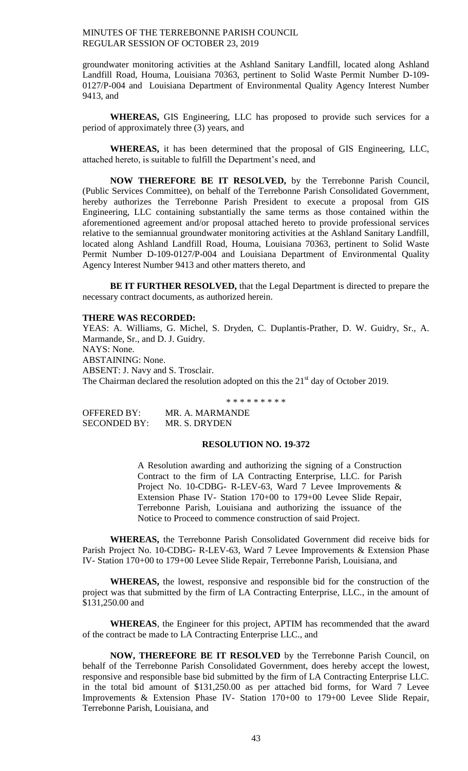groundwater monitoring activities at the Ashland Sanitary Landfill, located along Ashland Landfill Road, Houma, Louisiana 70363, pertinent to Solid Waste Permit Number D-109-0127/P-004 and Louisiana Department of Environmental Quality Agency Interest Number 9413, and

**WHEREAS,** GIS Engineering, LLC has proposed to provide such services for a period of approximately three (3) years, and

**WHEREAS,** it has been determined that the proposal of GIS Engineering, LLC, attached hereto, is suitable to fulfill the Department's need, and

**NOW THEREFORE BE IT RESOLVED,** by the Terrebonne Parish Council, (Public Services Committee), on behalf of the Terrebonne Parish Consolidated Government, hereby authorizes the Terrebonne Parish President to execute a proposal from GIS Engineering, LLC containing substantially the same terms as those contained within the aforementioned agreement and/or proposal attached hereto to provide professional services relative to the semiannual groundwater monitoring activities at the Ashland Sanitary Landfill, located along Ashland Landfill Road, Houma, Louisiana 70363, pertinent to Solid Waste Permit Number D-109-0127/P-004 and Louisiana Department of Environmental Quality Agency Interest Number 9413 and other matters thereto, and

**BE IT FURTHER RESOLVED,** that the Legal Department is directed to prepare the necessary contract documents, as authorized herein.

**THERE WAS RECORDED:**

YEAS: A. Williams, G. Michel, S. Dryden, C. Duplantis-Prather, D. W. Guidry, Sr., A. Marmande, Sr., and D. J. Guidry.
NAYS: None.
ABSTAINING: None.
ABSENT: J. Navy and S. Trosclair.
The Chairman declared the resolution adopted on this the 21st day of October 2019.

\* \* \* \* \* \* \* \* \*

OFFERED BY: MR. A. MARMANDE
SECONDED BY: MR. S. DRYDEN

**RESOLUTION NO. 19-372**

A Resolution awarding and authorizing the signing of a Construction Contract to the firm of LA Contracting Enterprise, LLC. for Parish Project No. 10-CDBG- R-LEV-63, Ward 7 Levee Improvements & Extension Phase IV- Station 170+00 to 179+00 Levee Slide Repair, Terrebonne Parish, Louisiana and authorizing the issuance of the Notice to Proceed to commence construction of said Project.

**WHEREAS,** the Terrebonne Parish Consolidated Government did receive bids for Parish Project No. 10-CDBG- R-LEV-63, Ward 7 Levee Improvements & Extension Phase IV- Station 170+00 to 179+00 Levee Slide Repair, Terrebonne Parish, Louisiana, and

**WHEREAS,** the lowest, responsive and responsible bid for the construction of the project was that submitted by the firm of LA Contracting Enterprise, LLC., in the amount of $131,250.00 and

**WHEREAS**, the Engineer for this project, APTIM has recommended that the award of the contract be made to LA Contracting Enterprise LLC., and

**NOW, THEREFORE BE IT RESOLVED** by the Terrebonne Parish Council, on behalf of the Terrebonne Parish Consolidated Government, does hereby accept the lowest, responsive and responsible base bid submitted by the firm of LA Contracting Enterprise LLC. in the total bid amount of $131,250.00 as per attached bid forms, for Ward 7 Levee Improvements & Extension Phase IV- Station 170+00 to 179+00 Levee Slide Repair, Terrebonne Parish, Louisiana, and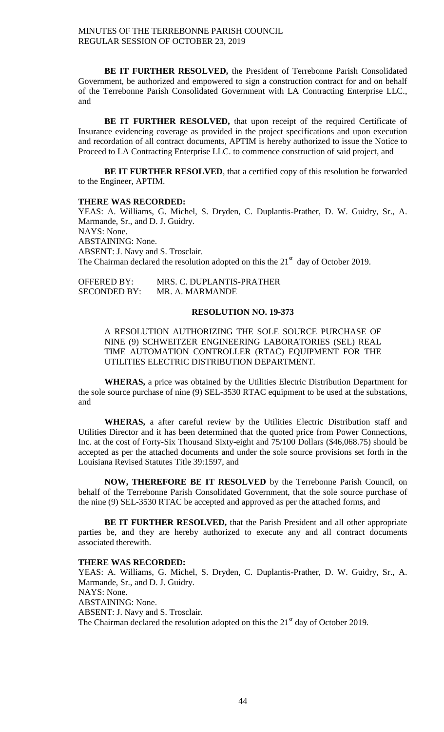**BE IT FURTHER RESOLVED,** the President of Terrebonne Parish Consolidated Government, be authorized and empowered to sign a construction contract for and on behalf of the Terrebonne Parish Consolidated Government with LA Contracting Enterprise LLC., and

**BE IT FURTHER RESOLVED,** that upon receipt of the required Certificate of Insurance evidencing coverage as provided in the project specifications and upon execution and recordation of all contract documents, APTIM is hereby authorized to issue the Notice to Proceed to LA Contracting Enterprise LLC. to commence construction of said project, and

**BE IT FURTHER RESOLVED**, that a certified copy of this resolution be forwarded to the Engineer, APTIM.

**THERE WAS RECORDED:**
YEAS: A. Williams, G. Michel, S. Dryden, C. Duplantis-Prather, D. W. Guidry, Sr., A. Marmande, Sr., and D. J. Guidry.
NAYS: None.
ABSTAINING: None.
ABSENT: J. Navy and S. Trosclair.
The Chairman declared the resolution adopted on this the 21st day of October 2019.

OFFERED BY: MRS. C. DUPLANTIS-PRATHER
SECONDED BY: MR. A. MARMANDE

**RESOLUTION NO. 19-373**

A RESOLUTION AUTHORIZING THE SOLE SOURCE PURCHASE OF NINE (9) SCHWEITZER ENGINEERING LABORATORIES (SEL) REAL TIME AUTOMATION CONTROLLER (RTAC) EQUIPMENT FOR THE UTILITIES ELECTRIC DISTRIBUTION DEPARTMENT.

**WHERAS,** a price was obtained by the Utilities Electric Distribution Department for the sole source purchase of nine (9) SEL-3530 RTAC equipment to be used at the substations, and

**WHERAS,** a after careful review by the Utilities Electric Distribution staff and Utilities Director and it has been determined that the quoted price from Power Connections, Inc. at the cost of Forty-Six Thousand Sixty-eight and 75/100 Dollars ($46,068.75) should be accepted as per the attached documents and under the sole source provisions set forth in the Louisiana Revised Statutes Title 39:1597, and

**NOW, THEREFORE BE IT RESOLVED** by the Terrebonne Parish Council, on behalf of the Terrebonne Parish Consolidated Government, that the sole source purchase of the nine (9) SEL-3530 RTAC be accepted and approved as per the attached forms, and

**BE IT FURTHER RESOLVED,** that the Parish President and all other appropriate parties be, and they are hereby authorized to execute any and all contract documents associated therewith.

**THERE WAS RECORDED:**
YEAS: A. Williams, G. Michel, S. Dryden, C. Duplantis-Prather, D. W. Guidry, Sr., A. Marmande, Sr., and D. J. Guidry.
NAYS: None.
ABSTAINING: None.
ABSENT: J. Navy and S. Trosclair.
The Chairman declared the resolution adopted on this the 21st day of October 2019.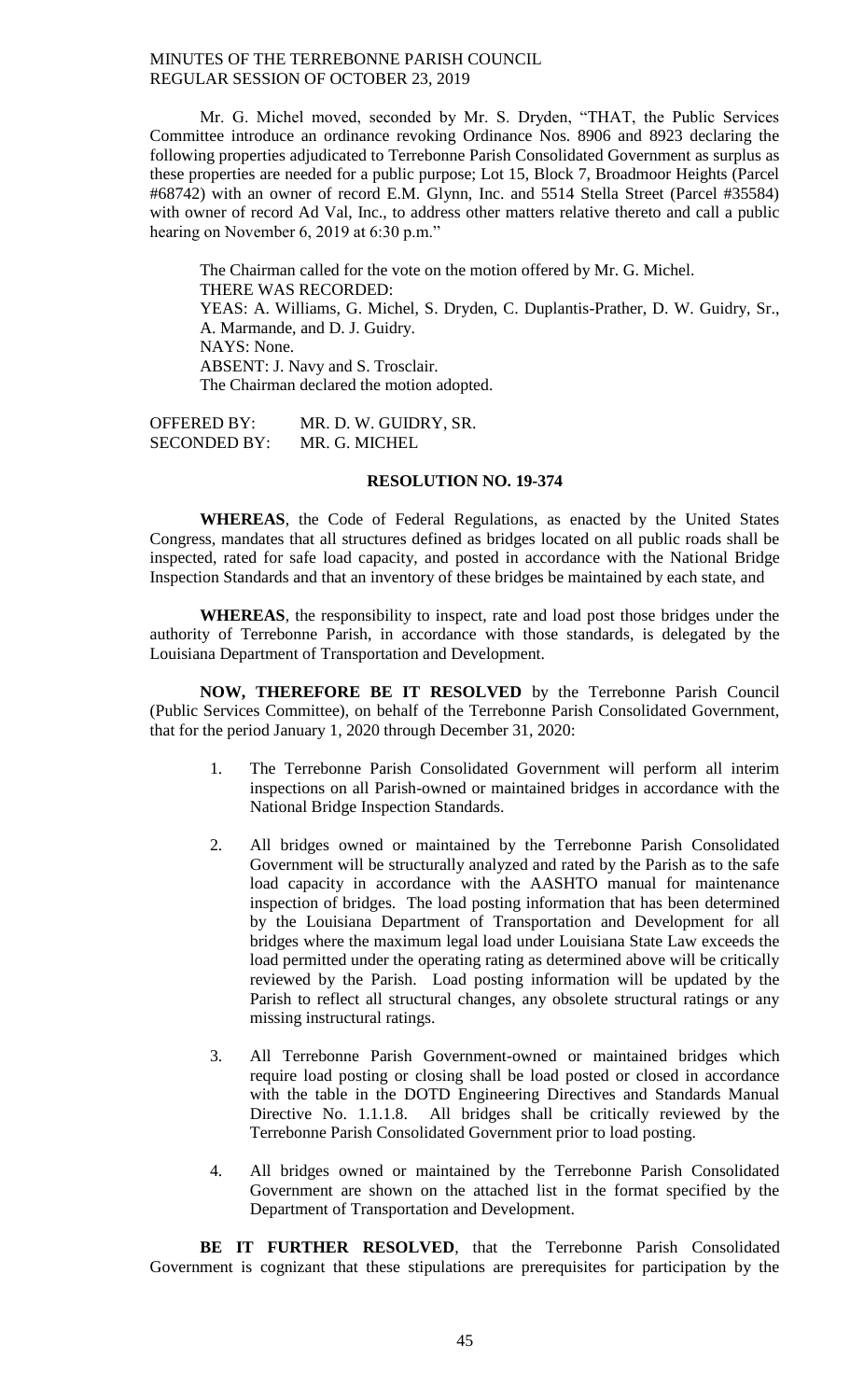Mr. G. Michel moved, seconded by Mr. S. Dryden, "THAT, the Public Services Committee introduce an ordinance revoking Ordinance Nos. 8906 and 8923 declaring the following properties adjudicated to Terrebonne Parish Consolidated Government as surplus as these properties are needed for a public purpose; Lot 15, Block 7, Broadmoor Heights (Parcel #68742) with an owner of record E.M. Glynn, Inc. and 5514 Stella Street (Parcel #35584) with owner of record Ad Val, Inc., to address other matters relative thereto and call a public hearing on November 6, 2019 at 6:30 p.m."

The Chairman called for the vote on the motion offered by Mr. G. Michel.
THERE WAS RECORDED:
YEAS: A. Williams, G. Michel, S. Dryden, C. Duplantis-Prather, D. W. Guidry, Sr., A. Marmande, and D. J. Guidry.
NAYS: None.
ABSENT: J. Navy and S. Trosclair.
The Chairman declared the motion adopted.

OFFERED BY: MR. D. W. GUIDRY, SR.
SECONDED BY: MR. G. MICHEL

## RESOLUTION NO. 19-374

**WHEREAS**, the Code of Federal Regulations, as enacted by the United States Congress, mandates that all structures defined as bridges located on all public roads shall be inspected, rated for safe load capacity, and posted in accordance with the National Bridge Inspection Standards and that an inventory of these bridges be maintained by each state, and

**WHEREAS**, the responsibility to inspect, rate and load post those bridges under the authority of Terrebonne Parish, in accordance with those standards, is delegated by the Louisiana Department of Transportation and Development.

**NOW, THEREFORE BE IT RESOLVED** by the Terrebonne Parish Council (Public Services Committee), on behalf of the Terrebonne Parish Consolidated Government, that for the period January 1, 2020 through December 31, 2020:

1. The Terrebonne Parish Consolidated Government will perform all interim inspections on all Parish-owned or maintained bridges in accordance with the National Bridge Inspection Standards.

2. All bridges owned or maintained by the Terrebonne Parish Consolidated Government will be structurally analyzed and rated by the Parish as to the safe load capacity in accordance with the AASHTO manual for maintenance inspection of bridges. The load posting information that has been determined by the Louisiana Department of Transportation and Development for all bridges where the maximum legal load under Louisiana State Law exceeds the load permitted under the operating rating as determined above will be critically reviewed by the Parish. Load posting information will be updated by the Parish to reflect all structural changes, any obsolete structural ratings or any missing instructural ratings.

3. All Terrebonne Parish Government-owned or maintained bridges which require load posting or closing shall be load posted or closed in accordance with the table in the DOTD Engineering Directives and Standards Manual Directive No. 1.1.1.8. All bridges shall be critically reviewed by the Terrebonne Parish Consolidated Government prior to load posting.

4. All bridges owned or maintained by the Terrebonne Parish Consolidated Government are shown on the attached list in the format specified by the Department of Transportation and Development.

**BE IT FURTHER RESOLVED**, that the Terrebonne Parish Consolidated Government is cognizant that these stipulations are prerequisites for participation by the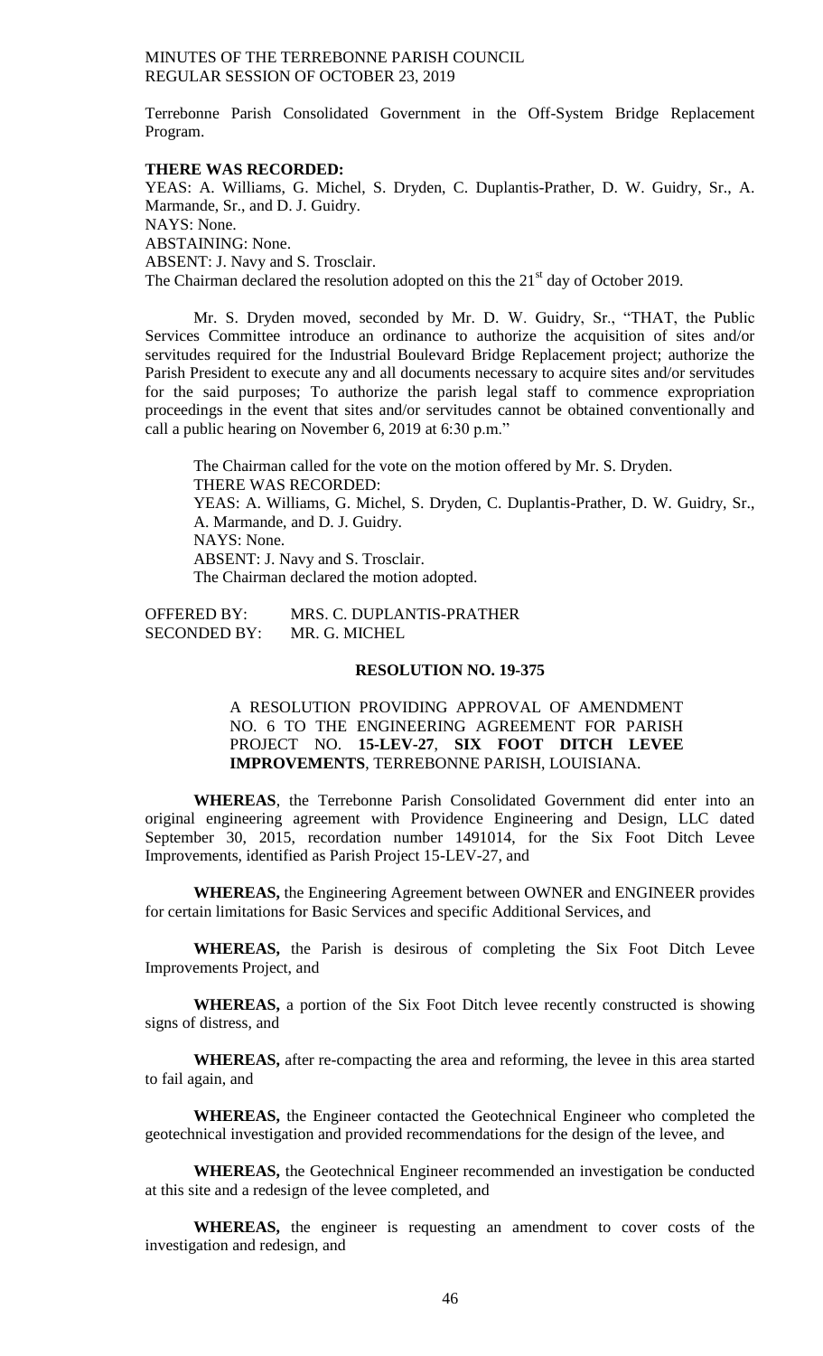Terrebonne Parish Consolidated Government in the Off-System Bridge Replacement Program.

**THERE WAS RECORDED:**

YEAS: A. Williams, G. Michel, S. Dryden, C. Duplantis-Prather, D. W. Guidry, Sr., A. Marmande, Sr., and D. J. Guidry.
NAYS: None.
ABSTAINING: None.
ABSENT: J. Navy and S. Trosclair.
The Chairman declared the resolution adopted on this the 21st day of October 2019.

Mr. S. Dryden moved, seconded by Mr. D. W. Guidry, Sr., "THAT, the Public Services Committee introduce an ordinance to authorize the acquisition of sites and/or servitudes required for the Industrial Boulevard Bridge Replacement project; authorize the Parish President to execute any and all documents necessary to acquire sites and/or servitudes for the said purposes; To authorize the parish legal staff to commence expropriation proceedings in the event that sites and/or servitudes cannot be obtained conventionally and call a public hearing on November 6, 2019 at 6:30 p.m."

The Chairman called for the vote on the motion offered by Mr. S. Dryden.
THERE WAS RECORDED:
YEAS: A. Williams, G. Michel, S. Dryden, C. Duplantis-Prather, D. W. Guidry, Sr., A. Marmande, and D. J. Guidry.
NAYS: None.
ABSENT: J. Navy and S. Trosclair.
The Chairman declared the motion adopted.

OFFERED BY: MRS. C. DUPLANTIS-PRATHER
SECONDED BY: MR. G. MICHEL

**RESOLUTION NO. 19-375**

A RESOLUTION PROVIDING APPROVAL OF AMENDMENT NO. 6 TO THE ENGINEERING AGREEMENT FOR PARISH PROJECT NO. **15-LEV-27**, **SIX FOOT DITCH LEVEE IMPROVEMENTS**, TERREBONNE PARISH, LOUISIANA.

**WHEREAS**, the Terrebonne Parish Consolidated Government did enter into an original engineering agreement with Providence Engineering and Design, LLC dated September 30, 2015, recordation number 1491014, for the Six Foot Ditch Levee Improvements, identified as Parish Project 15-LEV-27, and

**WHEREAS,** the Engineering Agreement between OWNER and ENGINEER provides for certain limitations for Basic Services and specific Additional Services, and

**WHEREAS,** the Parish is desirous of completing the Six Foot Ditch Levee Improvements Project, and

**WHEREAS,** a portion of the Six Foot Ditch levee recently constructed is showing signs of distress, and

**WHEREAS,** after re-compacting the area and reforming, the levee in this area started to fail again, and

**WHEREAS,** the Engineer contacted the Geotechnical Engineer who completed the geotechnical investigation and provided recommendations for the design of the levee, and

**WHEREAS,** the Geotechnical Engineer recommended an investigation be conducted at this site and a redesign of the levee completed, and

**WHEREAS,** the engineer is requesting an amendment to cover costs of the investigation and redesign, and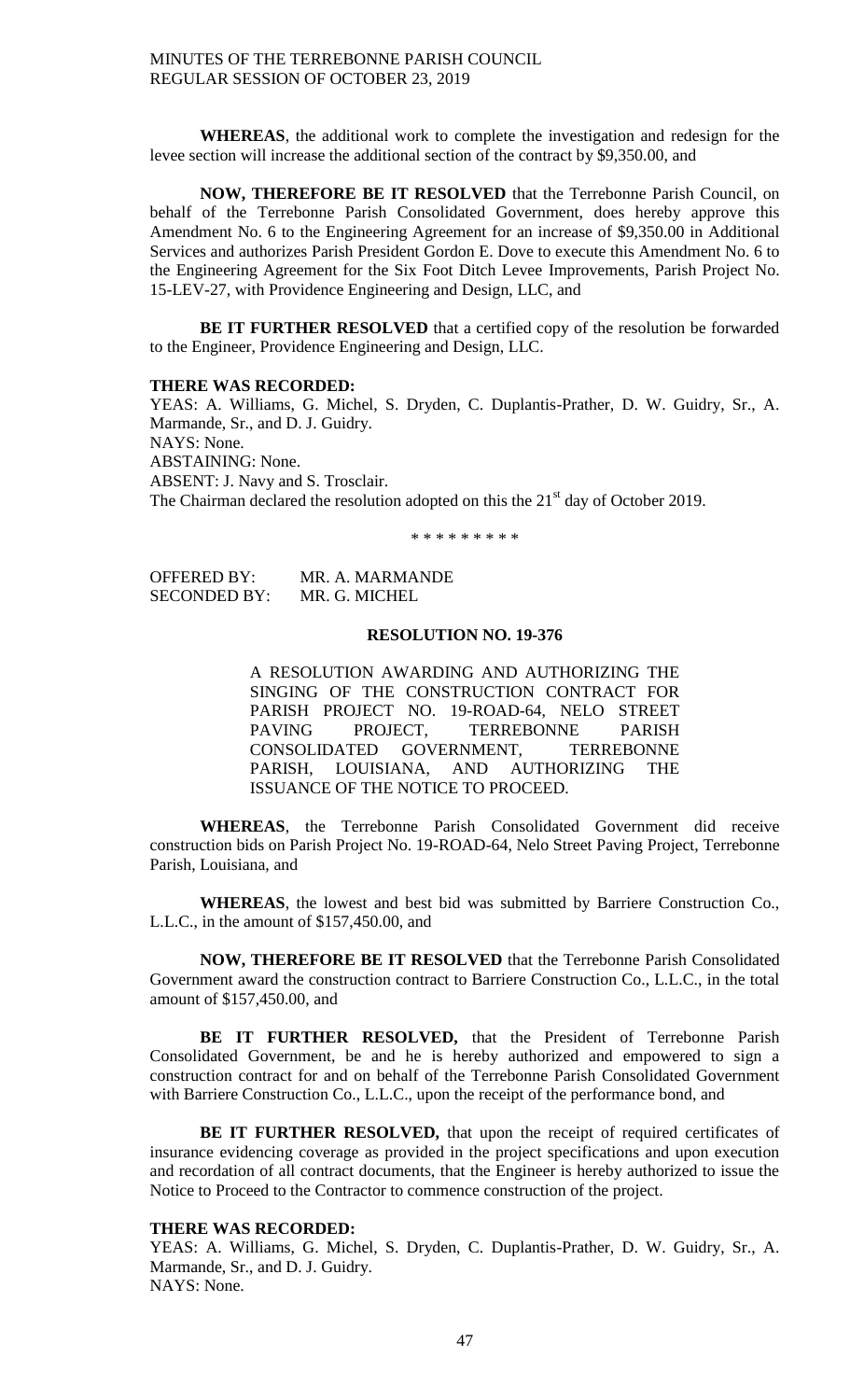**WHEREAS**, the additional work to complete the investigation and redesign for the levee section will increase the additional section of the contract by $9,350.00, and

**NOW, THEREFORE BE IT RESOLVED** that the Terrebonne Parish Council, on behalf of the Terrebonne Parish Consolidated Government, does hereby approve this Amendment No. 6 to the Engineering Agreement for an increase of $9,350.00 in Additional Services and authorizes Parish President Gordon E. Dove to execute this Amendment No. 6 to the Engineering Agreement for the Six Foot Ditch Levee Improvements, Parish Project No. 15-LEV-27, with Providence Engineering and Design, LLC, and

**BE IT FURTHER RESOLVED** that a certified copy of the resolution be forwarded to the Engineer, Providence Engineering and Design, LLC.

**THERE WAS RECORDED:**
YEAS: A. Williams, G. Michel, S. Dryden, C. Duplantis-Prather, D. W. Guidry, Sr., A. Marmande, Sr., and D. J. Guidry.
NAYS: None.
ABSTAINING: None.
ABSENT: J. Navy and S. Trosclair.
The Chairman declared the resolution adopted on this the 21st day of October 2019.

\* \* \* \* \* \* \* \* \*

OFFERED BY: MR. A. MARMANDE
SECONDED BY: MR. G. MICHEL

**RESOLUTION NO. 19-376**

A RESOLUTION AWARDING AND AUTHORIZING THE SINGING OF THE CONSTRUCTION CONTRACT FOR PARISH PROJECT NO. 19-ROAD-64, NELO STREET PAVING PROJECT, TERREBONNE PARISH CONSOLIDATED GOVERNMENT, TERREBONNE PARISH, LOUISIANA, AND AUTHORIZING THE ISSUANCE OF THE NOTICE TO PROCEED.

**WHEREAS**, the Terrebonne Parish Consolidated Government did receive construction bids on Parish Project No. 19-ROAD-64, Nelo Street Paving Project, Terrebonne Parish, Louisiana, and

**WHEREAS**, the lowest and best bid was submitted by Barriere Construction Co., L.L.C., in the amount of $157,450.00, and

**NOW, THEREFORE BE IT RESOLVED** that the Terrebonne Parish Consolidated Government award the construction contract to Barriere Construction Co., L.L.C., in the total amount of $157,450.00, and

**BE IT FURTHER RESOLVED,** that the President of Terrebonne Parish Consolidated Government, be and he is hereby authorized and empowered to sign a construction contract for and on behalf of the Terrebonne Parish Consolidated Government with Barriere Construction Co., L.L.C., upon the receipt of the performance bond, and

**BE IT FURTHER RESOLVED,** that upon the receipt of required certificates of insurance evidencing coverage as provided in the project specifications and upon execution and recordation of all contract documents, that the Engineer is hereby authorized to issue the Notice to Proceed to the Contractor to commence construction of the project.

**THERE WAS RECORDED:**
YEAS: A. Williams, G. Michel, S. Dryden, C. Duplantis-Prather, D. W. Guidry, Sr., A. Marmande, Sr., and D. J. Guidry.
NAYS: None.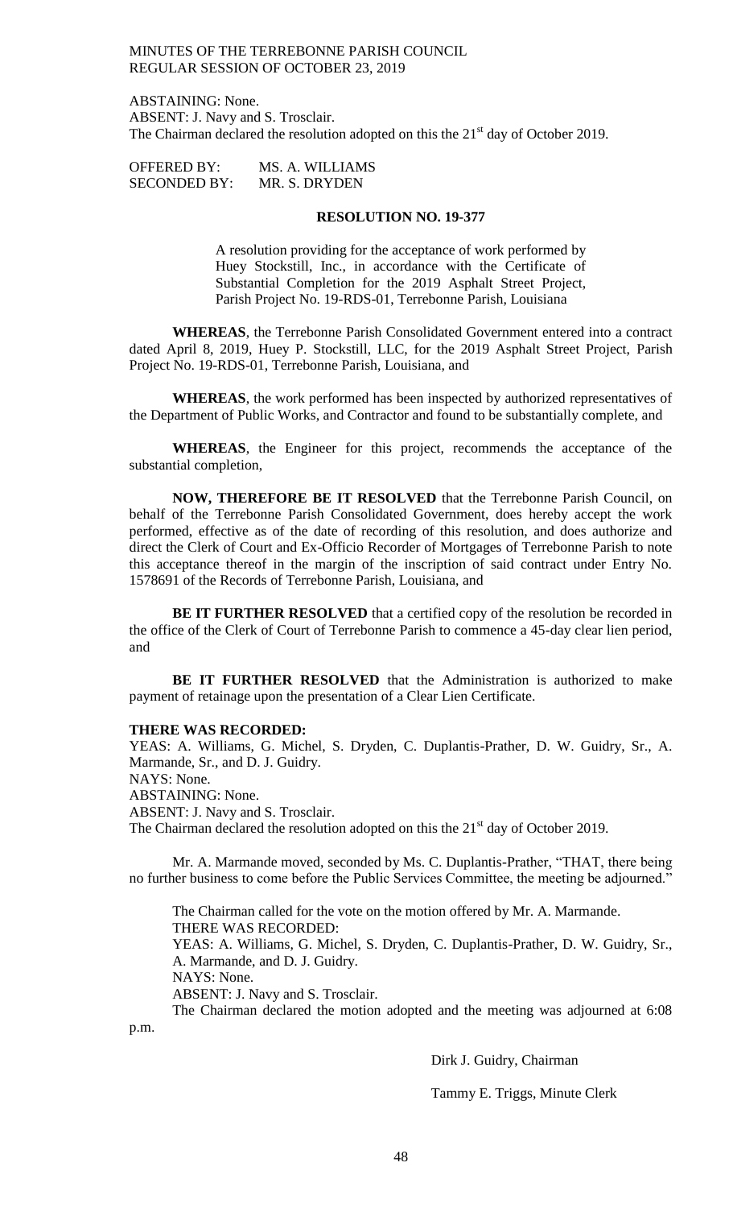ABSTAINING: None.
ABSENT: J. Navy and S. Trosclair.
The Chairman declared the resolution adopted on this the 21st day of October 2019.

OFFERED BY: MS. A. WILLIAMS
SECONDED BY: MR. S. DRYDEN

**RESOLUTION NO. 19-377**

A resolution providing for the acceptance of work performed by Huey Stockstill, Inc., in accordance with the Certificate of Substantial Completion for the 2019 Asphalt Street Project, Parish Project No. 19-RDS-01, Terrebonne Parish, Louisiana

**WHEREAS**, the Terrebonne Parish Consolidated Government entered into a contract dated April 8, 2019, Huey P. Stockstill, LLC, for the 2019 Asphalt Street Project, Parish Project No. 19-RDS-01, Terrebonne Parish, Louisiana, and

**WHEREAS**, the work performed has been inspected by authorized representatives of the Department of Public Works, and Contractor and found to be substantially complete, and

**WHEREAS**, the Engineer for this project, recommends the acceptance of the substantial completion,

**NOW, THEREFORE BE IT RESOLVED** that the Terrebonne Parish Council, on behalf of the Terrebonne Parish Consolidated Government, does hereby accept the work performed, effective as of the date of recording of this resolution, and does authorize and direct the Clerk of Court and Ex-Officio Recorder of Mortgages of Terrebonne Parish to note this acceptance thereof in the margin of the inscription of said contract under Entry No. 1578691 of the Records of Terrebonne Parish, Louisiana, and

**BE IT FURTHER RESOLVED** that a certified copy of the resolution be recorded in the office of the Clerk of Court of Terrebonne Parish to commence a 45-day clear lien period, and

**BE IT FURTHER RESOLVED** that the Administration is authorized to make payment of retainage upon the presentation of a Clear Lien Certificate.

**THERE WAS RECORDED:**
YEAS: A. Williams, G. Michel, S. Dryden, C. Duplantis-Prather, D. W. Guidry, Sr., A. Marmande, Sr., and D. J. Guidry.
NAYS: None.
ABSTAINING: None.
ABSENT: J. Navy and S. Trosclair.
The Chairman declared the resolution adopted on this the 21st day of October 2019.

Mr. A. Marmande moved, seconded by Ms. C. Duplantis-Prather, "THAT, there being no further business to come before the Public Services Committee, the meeting be adjourned."

The Chairman called for the vote on the motion offered by Mr. A. Marmande.
THERE WAS RECORDED:
YEAS: A. Williams, G. Michel, S. Dryden, C. Duplantis-Prather, D. W. Guidry, Sr., A. Marmande, and D. J. Guidry.
NAYS: None.
ABSENT: J. Navy and S. Trosclair.
The Chairman declared the motion adopted and the meeting was adjourned at 6:08 p.m.

Dirk J. Guidry, Chairman

Tammy E. Triggs, Minute Clerk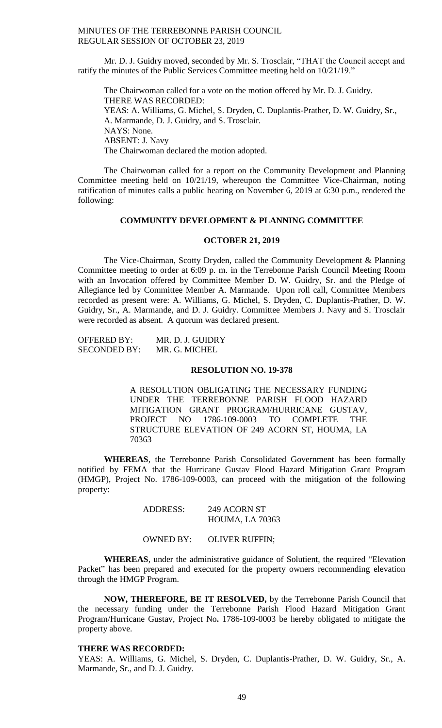Mr. D. J. Guidry moved, seconded by Mr. S. Trosclair, "THAT the Council accept and ratify the minutes of the Public Services Committee meeting held on 10/21/19."

The Chairwoman called for a vote on the motion offered by Mr. D. J. Guidry.
THERE WAS RECORDED:
YEAS: A. Williams, G. Michel, S. Dryden, C. Duplantis-Prather, D. W. Guidry, Sr., A. Marmande, D. J. Guidry, and S. Trosclair.
NAYS: None.
ABSENT: J. Navy
The Chairwoman declared the motion adopted.

The Chairwoman called for a report on the Community Development and Planning Committee meeting held on 10/21/19, whereupon the Committee Vice-Chairman, noting ratification of minutes calls a public hearing on November 6, 2019 at 6:30 p.m., rendered the following:

**COMMUNITY DEVELOPMENT & PLANNING COMMITTEE**

**OCTOBER 21, 2019**

The Vice-Chairman, Scotty Dryden, called the Community Development & Planning Committee meeting to order at 6:09 p. m. in the Terrebonne Parish Council Meeting Room with an Invocation offered by Committee Member D. W. Guidry, Sr. and the Pledge of Allegiance led by Committee Member A. Marmande. Upon roll call, Committee Members recorded as present were: A. Williams, G. Michel, S. Dryden, C. Duplantis-Prather, D. W. Guidry, Sr., A. Marmande, and D. J. Guidry. Committee Members J. Navy and S. Trosclair were recorded as absent. A quorum was declared present.

OFFERED BY: MR. D. J. GUIDRY
SECONDED BY: MR. G. MICHEL

**RESOLUTION NO. 19-378**

A RESOLUTION OBLIGATING THE NECESSARY FUNDING UNDER THE TERREBONNE PARISH FLOOD HAZARD MITIGATION GRANT PROGRAM/HURRICANE GUSTAV, PROJECT NO 1786-109-0003 TO COMPLETE THE STRUCTURE ELEVATION OF 249 ACORN ST, HOUMA, LA 70363

**WHEREAS**, the Terrebonne Parish Consolidated Government has been formally notified by FEMA that the Hurricane Gustav Flood Hazard Mitigation Grant Program (HMGP), Project No. 1786-109-0003, can proceed with the mitigation of the following property:

ADDRESS: 249 ACORN ST
HOUMA, LA 70363

OWNED BY: OLIVER RUFFIN;

**WHEREAS**, under the administrative guidance of Solutient, the required "Elevation Packet" has been prepared and executed for the property owners recommending elevation through the HMGP Program.

**NOW, THEREFORE, BE IT RESOLVED,** by the Terrebonne Parish Council that the necessary funding under the Terrebonne Parish Flood Hazard Mitigation Grant Program/Hurricane Gustav, Project No**.** 1786-109-0003 be hereby obligated to mitigate the property above.

**THERE WAS RECORDED:**
YEAS: A. Williams, G. Michel, S. Dryden, C. Duplantis-Prather, D. W. Guidry, Sr., A. Marmande, Sr., and D. J. Guidry.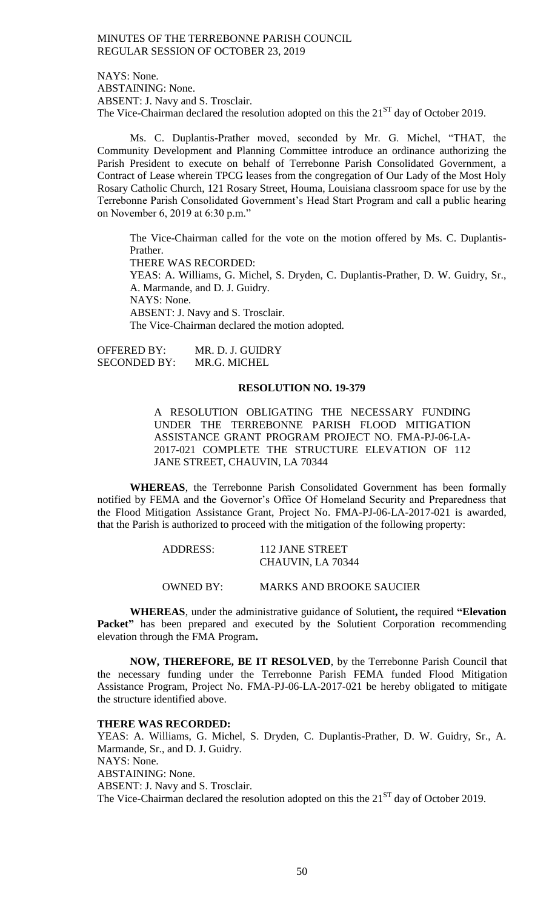NAYS: None.
ABSTAINING: None.
ABSENT: J. Navy and S. Trosclair.
The Vice-Chairman declared the resolution adopted on this the 21ST day of October 2019.

Ms. C. Duplantis-Prather moved, seconded by Mr. G. Michel, "THAT, the Community Development and Planning Committee introduce an ordinance authorizing the Parish President to execute on behalf of Terrebonne Parish Consolidated Government, a Contract of Lease wherein TPCG leases from the congregation of Our Lady of the Most Holy Rosary Catholic Church, 121 Rosary Street, Houma, Louisiana classroom space for use by the Terrebonne Parish Consolidated Government's Head Start Program and call a public hearing on November 6, 2019 at 6:30 p.m."

The Vice-Chairman called for the vote on the motion offered by Ms. C. Duplantis-Prather.
THERE WAS RECORDED:
YEAS: A. Williams, G. Michel, S. Dryden, C. Duplantis-Prather, D. W. Guidry, Sr., A. Marmande, and D. J. Guidry.
NAYS: None.
ABSENT: J. Navy and S. Trosclair.
The Vice-Chairman declared the motion adopted.

OFFERED BY: MR. D. J. GUIDRY
SECONDED BY: MR.G. MICHEL

**RESOLUTION NO. 19-379**

A RESOLUTION OBLIGATING THE NECESSARY FUNDING UNDER THE TERREBONNE PARISH FLOOD MITIGATION ASSISTANCE GRANT PROGRAM PROJECT NO. FMA-PJ-06-LA-2017-021 COMPLETE THE STRUCTURE ELEVATION OF 112 JANE STREET, CHAUVIN, LA 70344

**WHEREAS**, the Terrebonne Parish Consolidated Government has been formally notified by FEMA and the Governor's Office Of Homeland Security and Preparedness that the Flood Mitigation Assistance Grant, Project No. FMA-PJ-06-LA-2017-021 is awarded, that the Parish is authorized to proceed with the mitigation of the following property:

ADDRESS: 112 JANE STREET
CHAUVIN, LA 70344

OWNED BY: MARKS AND BROOKE SAUCIER

**WHEREAS**, under the administrative guidance of Solutient**,** the required **"Elevation Packet"** has been prepared and executed by the Solutient Corporation recommending elevation through the FMA Program**.**

**NOW, THEREFORE, BE IT RESOLVED**, by the Terrebonne Parish Council that the necessary funding under the Terrebonne Parish FEMA funded Flood Mitigation Assistance Program, Project No. FMA-PJ-06-LA-2017-021 be hereby obligated to mitigate the structure identified above.

**THERE WAS RECORDED:**
YEAS: A. Williams, G. Michel, S. Dryden, C. Duplantis-Prather, D. W. Guidry, Sr., A. Marmande, Sr., and D. J. Guidry.
NAYS: None.
ABSTAINING: None.
ABSENT: J. Navy and S. Trosclair.
The Vice-Chairman declared the resolution adopted on this the 21ST day of October 2019.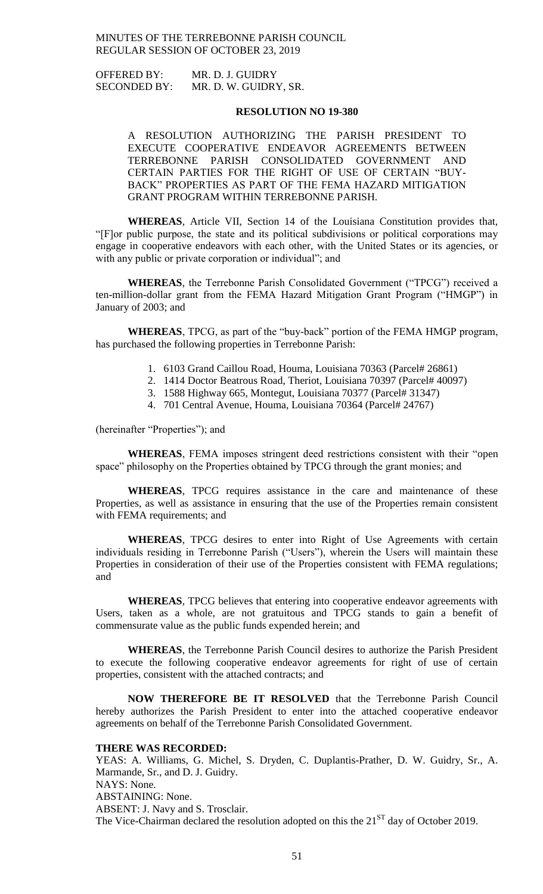OFFERED BY: MR. D. J. GUIDRY
SECONDED BY: MR. D. W. GUIDRY, SR.

**RESOLUTION NO 19-380**

A RESOLUTION AUTHORIZING THE PARISH PRESIDENT TO EXECUTE COOPERATIVE ENDEAVOR AGREEMENTS BETWEEN TERREBONNE PARISH CONSOLIDATED GOVERNMENT AND CERTAIN PARTIES FOR THE RIGHT OF USE OF CERTAIN "BUY-BACK" PROPERTIES AS PART OF THE FEMA HAZARD MITIGATION GRANT PROGRAM WITHIN TERREBONNE PARISH.

**WHEREAS**, Article VII, Section 14 of the Louisiana Constitution provides that, "[F]or public purpose, the state and its political subdivisions or political corporations may engage in cooperative endeavors with each other, with the United States or its agencies, or with any public or private corporation or individual"; and

**WHEREAS**, the Terrebonne Parish Consolidated Government ("TPCG") received a ten-million-dollar grant from the FEMA Hazard Mitigation Grant Program ("HMGP") in January of 2003; and

**WHEREAS**, TPCG, as part of the "buy-back" portion of the FEMA HMGP program, has purchased the following properties in Terrebonne Parish:

1. 6103 Grand Caillou Road, Houma, Louisiana 70363 (Parcel# 26861)
2. 1414 Doctor Beatrous Road, Theriot, Louisiana 70397 (Parcel# 40097)
3. 1588 Highway 665, Montegut, Louisiana 70377 (Parcel# 31347)
4. 701 Central Avenue, Houma, Louisiana 70364 (Parcel# 24767)

(hereinafter "Properties"); and

**WHEREAS**, FEMA imposes stringent deed restrictions consistent with their "open space" philosophy on the Properties obtained by TPCG through the grant monies; and

**WHEREAS**, TPCG requires assistance in the care and maintenance of these Properties, as well as assistance in ensuring that the use of the Properties remain consistent with FEMA requirements; and

**WHEREAS**, TPCG desires to enter into Right of Use Agreements with certain individuals residing in Terrebonne Parish ("Users"), wherein the Users will maintain these Properties in consideration of their use of the Properties consistent with FEMA regulations; and

**WHEREAS**, TPCG believes that entering into cooperative endeavor agreements with Users, taken as a whole, are not gratuitous and TPCG stands to gain a benefit of commensurate value as the public funds expended herein; and

**WHEREAS**, the Terrebonne Parish Council desires to authorize the Parish President to execute the following cooperative endeavor agreements for right of use of certain properties, consistent with the attached contracts; and

**NOW THEREFORE BE IT RESOLVED** that the Terrebonne Parish Council hereby authorizes the Parish President to enter into the attached cooperative endeavor agreements on behalf of the Terrebonne Parish Consolidated Government.

**THERE WAS RECORDED:**

YEAS: A. Williams, G. Michel, S. Dryden, C. Duplantis-Prather, D. W. Guidry, Sr., A. Marmande, Sr., and D. J. Guidry.

NAYS: None.

ABSTAINING: None.

ABSENT: J. Navy and S. Trosclair.

The Vice-Chairman declared the resolution adopted on this the 21ST day of October 2019.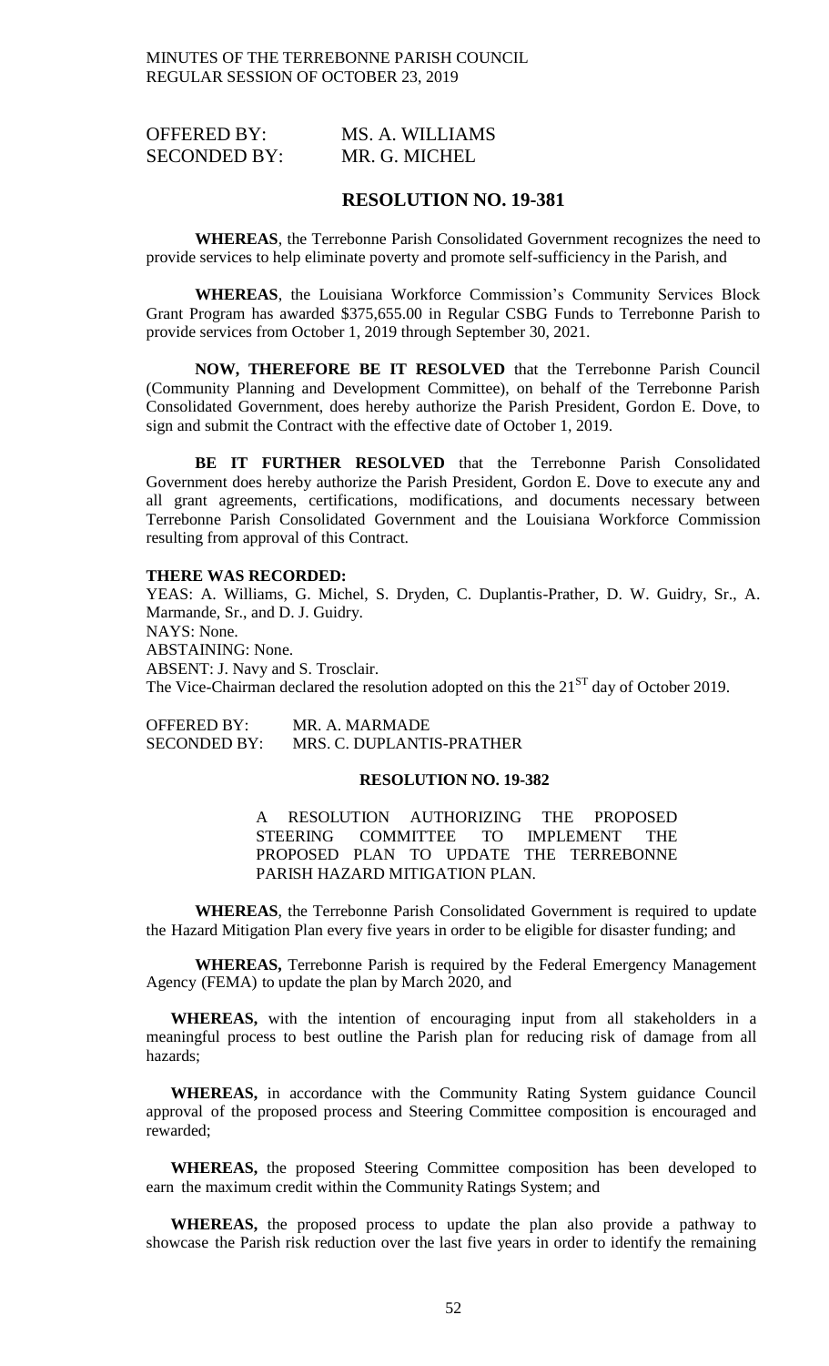| OFFERED BY: | MS. A. WILLIAMS |
| --- | --- |
| SECONDED BY: | MR. G. MICHEL |

## RESOLUTION NO. 19-381

**WHEREAS**, the Terrebonne Parish Consolidated Government recognizes the need to provide services to help eliminate poverty and promote self-sufficiency in the Parish, and

**WHEREAS**, the Louisiana Workforce Commission's Community Services Block Grant Program has awarded $375,655.00 in Regular CSBG Funds to Terrebonne Parish to provide services from October 1, 2019 through September 30, 2021.

**NOW, THEREFORE BE IT RESOLVED** that the Terrebonne Parish Council (Community Planning and Development Committee), on behalf of the Terrebonne Parish Consolidated Government, does hereby authorize the Parish President, Gordon E. Dove, to sign and submit the Contract with the effective date of October 1, 2019.

**BE IT FURTHER RESOLVED** that the Terrebonne Parish Consolidated Government does hereby authorize the Parish President, Gordon E. Dove to execute any and all grant agreements, certifications, modifications, and documents necessary between Terrebonne Parish Consolidated Government and the Louisiana Workforce Commission resulting from approval of this Contract.

**THERE WAS RECORDED:**
YEAS: A. Williams, G. Michel, S. Dryden, C. Duplantis-Prather, D. W. Guidry, Sr., A. Marmande, Sr., and D. J. Guidry.
NAYS: None.
ABSTAINING: None.
ABSENT: J. Navy and S. Trosclair.
The Vice-Chairman declared the resolution adopted on this the 21ST day of October 2019.

| OFFERED BY: | MR. A. MARMADE |
| --- | --- |
| SECONDED BY: | MRS. C. DUPLANTIS-PRATHER |

## RESOLUTION NO. 19-382

A RESOLUTION AUTHORIZING THE PROPOSED STEERING COMMITTEE TO IMPLEMENT THE PROPOSED PLAN TO UPDATE THE TERREBONNE PARISH HAZARD MITIGATION PLAN.

**WHEREAS**, the Terrebonne Parish Consolidated Government is required to update the Hazard Mitigation Plan every five years in order to be eligible for disaster funding; and

**WHEREAS,** Terrebonne Parish is required by the Federal Emergency Management Agency (FEMA) to update the plan by March 2020, and

**WHEREAS,** with the intention of encouraging input from all stakeholders in a meaningful process to best outline the Parish plan for reducing risk of damage from all hazards;

**WHEREAS,** in accordance with the Community Rating System guidance Council approval of the proposed process and Steering Committee composition is encouraged and rewarded;

**WHEREAS,** the proposed Steering Committee composition has been developed to earn the maximum credit within the Community Ratings System; and

**WHEREAS,** the proposed process to update the plan also provide a pathway to showcase the Parish risk reduction over the last five years in order to identify the remaining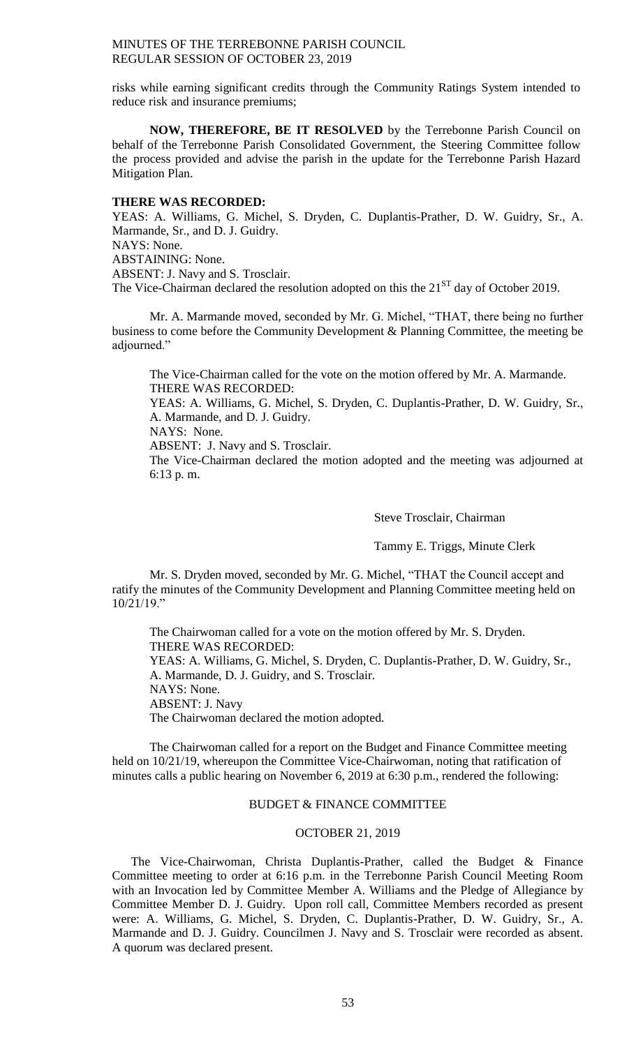risks while earning significant credits through the Community Ratings System intended to reduce risk and insurance premiums;

**NOW, THEREFORE, BE IT RESOLVED** by the Terrebonne Parish Council on behalf of the Terrebonne Parish Consolidated Government, the Steering Committee follow the process provided and advise the parish in the update for the Terrebonne Parish Hazard Mitigation Plan.

**THERE WAS RECORDED:**
YEAS: A. Williams, G. Michel, S. Dryden, C. Duplantis-Prather, D. W. Guidry, Sr., A. Marmande, Sr., and D. J. Guidry.
NAYS: None.
ABSTAINING: None.
ABSENT: J. Navy and S. Trosclair.
The Vice-Chairman declared the resolution adopted on this the $21^{ST}$ day of October 2019.

Mr. A. Marmande moved, seconded by Mr. G. Michel, "THAT, there being no further business to come before the Community Development & Planning Committee, the meeting be adjourned."

The Vice-Chairman called for the vote on the motion offered by Mr. A. Marmande.
THERE WAS RECORDED:
YEAS: A. Williams, G. Michel, S. Dryden, C. Duplantis-Prather, D. W. Guidry, Sr., A. Marmande, and D. J. Guidry.
NAYS: None.
ABSENT: J. Navy and S. Trosclair.
The Vice-Chairman declared the motion adopted and the meeting was adjourned at 6:13 p. m.

Steve Trosclair, Chairman

Tammy E. Triggs, Minute Clerk

Mr. S. Dryden moved, seconded by Mr. G. Michel, "THAT the Council accept and ratify the minutes of the Community Development and Planning Committee meeting held on 10/21/19."

The Chairwoman called for a vote on the motion offered by Mr. S. Dryden.
THERE WAS RECORDED:
YEAS: A. Williams, G. Michel, S. Dryden, C. Duplantis-Prather, D. W. Guidry, Sr., A. Marmande, D. J. Guidry, and S. Trosclair.
NAYS: None.
ABSENT: J. Navy
The Chairwoman declared the motion adopted.

The Chairwoman called for a report on the Budget and Finance Committee meeting held on 10/21/19, whereupon the Committee Vice-Chairwoman, noting that ratification of minutes calls a public hearing on November 6, 2019 at 6:30 p.m., rendered the following:

BUDGET & FINANCE COMMITTEE

OCTOBER 21, 2019

The Vice-Chairwoman, Christa Duplantis-Prather, called the Budget & Finance Committee meeting to order at 6:16 p.m. in the Terrebonne Parish Council Meeting Room with an Invocation led by Committee Member A. Williams and the Pledge of Allegiance by Committee Member D. J. Guidry. Upon roll call, Committee Members recorded as present were: A. Williams, G. Michel, S. Dryden, C. Duplantis-Prather, D. W. Guidry, Sr., A. Marmande and D. J. Guidry. Councilmen J. Navy and S. Trosclair were recorded as absent. A quorum was declared present.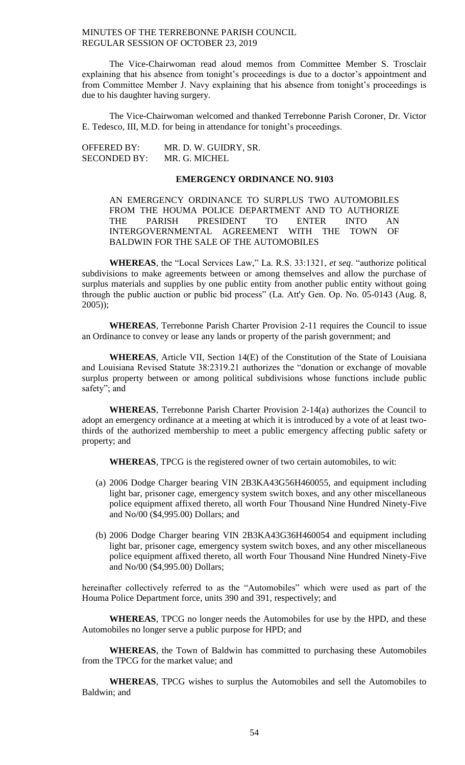The Vice-Chairwoman read aloud memos from Committee Member S. Trosclair explaining that his absence from tonight's proceedings is due to a doctor's appointment and from Committee Member J. Navy explaining that his absence from tonight's proceedings is due to his daughter having surgery.

The Vice-Chairwoman welcomed and thanked Terrebonne Parish Coroner, Dr. Victor E. Tedesco, III, M.D. for being in attendance for tonight's proceedings.

OFFERED BY: MR. D. W. GUIDRY, SR.
SECONDED BY: MR. G. MICHEL

**EMERGENCY ORDINANCE NO. 9103**

AN EMERGENCY ORDINANCE TO SURPLUS TWO AUTOMOBILES FROM THE HOUMA POLICE DEPARTMENT AND TO AUTHORIZE THE PARISH PRESIDENT TO ENTER INTO AN INTERGOVERNMENTAL AGREEMENT WITH THE TOWN OF BALDWIN FOR THE SALE OF THE AUTOMOBILES

**WHEREAS**, the "Local Services Law," La. R.S. 33:1321, *et seq*. "authorize political subdivisions to make agreements between or among themselves and allow the purchase of surplus materials and supplies by one public entity from another public entity without going through the public auction or public bid process" (La. Att'y Gen. Op. No. 05-0143 (Aug. 8, 2005));

**WHEREAS**, Terrebonne Parish Charter Provision 2-11 requires the Council to issue an Ordinance to convey or lease any lands or property of the parish government; and

**WHEREAS**, Article VII, Section 14(E) of the Constitution of the State of Louisiana and Louisiana Revised Statute 38:2319.21 authorizes the "donation or exchange of movable surplus property between or among political subdivisions whose functions include public safety"; and

**WHEREAS**, Terrebonne Parish Charter Provision 2-14(a) authorizes the Council to adopt an emergency ordinance at a meeting at which it is introduced by a vote of at least two-thirds of the authorized membership to meet a public emergency affecting public safety or property; and

**WHEREAS**, TPCG is the registered owner of two certain automobiles, to wit:

(a) 2006 Dodge Charger bearing VIN 2B3KA43G56H460055, and equipment including light bar, prisoner cage, emergency system switch boxes, and any other miscellaneous police equipment affixed thereto, all worth Four Thousand Nine Hundred Ninety-Five and No/00 ($4,995.00) Dollars; and

(b) 2006 Dodge Charger bearing VIN 2B3KA43G36H460054 and equipment including light bar, prisoner cage, emergency system switch boxes, and any other miscellaneous police equipment affixed thereto, all worth Four Thousand Nine Hundred Ninety-Five and No/00 ($4,995.00) Dollars;

hereinafter collectively referred to as the "Automobiles" which were used as part of the Houma Police Department force, units 390 and 391, respectively; and

**WHEREAS**, TPCG no longer needs the Automobiles for use by the HPD, and these Automobiles no longer serve a public purpose for HPD; and

**WHEREAS**, the Town of Baldwin has committed to purchasing these Automobiles from the TPCG for the market value; and

**WHEREAS**, TPCG wishes to surplus the Automobiles and sell the Automobiles to Baldwin; and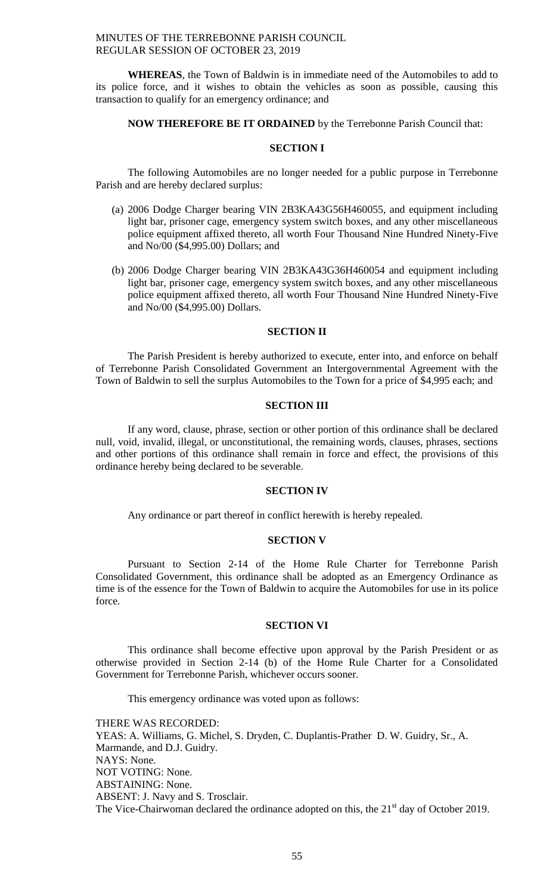**WHEREAS**, the Town of Baldwin is in immediate need of the Automobiles to add to its police force, and it wishes to obtain the vehicles as soon as possible, causing this transaction to qualify for an emergency ordinance; and

**NOW THEREFORE BE IT ORDAINED** by the Terrebonne Parish Council that:

**SECTION I**

The following Automobiles are no longer needed for a public purpose in Terrebonne Parish and are hereby declared surplus:

(a) 2006 Dodge Charger bearing VIN 2B3KA43G56H460055, and equipment including light bar, prisoner cage, emergency system switch boxes, and any other miscellaneous police equipment affixed thereto, all worth Four Thousand Nine Hundred Ninety-Five and No/00 ($4,995.00) Dollars; and

(b) 2006 Dodge Charger bearing VIN 2B3KA43G36H460054 and equipment including light bar, prisoner cage, emergency system switch boxes, and any other miscellaneous police equipment affixed thereto, all worth Four Thousand Nine Hundred Ninety-Five and No/00 ($4,995.00) Dollars.

**SECTION II**

The Parish President is hereby authorized to execute, enter into, and enforce on behalf of Terrebonne Parish Consolidated Government an Intergovernmental Agreement with the Town of Baldwin to sell the surplus Automobiles to the Town for a price of $4,995 each; and

**SECTION III**

If any word, clause, phrase, section or other portion of this ordinance shall be declared null, void, invalid, illegal, or unconstitutional, the remaining words, clauses, phrases, sections and other portions of this ordinance shall remain in force and effect, the provisions of this ordinance hereby being declared to be severable.

**SECTION IV**

Any ordinance or part thereof in conflict herewith is hereby repealed.

**SECTION V**

Pursuant to Section 2-14 of the Home Rule Charter for Terrebonne Parish Consolidated Government, this ordinance shall be adopted as an Emergency Ordinance as time is of the essence for the Town of Baldwin to acquire the Automobiles for use in its police force.

**SECTION VI**

This ordinance shall become effective upon approval by the Parish President or as otherwise provided in Section 2-14 (b) of the Home Rule Charter for a Consolidated Government for Terrebonne Parish, whichever occurs sooner.

This emergency ordinance was voted upon as follows:

THERE WAS RECORDED:
YEAS: A. Williams, G. Michel, S. Dryden, C. Duplantis-Prather D. W. Guidry, Sr., A. Marmande, and D.J. Guidry.
NAYS: None.
NOT VOTING: None.
ABSTAINING: None.
ABSENT: J. Navy and S. Trosclair.
The Vice-Chairwoman declared the ordinance adopted on this, the 21st day of October 2019.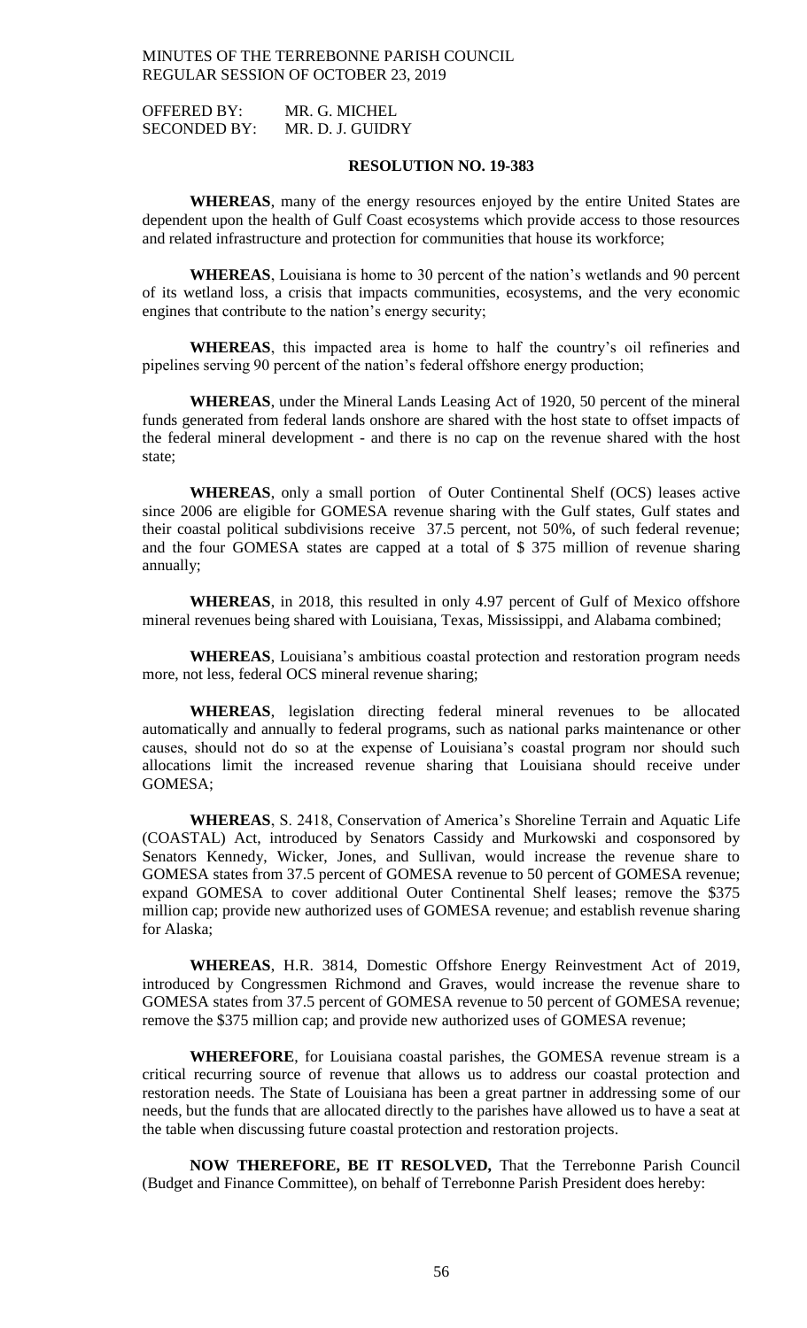OFFERED BY: MR. G. MICHEL
SECONDED BY: MR. D. J. GUIDRY

**RESOLUTION NO. 19-383**

**WHEREAS**, many of the energy resources enjoyed by the entire United States are dependent upon the health of Gulf Coast ecosystems which provide access to those resources and related infrastructure and protection for communities that house its workforce;

**WHEREAS**, Louisiana is home to 30 percent of the nation's wetlands and 90 percent of its wetland loss, a crisis that impacts communities, ecosystems, and the very economic engines that contribute to the nation's energy security;

**WHEREAS**, this impacted area is home to half the country's oil refineries and pipelines serving 90 percent of the nation's federal offshore energy production;

**WHEREAS**, under the Mineral Lands Leasing Act of 1920, 50 percent of the mineral funds generated from federal lands onshore are shared with the host state to offset impacts of the federal mineral development - and there is no cap on the revenue shared with the host state;

**WHEREAS**, only a small portion of Outer Continental Shelf (OCS) leases active since 2006 are eligible for GOMESA revenue sharing with the Gulf states, Gulf states and their coastal political subdivisions receive 37.5 percent, not 50%, of such federal revenue; and the four GOMESA states are capped at a total of $ 375 million of revenue sharing annually;

**WHEREAS**, in 2018, this resulted in only 4.97 percent of Gulf of Mexico offshore mineral revenues being shared with Louisiana, Texas, Mississippi, and Alabama combined;

**WHEREAS**, Louisiana's ambitious coastal protection and restoration program needs more, not less, federal OCS mineral revenue sharing;

**WHEREAS**, legislation directing federal mineral revenues to be allocated automatically and annually to federal programs, such as national parks maintenance or other causes, should not do so at the expense of Louisiana's coastal program nor should such allocations limit the increased revenue sharing that Louisiana should receive under GOMESA;

**WHEREAS**, S. 2418, Conservation of America's Shoreline Terrain and Aquatic Life (COASTAL) Act, introduced by Senators Cassidy and Murkowski and cosponsored by Senators Kennedy, Wicker, Jones, and Sullivan, would increase the revenue share to GOMESA states from 37.5 percent of GOMESA revenue to 50 percent of GOMESA revenue; expand GOMESA to cover additional Outer Continental Shelf leases; remove the $375 million cap; provide new authorized uses of GOMESA revenue; and establish revenue sharing for Alaska;

**WHEREAS**, H.R. 3814, Domestic Offshore Energy Reinvestment Act of 2019, introduced by Congressmen Richmond and Graves, would increase the revenue share to GOMESA states from 37.5 percent of GOMESA revenue to 50 percent of GOMESA revenue; remove the $375 million cap; and provide new authorized uses of GOMESA revenue;

**WHEREFORE**, for Louisiana coastal parishes, the GOMESA revenue stream is a critical recurring source of revenue that allows us to address our coastal protection and restoration needs. The State of Louisiana has been a great partner in addressing some of our needs, but the funds that are allocated directly to the parishes have allowed us to have a seat at the table when discussing future coastal protection and restoration projects.

**NOW THEREFORE, BE IT RESOLVED,** That the Terrebonne Parish Council (Budget and Finance Committee), on behalf of Terrebonne Parish President does hereby: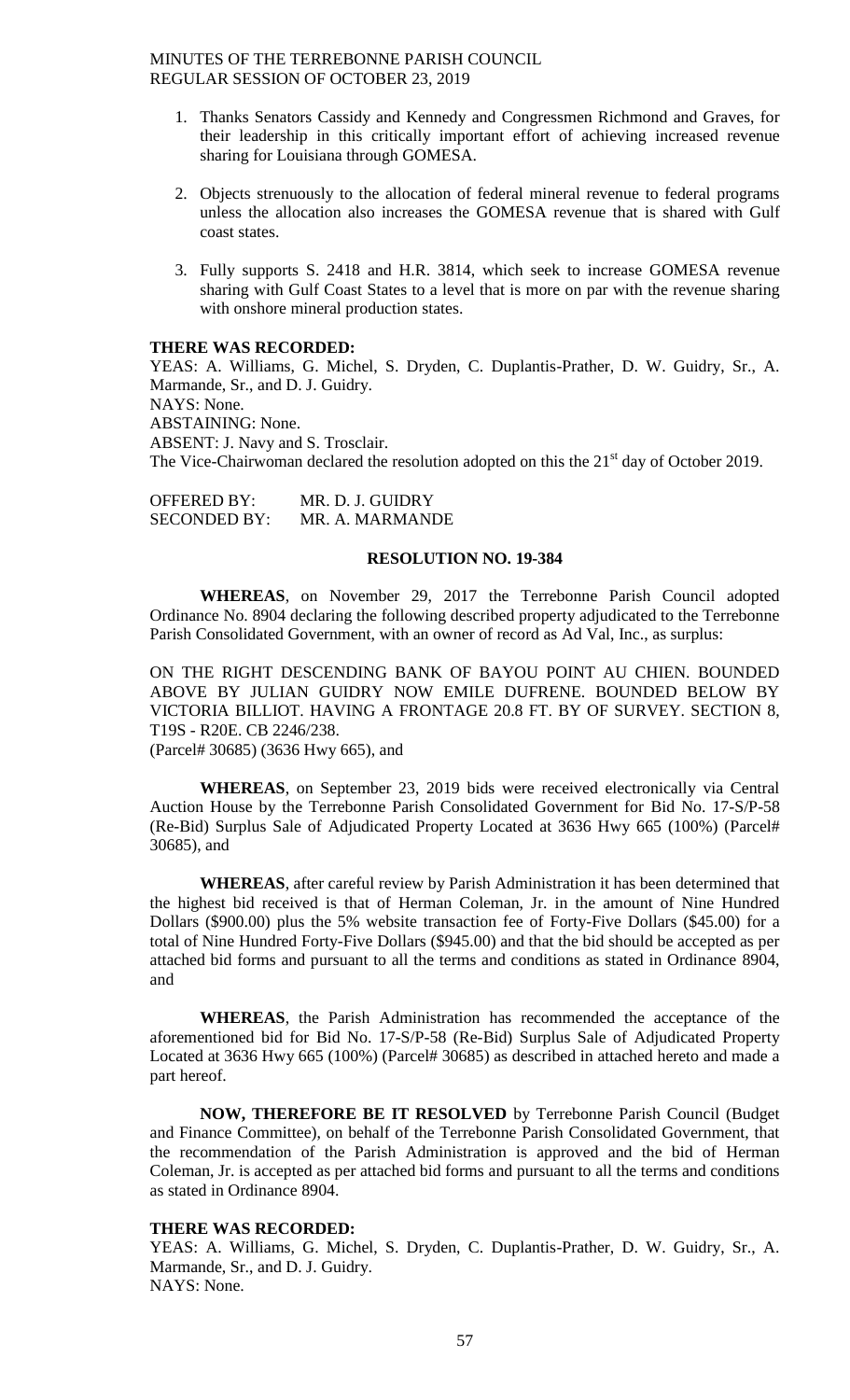1. Thanks Senators Cassidy and Kennedy and Congressmen Richmond and Graves, for their leadership in this critically important effort of achieving increased revenue sharing for Louisiana through GOMESA.

2. Objects strenuously to the allocation of federal mineral revenue to federal programs unless the allocation also increases the GOMESA revenue that is shared with Gulf coast states.

3. Fully supports S. 2418 and H.R. 3814, which seek to increase GOMESA revenue sharing with Gulf Coast States to a level that is more on par with the revenue sharing with onshore mineral production states.

**THERE WAS RECORDED:**
YEAS: A. Williams, G. Michel, S. Dryden, C. Duplantis-Prather, D. W. Guidry, Sr., A. Marmande, Sr., and D. J. Guidry.
NAYS: None.
ABSTAINING: None.
ABSENT: J. Navy and S. Trosclair.
The Vice-Chairwoman declared the resolution adopted on this the 21st day of October 2019.

OFFERED BY: MR. D. J. GUIDRY
SECONDED BY: MR. A. MARMANDE

**RESOLUTION NO. 19-384**

**WHEREAS**, on November 29, 2017 the Terrebonne Parish Council adopted Ordinance No. 8904 declaring the following described property adjudicated to the Terrebonne Parish Consolidated Government, with an owner of record as Ad Val, Inc., as surplus:

ON THE RIGHT DESCENDING BANK OF BAYOU POINT AU CHIEN. BOUNDED ABOVE BY JULIAN GUIDRY NOW EMILE DUFRENE. BOUNDED BELOW BY VICTORIA BILLIOT. HAVING A FRONTAGE 20.8 FT. BY OF SURVEY. SECTION 8, T19S - R20E. CB 2246/238.
(Parcel# 30685) (3636 Hwy 665), and

**WHEREAS**, on September 23, 2019 bids were received electronically via Central Auction House by the Terrebonne Parish Consolidated Government for Bid No. 17-S/P-58 (Re-Bid) Surplus Sale of Adjudicated Property Located at 3636 Hwy 665 (100%) (Parcel# 30685), and

**WHEREAS**, after careful review by Parish Administration it has been determined that the highest bid received is that of Herman Coleman, Jr. in the amount of Nine Hundred Dollars ($900.00) plus the 5% website transaction fee of Forty-Five Dollars ($45.00) for a total of Nine Hundred Forty-Five Dollars ($945.00) and that the bid should be accepted as per attached bid forms and pursuant to all the terms and conditions as stated in Ordinance 8904, and

**WHEREAS**, the Parish Administration has recommended the acceptance of the aforementioned bid for Bid No. 17-S/P-58 (Re-Bid) Surplus Sale of Adjudicated Property Located at 3636 Hwy 665 (100%) (Parcel# 30685) as described in attached hereto and made a part hereof.

**NOW, THEREFORE BE IT RESOLVED** by Terrebonne Parish Council (Budget and Finance Committee), on behalf of the Terrebonne Parish Consolidated Government, that the recommendation of the Parish Administration is approved and the bid of Herman Coleman, Jr. is accepted as per attached bid forms and pursuant to all the terms and conditions as stated in Ordinance 8904.

**THERE WAS RECORDED:**
YEAS: A. Williams, G. Michel, S. Dryden, C. Duplantis-Prather, D. W. Guidry, Sr., A. Marmande, Sr., and D. J. Guidry.
NAYS: None.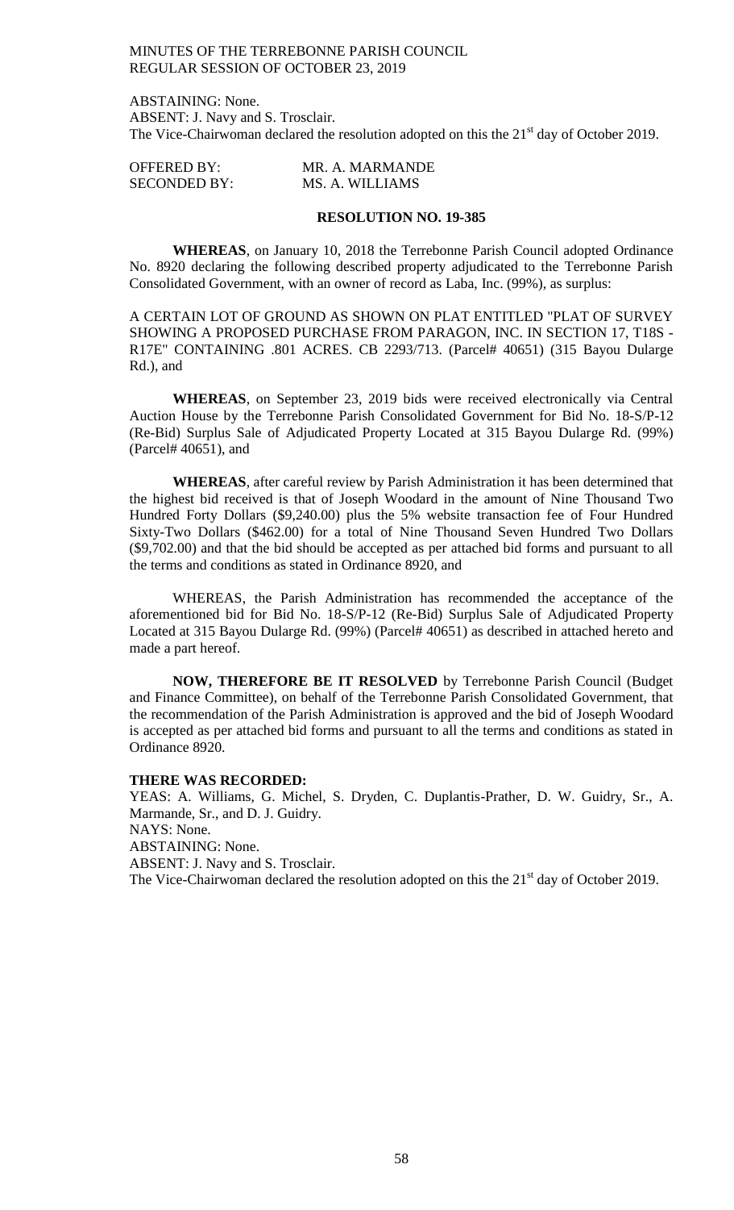ABSTAINING: None.
ABSENT: J. Navy and S. Trosclair.
The Vice-Chairwoman declared the resolution adopted on this the 21st day of October 2019.

OFFERED BY: MR. A. MARMANDE
SECONDED BY: MS. A. WILLIAMS

**RESOLUTION NO. 19-385**

**WHEREAS**, on January 10, 2018 the Terrebonne Parish Council adopted Ordinance No. 8920 declaring the following described property adjudicated to the Terrebonne Parish Consolidated Government, with an owner of record as Laba, Inc. (99%), as surplus:

A CERTAIN LOT OF GROUND AS SHOWN ON PLAT ENTITLED "PLAT OF SURVEY SHOWING A PROPOSED PURCHASE FROM PARAGON, INC. IN SECTION 17, T18S - R17E" CONTAINING .801 ACRES. CB 2293/713. (Parcel# 40651) (315 Bayou Dularge Rd.), and

**WHEREAS**, on September 23, 2019 bids were received electronically via Central Auction House by the Terrebonne Parish Consolidated Government for Bid No. 18-S/P-12 (Re-Bid) Surplus Sale of Adjudicated Property Located at 315 Bayou Dularge Rd. (99%) (Parcel# 40651), and

**WHEREAS**, after careful review by Parish Administration it has been determined that the highest bid received is that of Joseph Woodard in the amount of Nine Thousand Two Hundred Forty Dollars ($9,240.00) plus the 5% website transaction fee of Four Hundred Sixty-Two Dollars ($462.00) for a total of Nine Thousand Seven Hundred Two Dollars ($9,702.00) and that the bid should be accepted as per attached bid forms and pursuant to all the terms and conditions as stated in Ordinance 8920, and

WHEREAS, the Parish Administration has recommended the acceptance of the aforementioned bid for Bid No. 18-S/P-12 (Re-Bid) Surplus Sale of Adjudicated Property Located at 315 Bayou Dularge Rd. (99%) (Parcel# 40651) as described in attached hereto and made a part hereof.

**NOW, THEREFORE BE IT RESOLVED** by Terrebonne Parish Council (Budget and Finance Committee), on behalf of the Terrebonne Parish Consolidated Government, that the recommendation of the Parish Administration is approved and the bid of Joseph Woodard is accepted as per attached bid forms and pursuant to all the terms and conditions as stated in Ordinance 8920.

**THERE WAS RECORDED:**

YEAS: A. Williams, G. Michel, S. Dryden, C. Duplantis-Prather, D. W. Guidry, Sr., A. Marmande, Sr., and D. J. Guidry.
NAYS: None.
ABSTAINING: None.
ABSENT: J. Navy and S. Trosclair.
The Vice-Chairwoman declared the resolution adopted on this the 21st day of October 2019.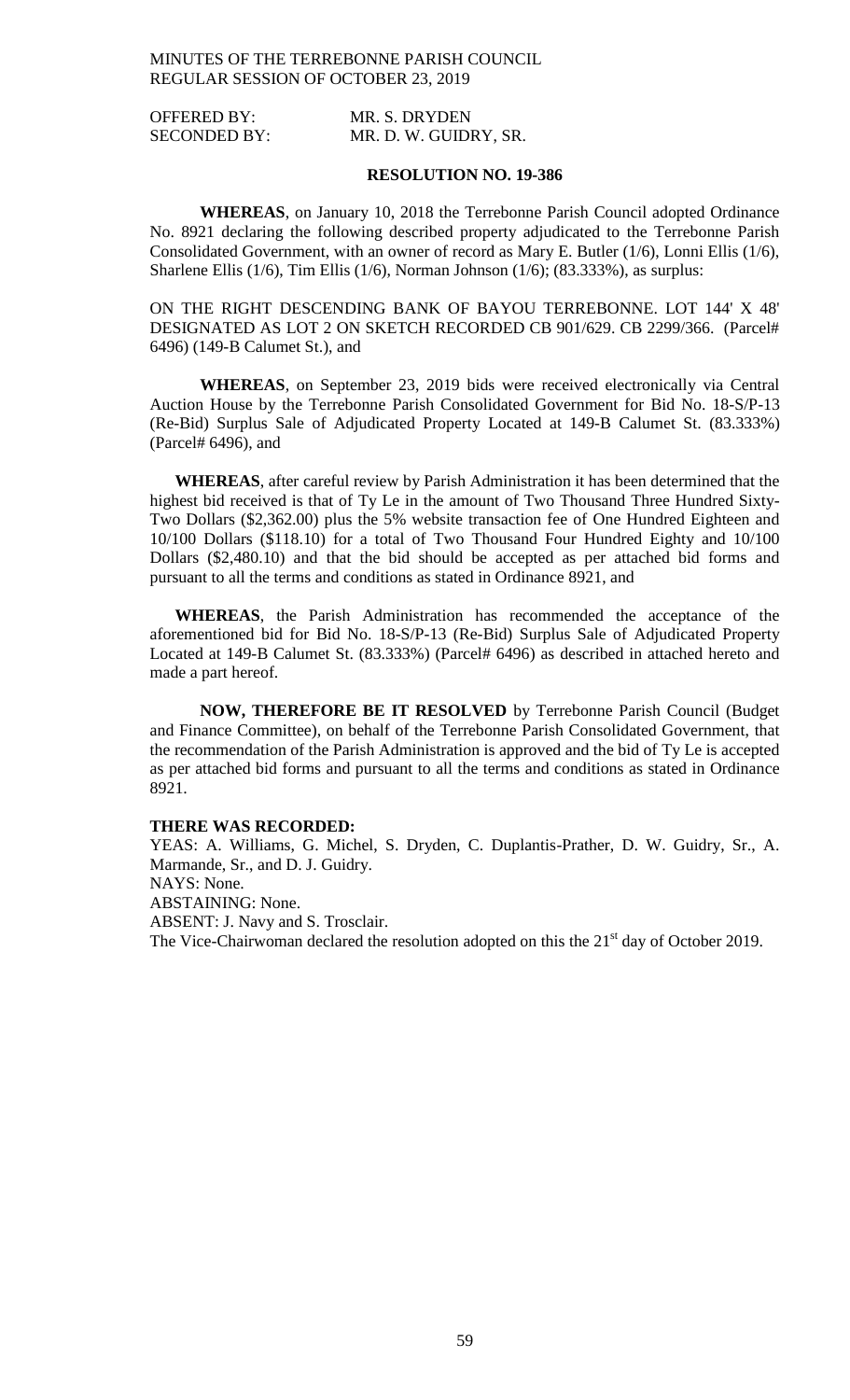OFFERED BY: MR. S. DRYDEN
SECONDED BY: MR. D. W. GUIDRY, SR.

**RESOLUTION NO. 19-386**

**WHEREAS**, on January 10, 2018 the Terrebonne Parish Council adopted Ordinance No. 8921 declaring the following described property adjudicated to the Terrebonne Parish Consolidated Government, with an owner of record as Mary E. Butler (1/6), Lonni Ellis (1/6), Sharlene Ellis (1/6), Tim Ellis (1/6), Norman Johnson (1/6); (83.333%), as surplus:

ON THE RIGHT DESCENDING BANK OF BAYOU TERREBONNE. LOT 144' X 48' DESIGNATED AS LOT 2 ON SKETCH RECORDED CB 901/629. CB 2299/366. (Parcel# 6496) (149-B Calumet St.), and

**WHEREAS**, on September 23, 2019 bids were received electronically via Central Auction House by the Terrebonne Parish Consolidated Government for Bid No. 18-S/P-13 (Re-Bid) Surplus Sale of Adjudicated Property Located at 149-B Calumet St. (83.333%) (Parcel# 6496), and

**WHEREAS**, after careful review by Parish Administration it has been determined that the highest bid received is that of Ty Le in the amount of Two Thousand Three Hundred Sixty-Two Dollars ($2,362.00) plus the 5% website transaction fee of One Hundred Eighteen and 10/100 Dollars ($118.10) for a total of Two Thousand Four Hundred Eighty and 10/100 Dollars ($2,480.10) and that the bid should be accepted as per attached bid forms and pursuant to all the terms and conditions as stated in Ordinance 8921, and

**WHEREAS**, the Parish Administration has recommended the acceptance of the aforementioned bid for Bid No. 18-S/P-13 (Re-Bid) Surplus Sale of Adjudicated Property Located at 149-B Calumet St. (83.333%) (Parcel# 6496) as described in attached hereto and made a part hereof.

**NOW, THEREFORE BE IT RESOLVED** by Terrebonne Parish Council (Budget and Finance Committee), on behalf of the Terrebonne Parish Consolidated Government, that the recommendation of the Parish Administration is approved and the bid of Ty Le is accepted as per attached bid forms and pursuant to all the terms and conditions as stated in Ordinance 8921.

**THERE WAS RECORDED:**

YEAS: A. Williams, G. Michel, S. Dryden, C. Duplantis-Prather, D. W. Guidry, Sr., A. Marmande, Sr., and D. J. Guidry.

NAYS: None.

ABSTAINING: None.

ABSENT: J. Navy and S. Trosclair.

The Vice-Chairwoman declared the resolution adopted on this the 21st day of October 2019.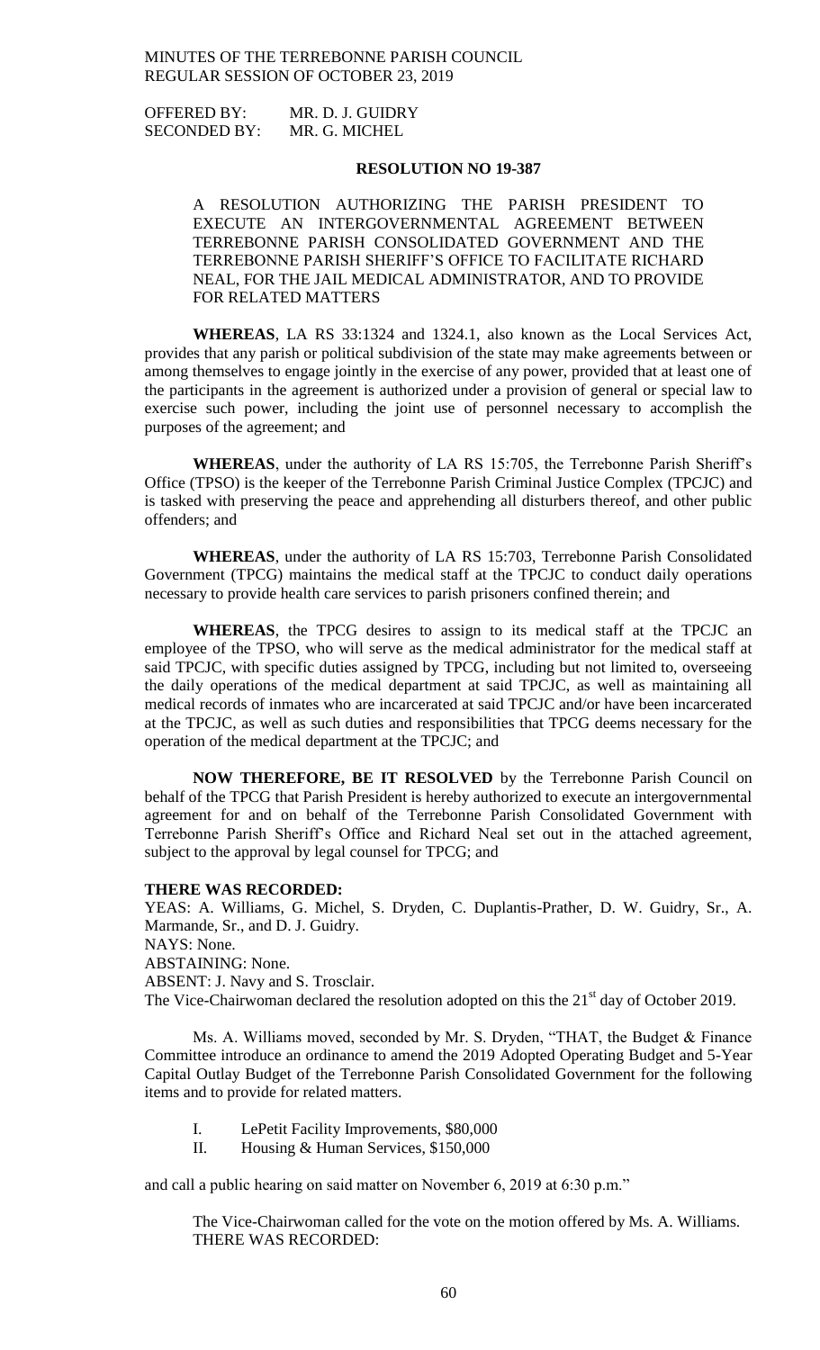OFFERED BY: MR. D. J. GUIDRY
SECONDED BY: MR. G. MICHEL

**RESOLUTION NO 19-387**

A RESOLUTION AUTHORIZING THE PARISH PRESIDENT TO EXECUTE AN INTERGOVERNMENTAL AGREEMENT BETWEEN TERREBONNE PARISH CONSOLIDATED GOVERNMENT AND THE TERREBONNE PARISH SHERIFF'S OFFICE TO FACILITATE RICHARD NEAL, FOR THE JAIL MEDICAL ADMINISTRATOR, AND TO PROVIDE FOR RELATED MATTERS

**WHEREAS**, LA RS 33:1324 and 1324.1, also known as the Local Services Act, provides that any parish or political subdivision of the state may make agreements between or among themselves to engage jointly in the exercise of any power, provided that at least one of the participants in the agreement is authorized under a provision of general or special law to exercise such power, including the joint use of personnel necessary to accomplish the purposes of the agreement; and

**WHEREAS**, under the authority of LA RS 15:705, the Terrebonne Parish Sheriff's Office (TPSO) is the keeper of the Terrebonne Parish Criminal Justice Complex (TPCJC) and is tasked with preserving the peace and apprehending all disturbers thereof, and other public offenders; and

**WHEREAS**, under the authority of LA RS 15:703, Terrebonne Parish Consolidated Government (TPCG) maintains the medical staff at the TPCJC to conduct daily operations necessary to provide health care services to parish prisoners confined therein; and

**WHEREAS**, the TPCG desires to assign to its medical staff at the TPCJC an employee of the TPSO, who will serve as the medical administrator for the medical staff at said TPCJC, with specific duties assigned by TPCG, including but not limited to, overseeing the daily operations of the medical department at said TPCJC, as well as maintaining all medical records of inmates who are incarcerated at said TPCJC and/or have been incarcerated at the TPCJC, as well as such duties and responsibilities that TPCG deems necessary for the operation of the medical department at the TPCJC; and

**NOW THEREFORE, BE IT RESOLVED** by the Terrebonne Parish Council on behalf of the TPCG that Parish President is hereby authorized to execute an intergovernmental agreement for and on behalf of the Terrebonne Parish Consolidated Government with Terrebonne Parish Sheriff's Office and Richard Neal set out in the attached agreement, subject to the approval by legal counsel for TPCG; and

**THERE WAS RECORDED:**
YEAS: A. Williams, G. Michel, S. Dryden, C. Duplantis-Prather, D. W. Guidry, Sr., A. Marmande, Sr., and D. J. Guidry.
NAYS: None.
ABSTAINING: None.
ABSENT: J. Navy and S. Trosclair.
The Vice-Chairwoman declared the resolution adopted on this the 21st day of October 2019.

Ms. A. Williams moved, seconded by Mr. S. Dryden, "THAT, the Budget & Finance Committee introduce an ordinance to amend the 2019 Adopted Operating Budget and 5-Year Capital Outlay Budget of the Terrebonne Parish Consolidated Government for the following items and to provide for related matters.

I. LePetit Facility Improvements, $80,000
II. Housing & Human Services, $150,000

and call a public hearing on said matter on November 6, 2019 at 6:30 p.m."

The Vice-Chairwoman called for the vote on the motion offered by Ms. A. Williams. THERE WAS RECORDED: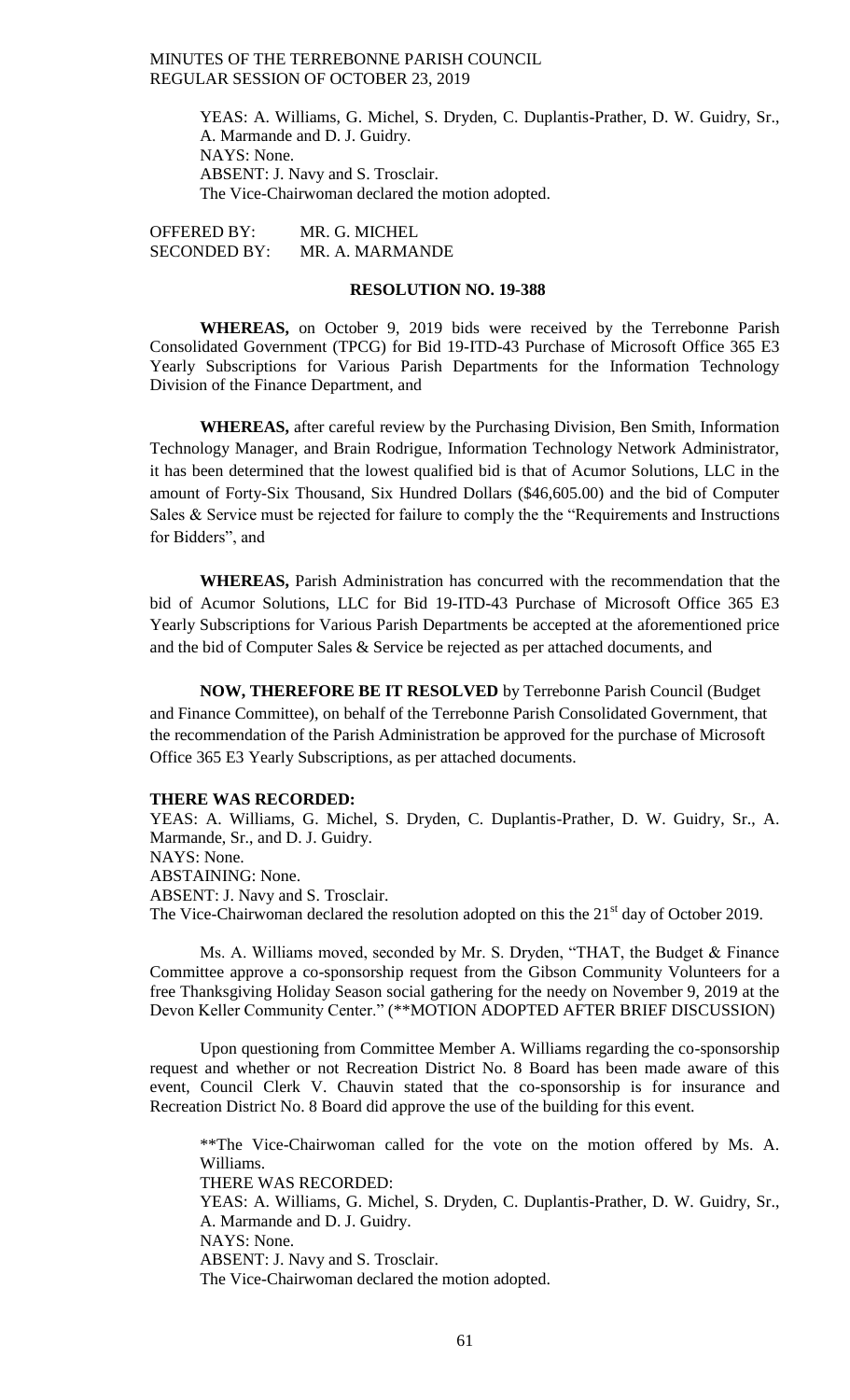YEAS: A. Williams, G. Michel, S. Dryden, C. Duplantis-Prather, D. W. Guidry, Sr., A. Marmande and D. J. Guidry.
NAYS: None.
ABSENT: J. Navy and S. Trosclair.
The Vice-Chairwoman declared the motion adopted.

OFFERED BY: MR. G. MICHEL
SECONDED BY: MR. A. MARMANDE

**RESOLUTION NO. 19-388**

**WHEREAS,** on October 9, 2019 bids were received by the Terrebonne Parish Consolidated Government (TPCG) for Bid 19-ITD-43 Purchase of Microsoft Office 365 E3 Yearly Subscriptions for Various Parish Departments for the Information Technology Division of the Finance Department, and

**WHEREAS,** after careful review by the Purchasing Division, Ben Smith, Information Technology Manager, and Brain Rodrigue, Information Technology Network Administrator, it has been determined that the lowest qualified bid is that of Acumor Solutions, LLC in the amount of Forty-Six Thousand, Six Hundred Dollars ($46,605.00) and the bid of Computer Sales & Service must be rejected for failure to comply the the "Requirements and Instructions for Bidders", and

**WHEREAS,** Parish Administration has concurred with the recommendation that the bid of Acumor Solutions, LLC for Bid 19-ITD-43 Purchase of Microsoft Office 365 E3 Yearly Subscriptions for Various Parish Departments be accepted at the aforementioned price and the bid of Computer Sales & Service be rejected as per attached documents, and

**NOW, THEREFORE BE IT RESOLVED** by Terrebonne Parish Council (Budget and Finance Committee), on behalf of the Terrebonne Parish Consolidated Government, that the recommendation of the Parish Administration be approved for the purchase of Microsoft Office 365 E3 Yearly Subscriptions, as per attached documents.

**THERE WAS RECORDED:**
YEAS: A. Williams, G. Michel, S. Dryden, C. Duplantis-Prather, D. W. Guidry, Sr., A. Marmande, Sr., and D. J. Guidry.
NAYS: None.
ABSTAINING: None.
ABSENT: J. Navy and S. Trosclair.
The Vice-Chairwoman declared the resolution adopted on this the 21st day of October 2019.

Ms. A. Williams moved, seconded by Mr. S. Dryden, "THAT, the Budget & Finance Committee approve a co-sponsorship request from the Gibson Community Volunteers for a free Thanksgiving Holiday Season social gathering for the needy on November 9, 2019 at the Devon Keller Community Center." (**MOTION ADOPTED AFTER BRIEF DISCUSSION)

Upon questioning from Committee Member A. Williams regarding the co-sponsorship request and whether or not Recreation District No. 8 Board has been made aware of this event, Council Clerk V. Chauvin stated that the co-sponsorship is for insurance and Recreation District No. 8 Board did approve the use of the building for this event.

**The Vice-Chairwoman called for the vote on the motion offered by Ms. A. Williams.
THERE WAS RECORDED:
YEAS: A. Williams, G. Michel, S. Dryden, C. Duplantis-Prather, D. W. Guidry, Sr., A. Marmande and D. J. Guidry.
NAYS: None.
ABSENT: J. Navy and S. Trosclair.
The Vice-Chairwoman declared the motion adopted.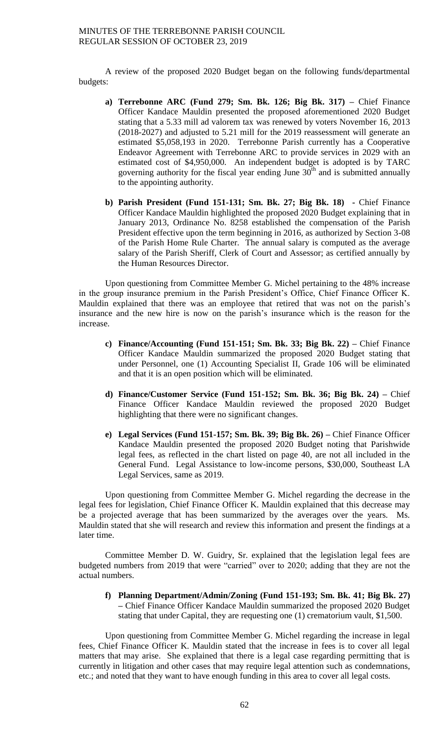A review of the proposed 2020 Budget began on the following funds/departmental budgets:

a) **Terrebonne ARC (Fund 279; Sm. Bk. 126; Big Bk. 317) –** Chief Finance Officer Kandace Mauldin presented the proposed aforementioned 2020 Budget stating that a 5.33 mill ad valorem tax was renewed by voters November 16, 2013 (2018-2027) and adjusted to 5.21 mill for the 2019 reassessment will generate an estimated $5,058,193 in 2020. Terrebonne Parish currently has a Cooperative Endeavor Agreement with Terrebonne ARC to provide services in 2029 with an estimated cost of $4,950,000. An independent budget is adopted is by TARC governing authority for the fiscal year ending June 30th and is submitted annually to the appointing authority.

b) **Parish President (Fund 151-131; Sm. Bk. 27; Big Bk. 18) -** Chief Finance Officer Kandace Mauldin highlighted the proposed 2020 Budget explaining that in January 2013, Ordinance No. 8258 established the compensation of the Parish President effective upon the term beginning in 2016, as authorized by Section 3-08 of the Parish Home Rule Charter. The annual salary is computed as the average salary of the Parish Sheriff, Clerk of Court and Assessor; as certified annually by the Human Resources Director.

Upon questioning from Committee Member G. Michel pertaining to the 48% increase in the group insurance premium in the Parish President's Office, Chief Finance Officer K. Mauldin explained that there was an employee that retired that was not on the parish's insurance and the new hire is now on the parish's insurance which is the reason for the increase.

c) **Finance/Accounting (Fund 151-151; Sm. Bk. 33; Big Bk. 22) –** Chief Finance Officer Kandace Mauldin summarized the proposed 2020 Budget stating that under Personnel, one (1) Accounting Specialist II, Grade 106 will be eliminated and that it is an open position which will be eliminated.

d) **Finance/Customer Service (Fund 151-152; Sm. Bk. 36; Big Bk. 24) –** Chief Finance Officer Kandace Mauldin reviewed the proposed 2020 Budget highlighting that there were no significant changes.

e) **Legal Services (Fund 151-157; Sm. Bk. 39; Big Bk. 26) –** Chief Finance Officer Kandace Mauldin presented the proposed 2020 Budget noting that Parishwide legal fees, as reflected in the chart listed on page 40, are not all included in the General Fund. Legal Assistance to low-income persons, $30,000, Southeast LA Legal Services, same as 2019.

Upon questioning from Committee Member G. Michel regarding the decrease in the legal fees for legislation, Chief Finance Officer K. Mauldin explained that this decrease may be a projected average that has been summarized by the averages over the years. Ms. Mauldin stated that she will research and review this information and present the findings at a later time.

Committee Member D. W. Guidry, Sr. explained that the legislation legal fees are budgeted numbers from 2019 that were "carried" over to 2020; adding that they are not the actual numbers.

f) **Planning Department/Admin/Zoning (Fund 151-193; Sm. Bk. 41; Big Bk. 27) –** Chief Finance Officer Kandace Mauldin summarized the proposed 2020 Budget stating that under Capital, they are requesting one (1) crematorium vault, $1,500.

Upon questioning from Committee Member G. Michel regarding the increase in legal fees, Chief Finance Officer K. Mauldin stated that the increase in fees is to cover all legal matters that may arise. She explained that there is a legal case regarding permitting that is currently in litigation and other cases that may require legal attention such as condemnations, etc.; and noted that they want to have enough funding in this area to cover all legal costs.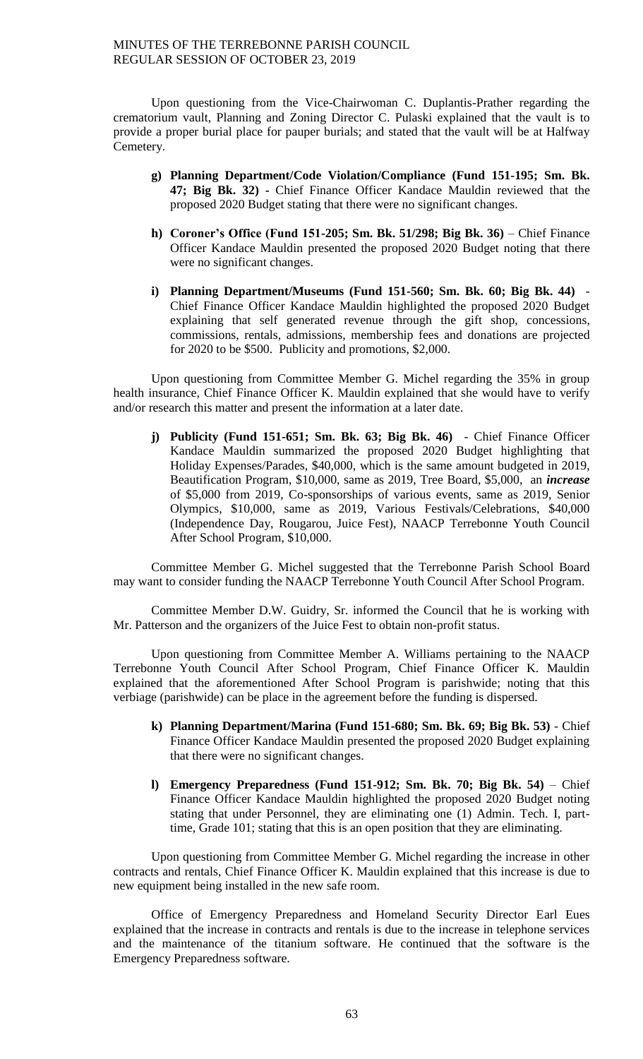Upon questioning from the Vice-Chairwoman C. Duplantis-Prather regarding the crematorium vault, Planning and Zoning Director C. Pulaski explained that the vault is to provide a proper burial place for pauper burials; and stated that the vault will be at Halfway Cemetery.

- **g) Planning Department/Code Violation/Compliance (Fund 151-195; Sm. Bk. 47; Big Bk. 32) -** Chief Finance Officer Kandace Mauldin reviewed that the proposed 2020 Budget stating that there were no significant changes.

- **h) Coroner's Office (Fund 151-205; Sm. Bk. 51/298; Big Bk. 36)** – Chief Finance Officer Kandace Mauldin presented the proposed 2020 Budget noting that there were no significant changes.

- **i) Planning Department/Museums (Fund 151-560; Sm. Bk. 60; Big Bk. 44)** - Chief Finance Officer Kandace Mauldin highlighted the proposed 2020 Budget explaining that self generated revenue through the gift shop, concessions, commissions, rentals, admissions, membership fees and donations are projected for 2020 to be $500. Publicity and promotions, $2,000.

Upon questioning from Committee Member G. Michel regarding the 35% in group health insurance, Chief Finance Officer K. Mauldin explained that she would have to verify and/or research this matter and present the information at a later date.

- **j) Publicity (Fund 151-651; Sm. Bk. 63; Big Bk. 46)** - Chief Finance Officer Kandace Mauldin summarized the proposed 2020 Budget highlighting that Holiday Expenses/Parades, $40,000, which is the same amount budgeted in 2019, Beautification Program, $10,000, same as 2019, Tree Board, $5,000, an ***increase*** of $5,000 from 2019, Co-sponsorships of various events, same as 2019, Senior Olympics, $10,000, same as 2019, Various Festivals/Celebrations, $40,000 (Independence Day, Rougarou, Juice Fest), NAACP Terrebonne Youth Council After School Program, $10,000.

Committee Member G. Michel suggested that the Terrebonne Parish School Board may want to consider funding the NAACP Terrebonne Youth Council After School Program.

Committee Member D.W. Guidry, Sr. informed the Council that he is working with Mr. Patterson and the organizers of the Juice Fest to obtain non-profit status.

Upon questioning from Committee Member A. Williams pertaining to the NAACP Terrebonne Youth Council After School Program, Chief Finance Officer K. Mauldin explained that the aforementioned After School Program is parishwide; noting that this verbiage (parishwide) can be place in the agreement before the funding is dispersed.

- **k) Planning Department/Marina (Fund 151-680; Sm. Bk. 69; Big Bk. 53)** - Chief Finance Officer Kandace Mauldin presented the proposed 2020 Budget explaining that there were no significant changes.

- **l) Emergency Preparedness (Fund 151-912; Sm. Bk. 70; Big Bk. 54)** – Chief Finance Officer Kandace Mauldin highlighted the proposed 2020 Budget noting stating that under Personnel, they are eliminating one (1) Admin. Tech. I, part-time, Grade 101; stating that this is an open position that they are eliminating.

Upon questioning from Committee Member G. Michel regarding the increase in other contracts and rentals, Chief Finance Officer K. Mauldin explained that this increase is due to new equipment being installed in the new safe room.

Office of Emergency Preparedness and Homeland Security Director Earl Eues explained that the increase in contracts and rentals is due to the increase in telephone services and the maintenance of the titanium software. He continued that the software is the Emergency Preparedness software.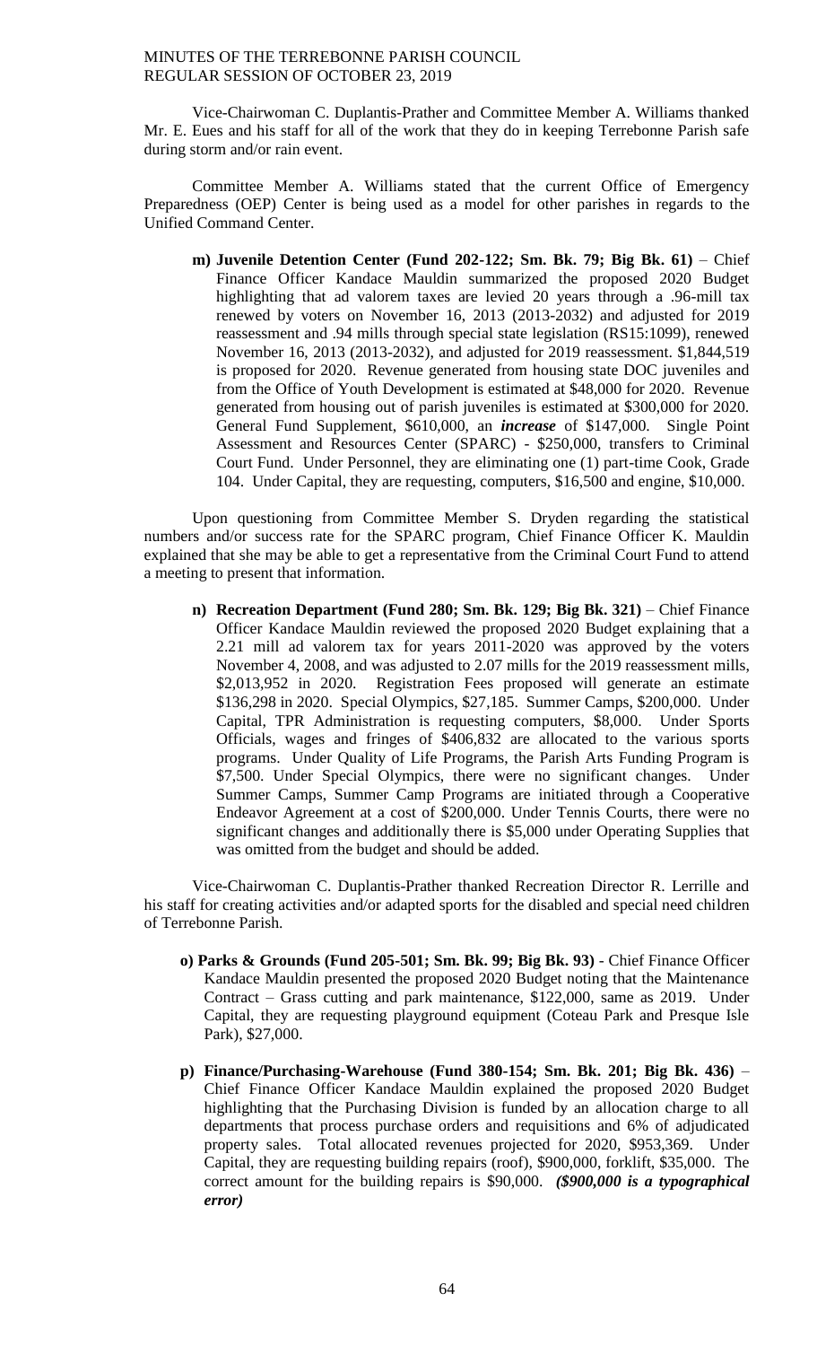Vice-Chairwoman C. Duplantis-Prather and Committee Member A. Williams thanked Mr. E. Eues and his staff for all of the work that they do in keeping Terrebonne Parish safe during storm and/or rain event.

Committee Member A. Williams stated that the current Office of Emergency Preparedness (OEP) Center is being used as a model for other parishes in regards to the Unified Command Center.

m) **Juvenile Detention Center (Fund 202-122; Sm. Bk. 79; Big Bk. 61)** – Chief Finance Officer Kandace Mauldin summarized the proposed 2020 Budget highlighting that ad valorem taxes are levied 20 years through a .96-mill tax renewed by voters on November 16, 2013 (2013-2032) and adjusted for 2019 reassessment and .94 mills through special state legislation (RS15:1099), renewed November 16, 2013 (2013-2032), and adjusted for 2019 reassessment. $1,844,519 is proposed for 2020. Revenue generated from housing state DOC juveniles and from the Office of Youth Development is estimated at $48,000 for 2020. Revenue generated from housing out of parish juveniles is estimated at $300,000 for 2020. General Fund Supplement, $610,000, an ***increase*** of $147,000. Single Point Assessment and Resources Center (SPARC) - $250,000, transfers to Criminal Court Fund. Under Personnel, they are eliminating one (1) part-time Cook, Grade 104. Under Capital, they are requesting, computers, $16,500 and engine, $10,000.

Upon questioning from Committee Member S. Dryden regarding the statistical numbers and/or success rate for the SPARC program, Chief Finance Officer K. Mauldin explained that she may be able to get a representative from the Criminal Court Fund to attend a meeting to present that information.

n) **Recreation Department (Fund 280; Sm. Bk. 129; Big Bk. 321)** – Chief Finance Officer Kandace Mauldin reviewed the proposed 2020 Budget explaining that a 2.21 mill ad valorem tax for years 2011-2020 was approved by the voters November 4, 2008, and was adjusted to 2.07 mills for the 2019 reassessment mills, $2,013,952 in 2020. Registration Fees proposed will generate an estimate $136,298 in 2020. Special Olympics, $27,185. Summer Camps, $200,000. Under Capital, TPR Administration is requesting computers, $8,000. Under Sports Officials, wages and fringes of $406,832 are allocated to the various sports programs. Under Quality of Life Programs, the Parish Arts Funding Program is $7,500. Under Special Olympics, there were no significant changes. Under Summer Camps, Summer Camp Programs are initiated through a Cooperative Endeavor Agreement at a cost of $200,000. Under Tennis Courts, there were no significant changes and additionally there is $5,000 under Operating Supplies that was omitted from the budget and should be added.

Vice-Chairwoman C. Duplantis-Prather thanked Recreation Director R. Lerrille and his staff for creating activities and/or adapted sports for the disabled and special need children of Terrebonne Parish.

o) **Parks & Grounds (Fund 205-501; Sm. Bk. 99; Big Bk. 93)** - Chief Finance Officer Kandace Mauldin presented the proposed 2020 Budget noting that the Maintenance Contract – Grass cutting and park maintenance, $122,000, same as 2019. Under Capital, they are requesting playground equipment (Coteau Park and Presque Isle Park), $27,000.

p) **Finance/Purchasing-Warehouse (Fund 380-154; Sm. Bk. 201; Big Bk. 436)** – Chief Finance Officer Kandace Mauldin explained the proposed 2020 Budget highlighting that the Purchasing Division is funded by an allocation charge to all departments that process purchase orders and requisitions and 6% of adjudicated property sales. Total allocated revenues projected for 2020, $953,369. Under Capital, they are requesting building repairs (roof), $900,000, forklift, $35,000. The correct amount for the building repairs is $90,000. ***($900,000 is a typographical error)***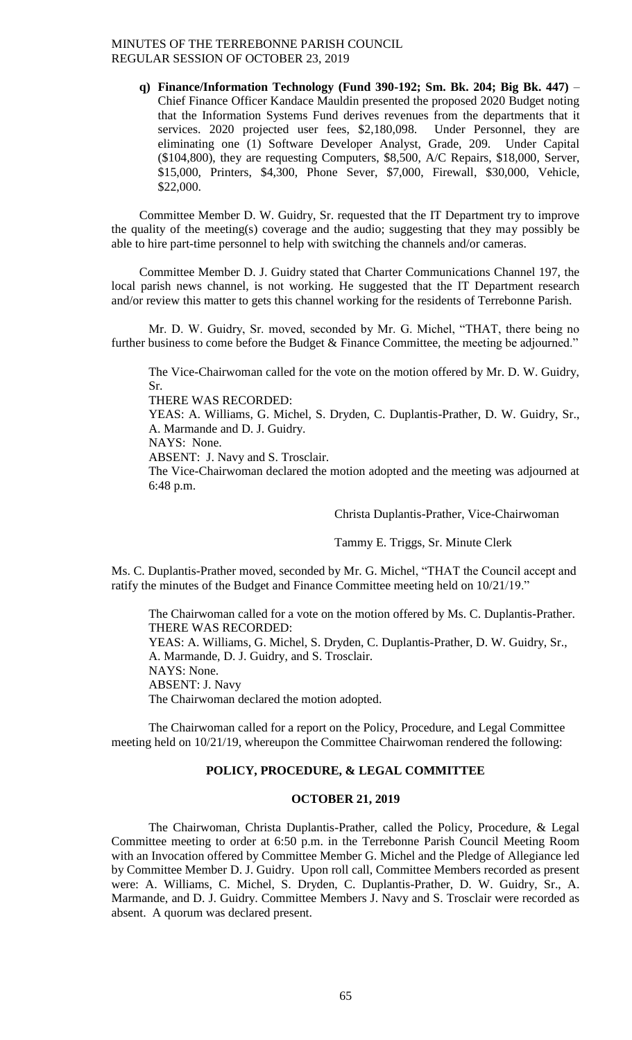**q) Finance/Information Technology (Fund 390-192; Sm. Bk. 204; Big Bk. 447)** – Chief Finance Officer Kandace Mauldin presented the proposed 2020 Budget noting that the Information Systems Fund derives revenues from the departments that it services. 2020 projected user fees, $2,180,098. Under Personnel, they are eliminating one (1) Software Developer Analyst, Grade, 209. Under Capital ($104,800), they are requesting Computers, $8,500, A/C Repairs, $18,000, Server, $15,000, Printers, $4,300, Phone Sever, $7,000, Firewall, $30,000, Vehicle, $22,000.

Committee Member D. W. Guidry, Sr. requested that the IT Department try to improve the quality of the meeting(s) coverage and the audio; suggesting that they may possibly be able to hire part-time personnel to help with switching the channels and/or cameras.

Committee Member D. J. Guidry stated that Charter Communications Channel 197, the local parish news channel, is not working. He suggested that the IT Department research and/or review this matter to gets this channel working for the residents of Terrebonne Parish.

Mr. D. W. Guidry, Sr. moved, seconded by Mr. G. Michel, "THAT, there being no further business to come before the Budget & Finance Committee, the meeting be adjourned."

The Vice-Chairwoman called for the vote on the motion offered by Mr. D. W. Guidry, Sr.
THERE WAS RECORDED:
YEAS: A. Williams, G. Michel, S. Dryden, C. Duplantis-Prather, D. W. Guidry, Sr., A. Marmande and D. J. Guidry.
NAYS: None.
ABSENT: J. Navy and S. Trosclair.
The Vice-Chairwoman declared the motion adopted and the meeting was adjourned at 6:48 p.m.

Christa Duplantis-Prather, Vice-Chairwoman

Tammy E. Triggs, Sr. Minute Clerk

Ms. C. Duplantis-Prather moved, seconded by Mr. G. Michel, "THAT the Council accept and ratify the minutes of the Budget and Finance Committee meeting held on 10/21/19."

The Chairwoman called for a vote on the motion offered by Ms. C. Duplantis-Prather.
THERE WAS RECORDED:
YEAS: A. Williams, G. Michel, S. Dryden, C. Duplantis-Prather, D. W. Guidry, Sr., A. Marmande, D. J. Guidry, and S. Trosclair.
NAYS: None.
ABSENT: J. Navy
The Chairwoman declared the motion adopted.

The Chairwoman called for a report on the Policy, Procedure, and Legal Committee meeting held on 10/21/19, whereupon the Committee Chairwoman rendered the following:

## POLICY, PROCEDURE, & LEGAL COMMITTEE

## OCTOBER 21, 2019

The Chairwoman, Christa Duplantis-Prather, called the Policy, Procedure, & Legal Committee meeting to order at 6:50 p.m. in the Terrebonne Parish Council Meeting Room with an Invocation offered by Committee Member G. Michel and the Pledge of Allegiance led by Committee Member D. J. Guidry. Upon roll call, Committee Members recorded as present were: A. Williams, C. Michel, S. Dryden, C. Duplantis-Prather, D. W. Guidry, Sr., A. Marmande, and D. J. Guidry. Committee Members J. Navy and S. Trosclair were recorded as absent. A quorum was declared present.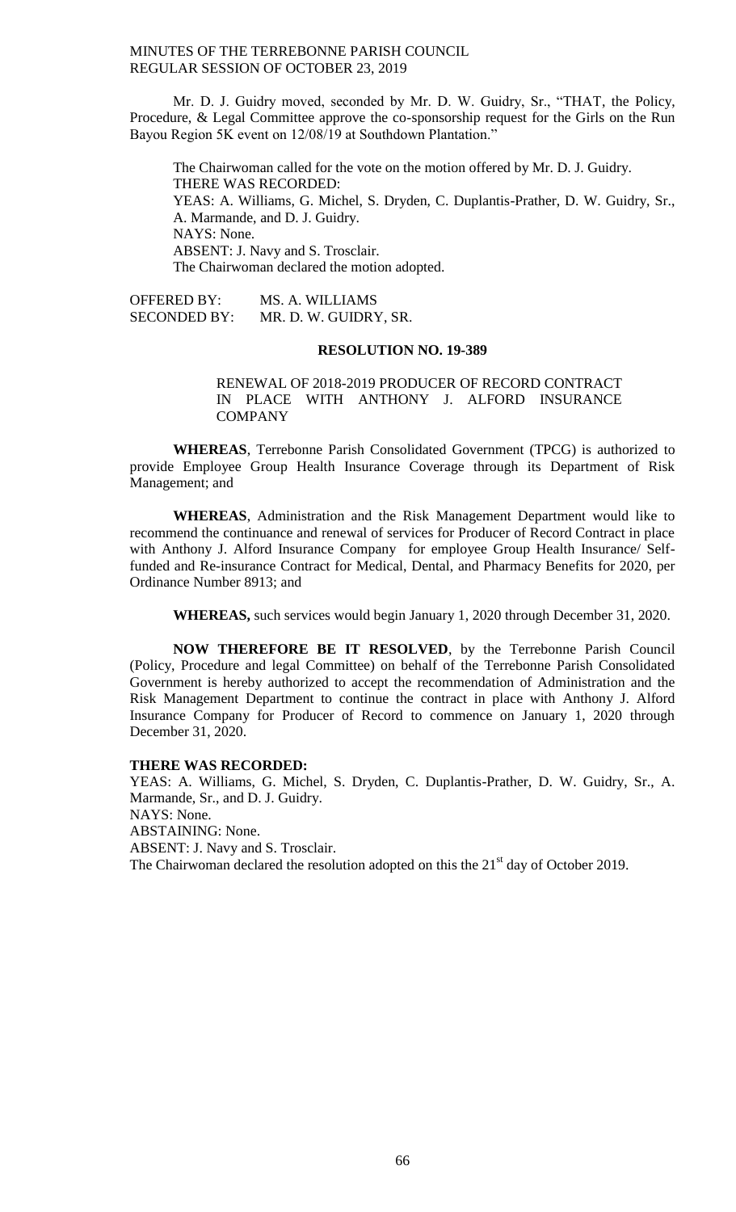Mr. D. J. Guidry moved, seconded by Mr. D. W. Guidry, Sr., "THAT, the Policy, Procedure, & Legal Committee approve the co-sponsorship request for the Girls on the Run Bayou Region 5K event on 12/08/19 at Southdown Plantation."

The Chairwoman called for the vote on the motion offered by Mr. D. J. Guidry.
THERE WAS RECORDED:
YEAS: A. Williams, G. Michel, S. Dryden, C. Duplantis-Prather, D. W. Guidry, Sr., A. Marmande, and D. J. Guidry.
NAYS: None.
ABSENT: J. Navy and S. Trosclair.
The Chairwoman declared the motion adopted.

OFFERED BY: MS. A. WILLIAMS
SECONDED BY: MR. D. W. GUIDRY, SR.

**RESOLUTION NO. 19-389**

RENEWAL OF 2018-2019 PRODUCER OF RECORD CONTRACT IN PLACE WITH ANTHONY J. ALFORD INSURANCE COMPANY

**WHEREAS**, Terrebonne Parish Consolidated Government (TPCG) is authorized to provide Employee Group Health Insurance Coverage through its Department of Risk Management; and

**WHEREAS**, Administration and the Risk Management Department would like to recommend the continuance and renewal of services for Producer of Record Contract in place with Anthony J. Alford Insurance Company for employee Group Health Insurance/ Self-funded and Re-insurance Contract for Medical, Dental, and Pharmacy Benefits for 2020, per Ordinance Number 8913; and

**WHEREAS,** such services would begin January 1, 2020 through December 31, 2020.

**NOW THEREFORE BE IT RESOLVED**, by the Terrebonne Parish Council (Policy, Procedure and legal Committee) on behalf of the Terrebonne Parish Consolidated Government is hereby authorized to accept the recommendation of Administration and the Risk Management Department to continue the contract in place with Anthony J. Alford Insurance Company for Producer of Record to commence on January 1, 2020 through December 31, 2020.

**THERE WAS RECORDED:**
YEAS: A. Williams, G. Michel, S. Dryden, C. Duplantis-Prather, D. W. Guidry, Sr., A. Marmande, Sr., and D. J. Guidry.
NAYS: None.
ABSTAINING: None.
ABSENT: J. Navy and S. Trosclair.
The Chairwoman declared the resolution adopted on this the 21st day of October 2019.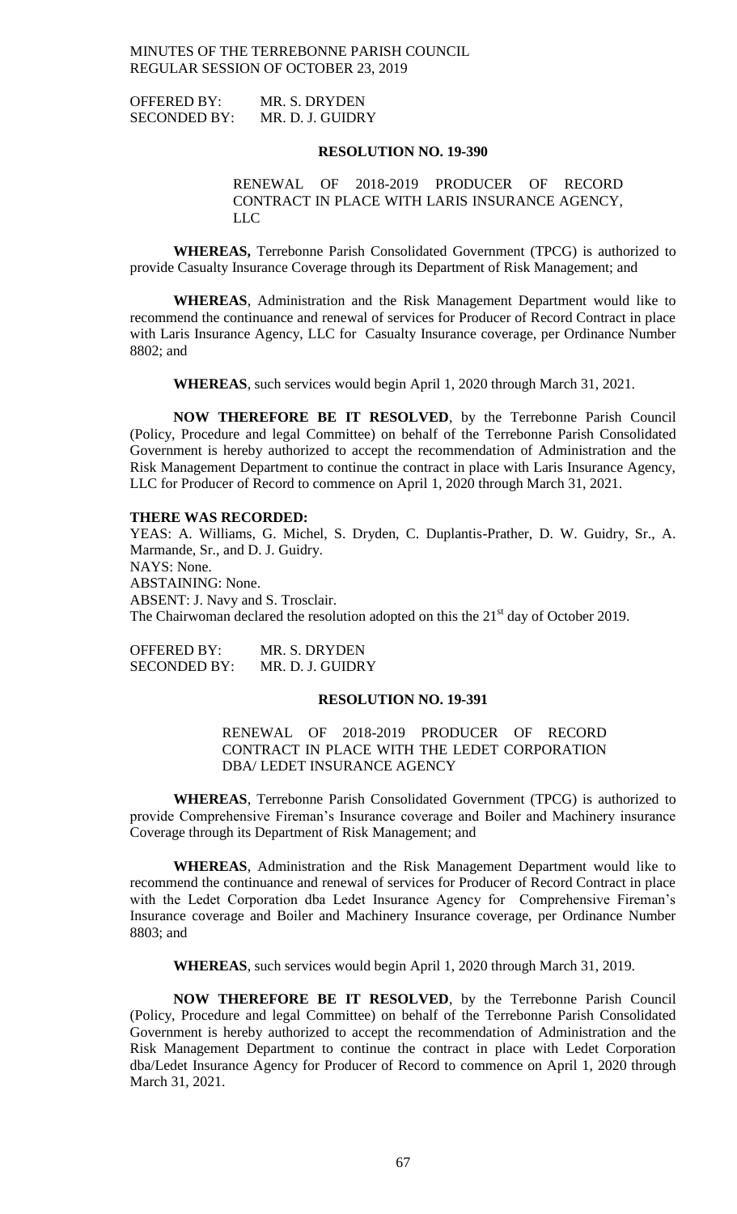OFFERED BY: MR. S. DRYDEN
SECONDED BY: MR. D. J. GUIDRY

**RESOLUTION NO. 19-390**

RENEWAL OF 2018-2019 PRODUCER OF RECORD CONTRACT IN PLACE WITH LARIS INSURANCE AGENCY, LLC

**WHEREAS,** Terrebonne Parish Consolidated Government (TPCG) is authorized to provide Casualty Insurance Coverage through its Department of Risk Management; and

**WHEREAS**, Administration and the Risk Management Department would like to recommend the continuance and renewal of services for Producer of Record Contract in place with Laris Insurance Agency, LLC for Casualty Insurance coverage, per Ordinance Number 8802; and

**WHEREAS**, such services would begin April 1, 2020 through March 31, 2021.

**NOW THEREFORE BE IT RESOLVED**, by the Terrebonne Parish Council (Policy, Procedure and legal Committee) on behalf of the Terrebonne Parish Consolidated Government is hereby authorized to accept the recommendation of Administration and the Risk Management Department to continue the contract in place with Laris Insurance Agency, LLC for Producer of Record to commence on April 1, 2020 through March 31, 2021.

**THERE WAS RECORDED:**
YEAS: A. Williams, G. Michel, S. Dryden, C. Duplantis-Prather, D. W. Guidry, Sr., A. Marmande, Sr., and D. J. Guidry.
NAYS: None.
ABSTAINING: None.
ABSENT: J. Navy and S. Trosclair.
The Chairwoman declared the resolution adopted on this the 21st day of October 2019.

OFFERED BY: MR. S. DRYDEN
SECONDED BY: MR. D. J. GUIDRY

**RESOLUTION NO. 19-391**

RENEWAL OF 2018-2019 PRODUCER OF RECORD CONTRACT IN PLACE WITH THE LEDET CORPORATION DBA/ LEDET INSURANCE AGENCY

**WHEREAS**, Terrebonne Parish Consolidated Government (TPCG) is authorized to provide Comprehensive Fireman's Insurance coverage and Boiler and Machinery insurance Coverage through its Department of Risk Management; and

**WHEREAS**, Administration and the Risk Management Department would like to recommend the continuance and renewal of services for Producer of Record Contract in place with the Ledet Corporation dba Ledet Insurance Agency for Comprehensive Fireman's Insurance coverage and Boiler and Machinery Insurance coverage, per Ordinance Number 8803; and

**WHEREAS**, such services would begin April 1, 2020 through March 31, 2019.

**NOW THEREFORE BE IT RESOLVED**, by the Terrebonne Parish Council (Policy, Procedure and legal Committee) on behalf of the Terrebonne Parish Consolidated Government is hereby authorized to accept the recommendation of Administration and the Risk Management Department to continue the contract in place with Ledet Corporation dba/Ledet Insurance Agency for Producer of Record to commence on April 1, 2020 through March 31, 2021.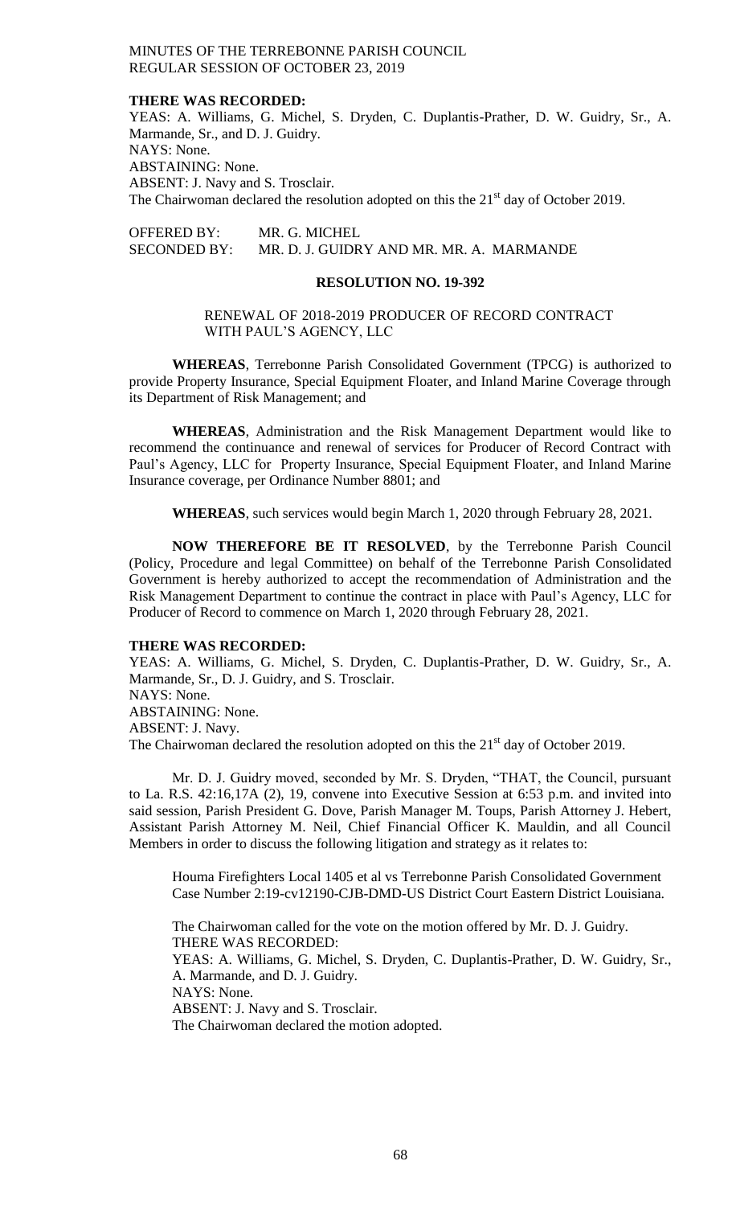**THERE WAS RECORDED:**

YEAS: A. Williams, G. Michel, S. Dryden, C. Duplantis-Prather, D. W. Guidry, Sr., A. Marmande, Sr., and D. J. Guidry.
NAYS: None.
ABSTAINING: None.
ABSENT: J. Navy and S. Trosclair.
The Chairwoman declared the resolution adopted on this the 21st day of October 2019.

OFFERED BY: MR. G. MICHEL
SECONDED BY: MR. D. J. GUIDRY AND MR. MR. A. MARMANDE

**RESOLUTION NO. 19-392**

RENEWAL OF 2018-2019 PRODUCER OF RECORD CONTRACT WITH PAUL'S AGENCY, LLC

**WHEREAS**, Terrebonne Parish Consolidated Government (TPCG) is authorized to provide Property Insurance, Special Equipment Floater, and Inland Marine Coverage through its Department of Risk Management; and

**WHEREAS**, Administration and the Risk Management Department would like to recommend the continuance and renewal of services for Producer of Record Contract with Paul's Agency, LLC for Property Insurance, Special Equipment Floater, and Inland Marine Insurance coverage, per Ordinance Number 8801; and

**WHEREAS**, such services would begin March 1, 2020 through February 28, 2021.

**NOW THEREFORE BE IT RESOLVED**, by the Terrebonne Parish Council (Policy, Procedure and legal Committee) on behalf of the Terrebonne Parish Consolidated Government is hereby authorized to accept the recommendation of Administration and the Risk Management Department to continue the contract in place with Paul's Agency, LLC for Producer of Record to commence on March 1, 2020 through February 28, 2021.

**THERE WAS RECORDED:**

YEAS: A. Williams, G. Michel, S. Dryden, C. Duplantis-Prather, D. W. Guidry, Sr., A. Marmande, Sr., D. J. Guidry, and S. Trosclair.
NAYS: None.
ABSTAINING: None.
ABSENT: J. Navy.
The Chairwoman declared the resolution adopted on this the 21st day of October 2019.

Mr. D. J. Guidry moved, seconded by Mr. S. Dryden, "THAT, the Council, pursuant to La. R.S. 42:16,17A (2), 19, convene into Executive Session at 6:53 p.m. and invited into said session, Parish President G. Dove, Parish Manager M. Toups, Parish Attorney J. Hebert, Assistant Parish Attorney M. Neil, Chief Financial Officer K. Mauldin, and all Council Members in order to discuss the following litigation and strategy as it relates to:

Houma Firefighters Local 1405 et al vs Terrebonne Parish Consolidated Government Case Number 2:19-cv12190-CJB-DMD-US District Court Eastern District Louisiana.

The Chairwoman called for the vote on the motion offered by Mr. D. J. Guidry.
THERE WAS RECORDED:
YEAS: A. Williams, G. Michel, S. Dryden, C. Duplantis-Prather, D. W. Guidry, Sr., A. Marmande, and D. J. Guidry.
NAYS: None.
ABSENT: J. Navy and S. Trosclair.
The Chairwoman declared the motion adopted.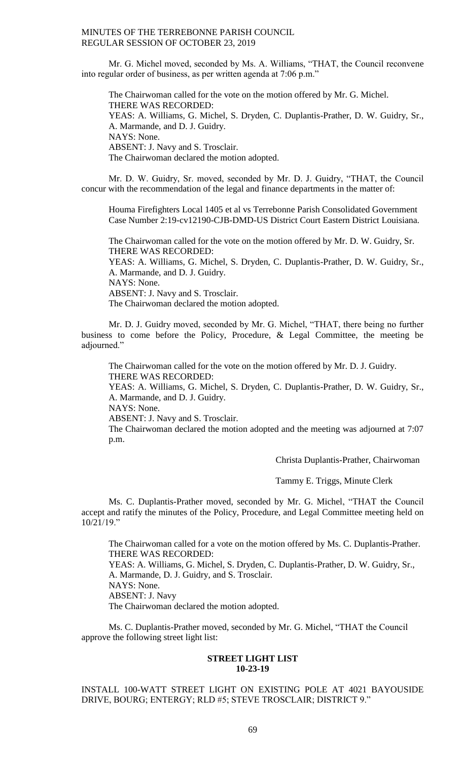Mr. G. Michel moved, seconded by Ms. A. Williams, "THAT, the Council reconvene into regular order of business, as per written agenda at 7:06 p.m."

The Chairwoman called for the vote on the motion offered by Mr. G. Michel.
THERE WAS RECORDED:
YEAS: A. Williams, G. Michel, S. Dryden, C. Duplantis-Prather, D. W. Guidry, Sr., A. Marmande, and D. J. Guidry.
NAYS: None.
ABSENT: J. Navy and S. Trosclair.
The Chairwoman declared the motion adopted.

Mr. D. W. Guidry, Sr. moved, seconded by Mr. D. J. Guidry, "THAT, the Council concur with the recommendation of the legal and finance departments in the matter of:

Houma Firefighters Local 1405 et al vs Terrebonne Parish Consolidated Government Case Number 2:19-cv12190-CJB-DMD-US District Court Eastern District Louisiana.

The Chairwoman called for the vote on the motion offered by Mr. D. W. Guidry, Sr.
THERE WAS RECORDED:
YEAS: A. Williams, G. Michel, S. Dryden, C. Duplantis-Prather, D. W. Guidry, Sr., A. Marmande, and D. J. Guidry.
NAYS: None.
ABSENT: J. Navy and S. Trosclair.
The Chairwoman declared the motion adopted.

Mr. D. J. Guidry moved, seconded by Mr. G. Michel, "THAT, there being no further business to come before the Policy, Procedure, & Legal Committee, the meeting be adjourned."

The Chairwoman called for the vote on the motion offered by Mr. D. J. Guidry.
THERE WAS RECORDED:
YEAS: A. Williams, G. Michel, S. Dryden, C. Duplantis-Prather, D. W. Guidry, Sr., A. Marmande, and D. J. Guidry.
NAYS: None.
ABSENT: J. Navy and S. Trosclair.
The Chairwoman declared the motion adopted and the meeting was adjourned at 7:07 p.m.

Christa Duplantis-Prather, Chairwoman

Tammy E. Triggs, Minute Clerk

Ms. C. Duplantis-Prather moved, seconded by Mr. G. Michel, "THAT the Council accept and ratify the minutes of the Policy, Procedure, and Legal Committee meeting held on 10/21/19."

The Chairwoman called for a vote on the motion offered by Ms. C. Duplantis-Prather.
THERE WAS RECORDED:
YEAS: A. Williams, G. Michel, S. Dryden, C. Duplantis-Prather, D. W. Guidry, Sr., A. Marmande, D. J. Guidry, and S. Trosclair.
NAYS: None.
ABSENT: J. Navy
The Chairwoman declared the motion adopted.

Ms. C. Duplantis-Prather moved, seconded by Mr. G. Michel, "THAT the Council approve the following street light list:

**STREET LIGHT LIST**
**10-23-19**

INSTALL 100-WATT STREET LIGHT ON EXISTING POLE AT 4021 BAYOUSIDE DRIVE, BOURG; ENTERGY; RLD #5; STEVE TROSCLAIR; DISTRICT 9."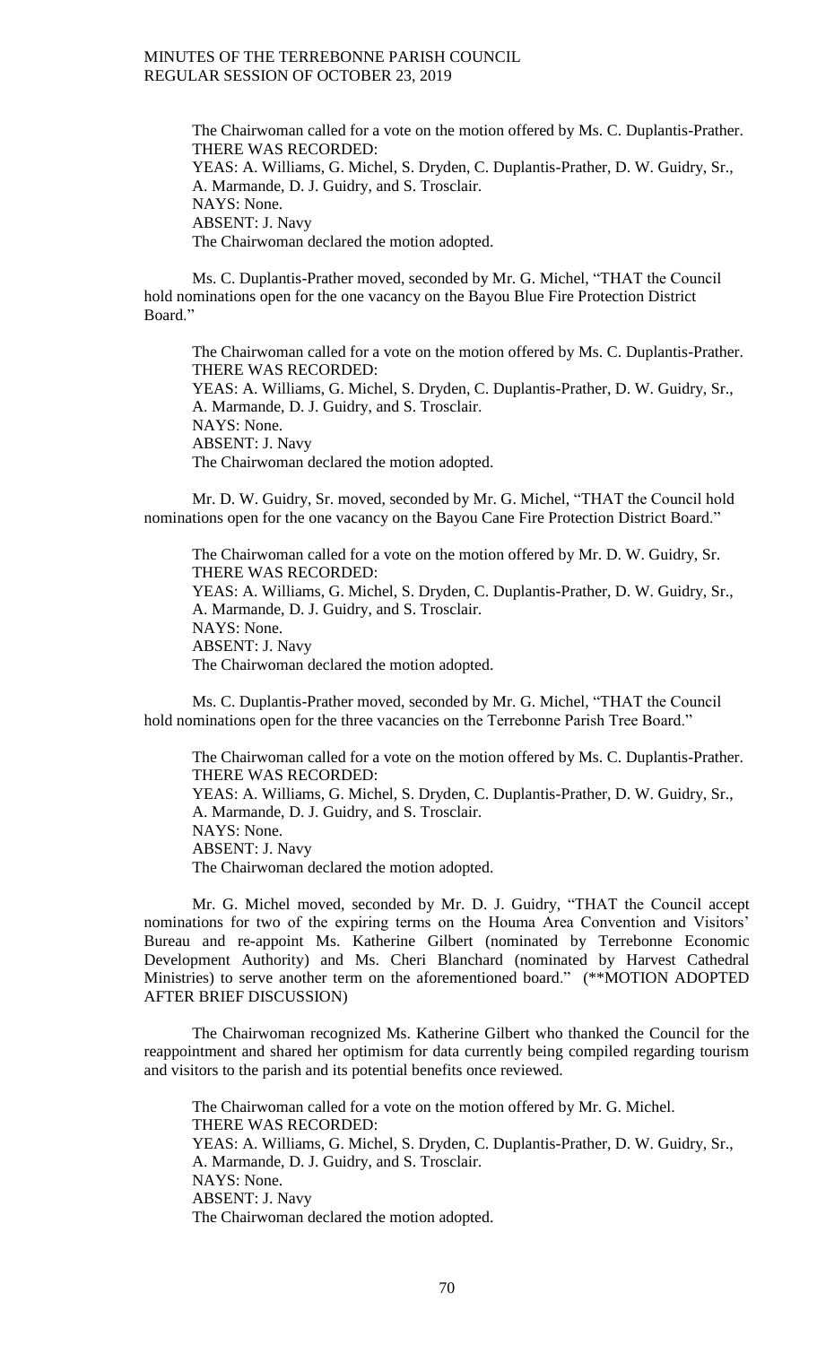The Chairwoman called for a vote on the motion offered by Ms. C. Duplantis-Prather.
THERE WAS RECORDED:
YEAS: A. Williams, G. Michel, S. Dryden, C. Duplantis-Prather, D. W. Guidry, Sr., A. Marmande, D. J. Guidry, and S. Trosclair.
NAYS: None.
ABSENT: J. Navy
The Chairwoman declared the motion adopted.

Ms. C. Duplantis-Prather moved, seconded by Mr. G. Michel, "THAT the Council hold nominations open for the one vacancy on the Bayou Blue Fire Protection District Board."

The Chairwoman called for a vote on the motion offered by Ms. C. Duplantis-Prather.
THERE WAS RECORDED:
YEAS: A. Williams, G. Michel, S. Dryden, C. Duplantis-Prather, D. W. Guidry, Sr., A. Marmande, D. J. Guidry, and S. Trosclair.
NAYS: None.
ABSENT: J. Navy
The Chairwoman declared the motion adopted.

Mr. D. W. Guidry, Sr. moved, seconded by Mr. G. Michel, "THAT the Council hold nominations open for the one vacancy on the Bayou Cane Fire Protection District Board."

The Chairwoman called for a vote on the motion offered by Mr. D. W. Guidry, Sr.
THERE WAS RECORDED:
YEAS: A. Williams, G. Michel, S. Dryden, C. Duplantis-Prather, D. W. Guidry, Sr., A. Marmande, D. J. Guidry, and S. Trosclair.
NAYS: None.
ABSENT: J. Navy
The Chairwoman declared the motion adopted.

Ms. C. Duplantis-Prather moved, seconded by Mr. G. Michel, "THAT the Council hold nominations open for the three vacancies on the Terrebonne Parish Tree Board."

The Chairwoman called for a vote on the motion offered by Ms. C. Duplantis-Prather.
THERE WAS RECORDED:
YEAS: A. Williams, G. Michel, S. Dryden, C. Duplantis-Prather, D. W. Guidry, Sr., A. Marmande, D. J. Guidry, and S. Trosclair.
NAYS: None.
ABSENT: J. Navy
The Chairwoman declared the motion adopted.

Mr. G. Michel moved, seconded by Mr. D. J. Guidry, "THAT the Council accept nominations for two of the expiring terms on the Houma Area Convention and Visitors' Bureau and re-appoint Ms. Katherine Gilbert (nominated by Terrebonne Economic Development Authority) and Ms. Cheri Blanchard (nominated by Harvest Cathedral Ministries) to serve another term on the aforementioned board." (**MOTION ADOPTED AFTER BRIEF DISCUSSION)

The Chairwoman recognized Ms. Katherine Gilbert who thanked the Council for the reappointment and shared her optimism for data currently being compiled regarding tourism and visitors to the parish and its potential benefits once reviewed.

The Chairwoman called for a vote on the motion offered by Mr. G. Michel.
THERE WAS RECORDED:
YEAS: A. Williams, G. Michel, S. Dryden, C. Duplantis-Prather, D. W. Guidry, Sr., A. Marmande, D. J. Guidry, and S. Trosclair.
NAYS: None.
ABSENT: J. Navy
The Chairwoman declared the motion adopted.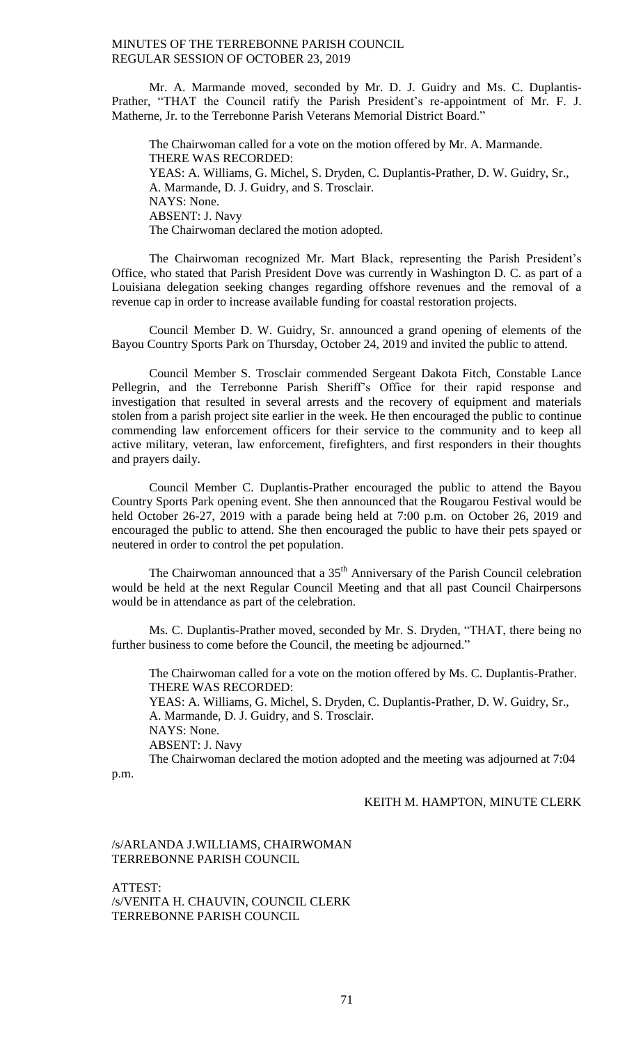Mr. A. Marmande moved, seconded by Mr. D. J. Guidry and Ms. C. Duplantis-Prather, "THAT the Council ratify the Parish President's re-appointment of Mr. F. J. Matherne, Jr. to the Terrebonne Parish Veterans Memorial District Board."

The Chairwoman called for a vote on the motion offered by Mr. A. Marmande.
THERE WAS RECORDED:
YEAS: A. Williams, G. Michel, S. Dryden, C. Duplantis-Prather, D. W. Guidry, Sr., A. Marmande, D. J. Guidry, and S. Trosclair.
NAYS: None.
ABSENT: J. Navy
The Chairwoman declared the motion adopted.

The Chairwoman recognized Mr. Mart Black, representing the Parish President's Office, who stated that Parish President Dove was currently in Washington D. C. as part of a Louisiana delegation seeking changes regarding offshore revenues and the removal of a revenue cap in order to increase available funding for coastal restoration projects.

Council Member D. W. Guidry, Sr. announced a grand opening of elements of the Bayou Country Sports Park on Thursday, October 24, 2019 and invited the public to attend.

Council Member S. Trosclair commended Sergeant Dakota Fitch, Constable Lance Pellegrin, and the Terrebonne Parish Sheriff's Office for their rapid response and investigation that resulted in several arrests and the recovery of equipment and materials stolen from a parish project site earlier in the week. He then encouraged the public to continue commending law enforcement officers for their service to the community and to keep all active military, veteran, law enforcement, firefighters, and first responders in their thoughts and prayers daily.

Council Member C. Duplantis-Prather encouraged the public to attend the Bayou Country Sports Park opening event. She then announced that the Rougarou Festival would be held October 26-27, 2019 with a parade being held at 7:00 p.m. on October 26, 2019 and encouraged the public to attend. She then encouraged the public to have their pets spayed or neutered in order to control the pet population.

The Chairwoman announced that a 35th Anniversary of the Parish Council celebration would be held at the next Regular Council Meeting and that all past Council Chairpersons would be in attendance as part of the celebration.

Ms. C. Duplantis-Prather moved, seconded by Mr. S. Dryden, "THAT, there being no further business to come before the Council, the meeting be adjourned."

The Chairwoman called for a vote on the motion offered by Ms. C. Duplantis-Prather.
THERE WAS RECORDED:
YEAS: A. Williams, G. Michel, S. Dryden, C. Duplantis-Prather, D. W. Guidry, Sr., A. Marmande, D. J. Guidry, and S. Trosclair.
NAYS: None.
ABSENT: J. Navy
The Chairwoman declared the motion adopted and the meeting was adjourned at 7:04 p.m.

KEITH M. HAMPTON, MINUTE CLERK

/s/ARLANDA J.WILLIAMS, CHAIRWOMAN
TERREBONNE PARISH COUNCIL

ATTEST:
/s/VENITA H. CHAUVIN, COUNCIL CLERK
TERREBONNE PARISH COUNCIL